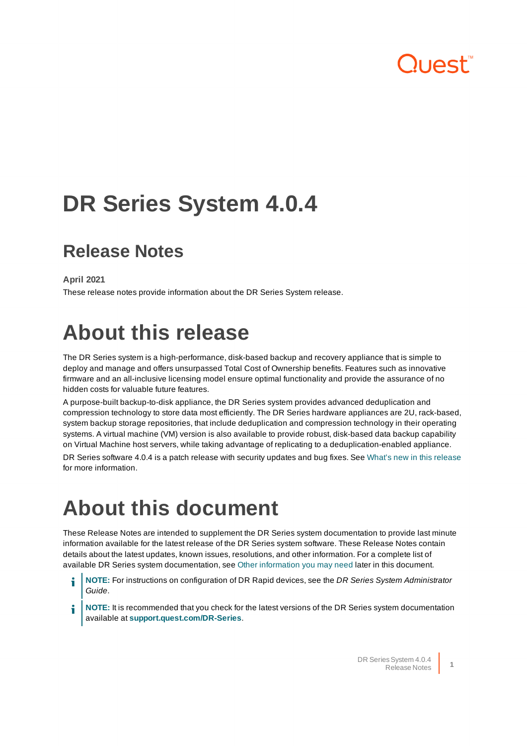# DR Series System 4.0.4

## Release Notes

**April 2021**

These release notes provide information about the DR Series System release.

# About this release

The DR Series system is a high-performance, disk-based backup and recovery appliance that is simple to deploy and manage and offers unsurpassed Total Cost of Ownership benefits. Features such as innovative firmware and an all-inclusive licensing model ensure optimal functionality and provide the assurance of no hidden costs for valuable future features.

A purpose-built backup-to-disk appliance, the DR Series system provides advanced deduplication and compression technology to store data most efficiently. The DR Series hardware appliances are 2U, rack-based, system backup storage repositories, that include deduplication and compression technology in their operating systems. A virtual machine (VM) version is also available to provide robust, disk-based data backup capability on Virtual Machine host servers, while taking advantage of replicating to a deduplication-enabled appliance.

DR Series software 4.0.4 is a patch release with security updates and bug fixes. See What's new in this release for more information.

# About this document

These Release Notes are intended to supplement the DR Series system documentation to provide last minute information available for the latest release of the DR Series system software. These Release Notes contain details about the latest updates, known issues, resolutions, and other information. For a complete list of available DR Series system documentation, see Other information you may need later in this document.

> **NOTE:** For instructions on configuration of DR Rapid devices, see the *DR Series System Administrator Guide*.

> **NOTE:** It is recommended that you check for the latest versions of the DR Series system documentation available at **support.quest.com/DR-Series**.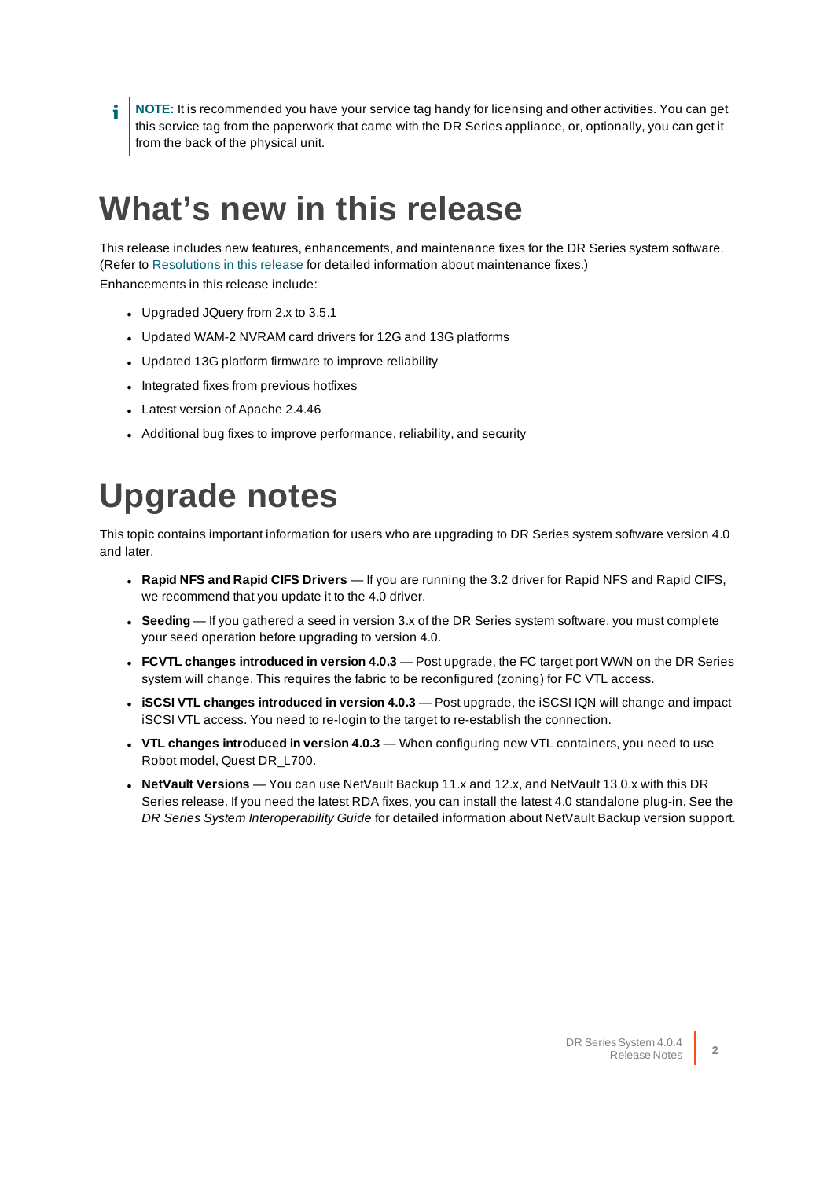> **NOTE:** It is recommended you have your service tag handy for licensing and other activities. You can get this service tag from the paperwork that came with the DR Series appliance, or, optionally, you can get it from the back of the physical unit.

# What's new in this release

This release includes new features, enhancements, and maintenance fixes for the DR Series system software. (Refer to Resolutions in this release for detailed information about maintenance fixes.)

Enhancements in this release include:

- Upgraded JQuery from 2.x to 3.5.1
- Updated WAM-2 NVRAM card drivers for 12G and 13G platforms
- Updated 13G platform firmware to improve reliability
- Integrated fixes from previous hotfixes
- Latest version of Apache 2.4.46
- Additional bug fixes to improve performance, reliability, and security

# Upgrade notes

This topic contains important information for users who are upgrading to DR Series system software version 4.0 and later.

- **Rapid NFS and Rapid CIFS Drivers** — If you are running the 3.2 driver for Rapid NFS and Rapid CIFS, we recommend that you update it to the 4.0 driver.
- **Seeding** — If you gathered a seed in version 3.x of the DR Series system software, you must complete your seed operation before upgrading to version 4.0.
- **FCVTL changes introduced in version 4.0.3** — Post upgrade, the FC target port WWN on the DR Series system will change. This requires the fabric to be reconfigured (zoning) for FC VTL access.
- **iSCSI VTL changes introduced in version 4.0.3** — Post upgrade, the iSCSI IQN will change and impact iSCSI VTL access. You need to re-login to the target to re-establish the connection.
- **VTL changes introduced in version 4.0.3** — When configuring new VTL containers, you need to use Robot model, Quest DR_L700.
- **NetVault Versions** — You can use NetVault Backup 11.x and 12.x, and NetVault 13.0.x with this DR Series release. If you need the latest RDA fixes, you can install the latest 4.0 standalone plug-in. See the *DR Series System Interoperability Guide* for detailed information about NetVault Backup version support.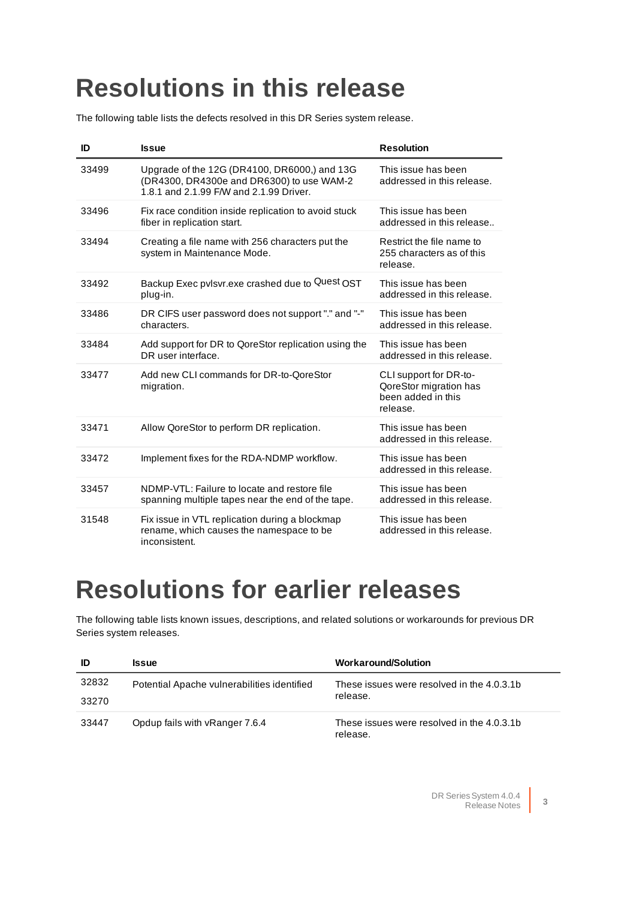# Resolutions in this release

The following table lists the defects resolved in this DR Series system release.

| ID | Issue | Resolution |
|---|---|---|
| 33499 | Upgrade of the 12G (DR4100, DR6000,) and 13G (DR4300, DR4300e and DR6300) to use WAM-2 1.8.1 and 2.1.99 F/W and 2.1.99 Driver. | This issue has been addressed in this release. |
| 33496 | Fix race condition inside replication to avoid stuck fiber in replication start. | This issue has been addressed in this release.. |
| 33494 | Creating a file name with 256 characters put the system in Maintenance Mode. | Restrict the file name to 255 characters as of this release. |
| 33492 | Backup Exec pvlsvr.exe crashed due to Quest OST plug-in. | This issue has been addressed in this release. |
| 33486 | DR CIFS user password does not support "." and "-" characters. | This issue has been addressed in this release. |
| 33484 | Add support for DR to QoreStor replication using the DR user interface. | This issue has been addressed in this release. |
| 33477 | Add new CLI commands for DR-to-QoreStor migration. | CLI support for DR-to-QoreStor migration has been added in this release. |
| 33471 | Allow QoreStor to perform DR replication. | This issue has been addressed in this release. |
| 33472 | Implement fixes for the RDA-NDMP workflow. | This issue has been addressed in this release. |
| 33457 | NDMP-VTL: Failure to locate and restore file spanning multiple tapes near the end of the tape. | This issue has been addressed in this release. |
| 31548 | Fix issue in VTL replication during a blockmap rename, which causes the namespace to be inconsistent. | This issue has been addressed in this release. |

# Resolutions for earlier releases

The following table lists known issues, descriptions, and related solutions or workarounds for previous DR Series system releases.

| ID | Issue | Workaround/Solution |
|---|---|---|
| 32832<br>33270 | Potential Apache vulnerabilities identified | These issues were resolved in the 4.0.3.1b release. |
| 33447 | Opdup fails with vRanger 7.6.4 | These issues were resolved in the 4.0.3.1b release. |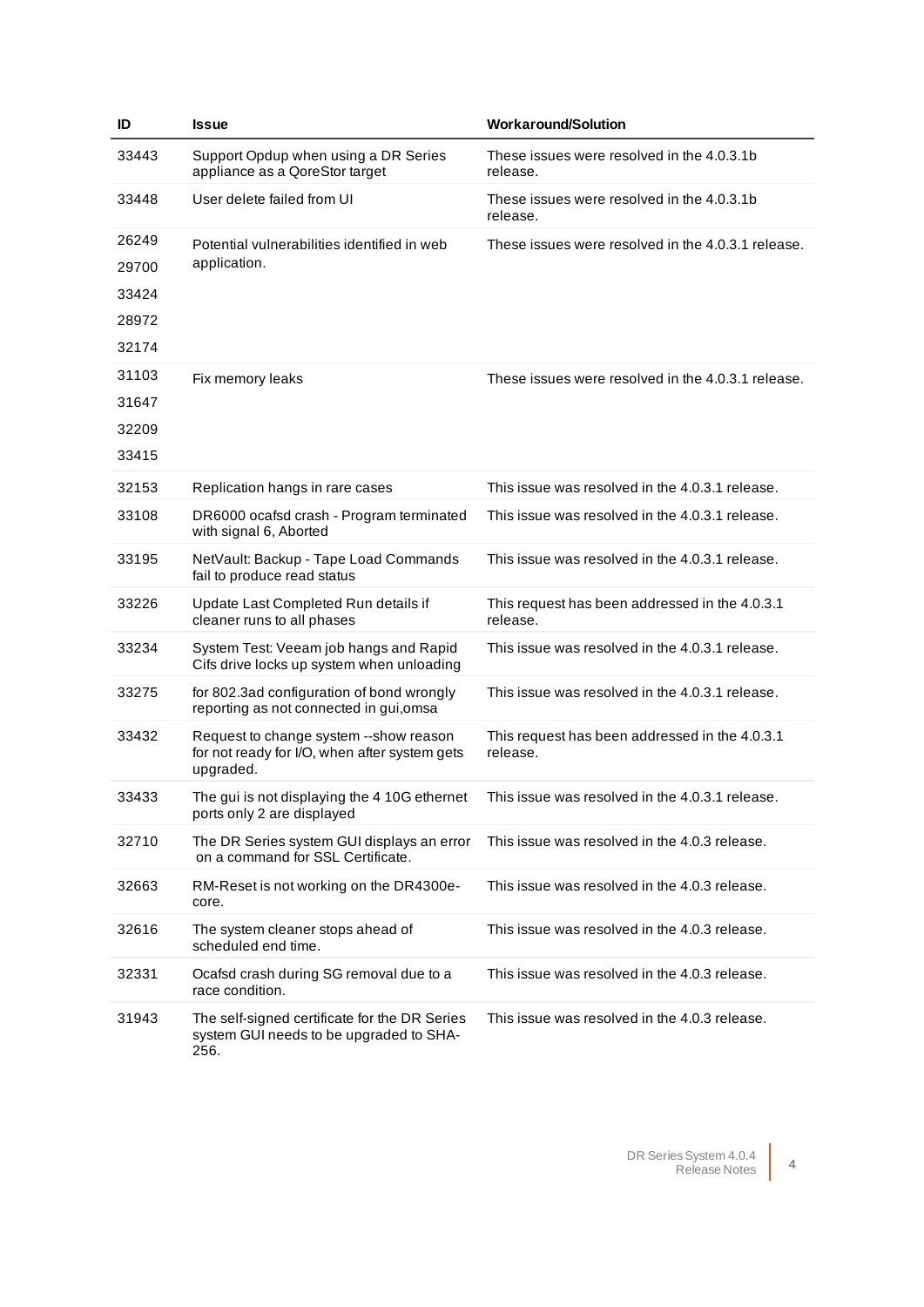| ID | Issue | Workaround/Solution |
|---|---|---|
| 33443 | Support Opdup when using a DR Series appliance as a QoreStor target | These issues were resolved in the 4.0.3.1b release. |
| 33448 | User delete failed from UI | These issues were resolved in the 4.0.3.1b release. |
| 26249<br>29700<br>33424<br>28972<br>32174 | Potential vulnerabilities identified in web application. | These issues were resolved in the 4.0.3.1 release. |
| 31103<br>31647<br>32209<br>33415 | Fix memory leaks | These issues were resolved in the 4.0.3.1 release. |
| 32153 | Replication hangs in rare cases | This issue was resolved in the 4.0.3.1 release. |
| 33108 | DR6000 ocafsd crash - Program terminated with signal 6, Aborted | This issue was resolved in the 4.0.3.1 release. |
| 33195 | NetVault: Backup - Tape Load Commands fail to produce read status | This issue was resolved in the 4.0.3.1 release. |
| 33226 | Update Last Completed Run details if cleaner runs to all phases | This request has been addressed in the 4.0.3.1 release. |
| 33234 | System Test: Veeam job hangs and Rapid Cifs drive locks up system when unloading | This issue was resolved in the 4.0.3.1 release. |
| 33275 | for 802.3ad configuration of bond wrongly reporting as not connected in gui,omsa | This issue was resolved in the 4.0.3.1 release. |
| 33432 | Request to change system --show reason for not ready for I/O, when after system gets upgraded. | This request has been addressed in the 4.0.3.1 release. |
| 33433 | The gui is not displaying the 4 10G ethernet ports only 2 are displayed | This issue was resolved in the 4.0.3.1 release. |
| 32710 | The DR Series system GUI displays an error on a command for SSL Certificate. | This issue was resolved in the 4.0.3 release. |
| 32663 | RM-Reset is not working on the DR4300e-core. | This issue was resolved in the 4.0.3 release. |
| 32616 | The system cleaner stops ahead of scheduled end time. | This issue was resolved in the 4.0.3 release. |
| 32331 | Ocafsd crash during SG removal due to a race condition. | This issue was resolved in the 4.0.3 release. |
| 31943 | The self-signed certificate for the DR Series system GUI needs to be upgraded to SHA-256. | This issue was resolved in the 4.0.3 release. |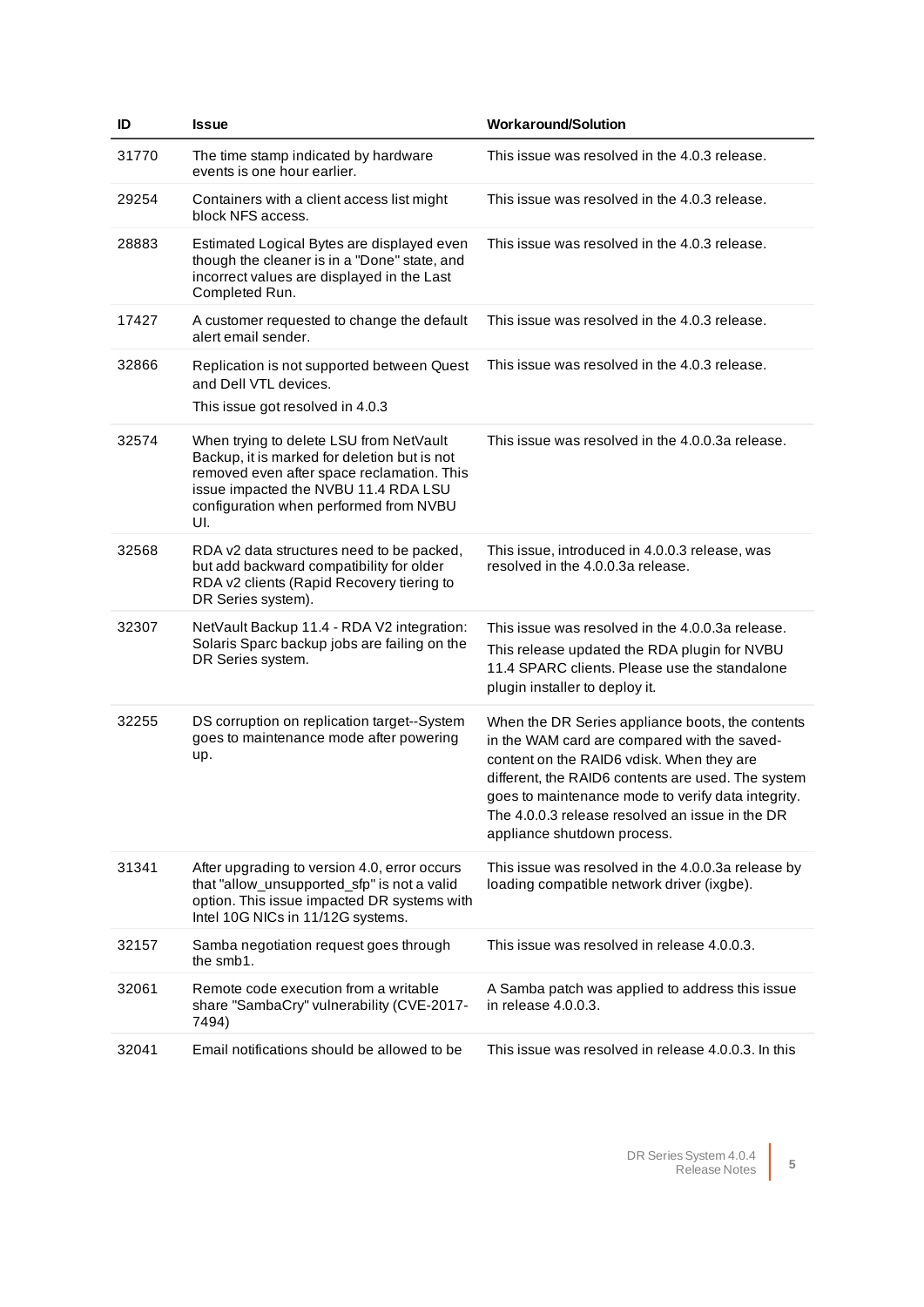| ID | Issue | Workaround/Solution |
|---|---|---|
| 31770 | The time stamp indicated by hardware events is one hour earlier. | This issue was resolved in the 4.0.3 release. |
| 29254 | Containers with a client access list might block NFS access. | This issue was resolved in the 4.0.3 release. |
| 28883 | Estimated Logical Bytes are displayed even though the cleaner is in a "Done" state, and incorrect values are displayed in the Last Completed Run. | This issue was resolved in the 4.0.3 release. |
| 17427 | A customer requested to change the default alert email sender. | This issue was resolved in the 4.0.3 release. |
| 32866 | Replication is not supported between Quest and Dell VTL devices.<br>This issue got resolved in 4.0.3 | This issue was resolved in the 4.0.3 release. |
| 32574 | When trying to delete LSU from NetVault Backup, it is marked for deletion but is not removed even after space reclamation. This issue impacted the NVBU 11.4 RDA LSU configuration when performed from NVBU UI. | This issue was resolved in the 4.0.0.3a release. |
| 32568 | RDA v2 data structures need to be packed, but add backward compatibility for older RDA v2 clients (Rapid Recovery tiering to DR Series system). | This issue, introduced in 4.0.0.3 release, was resolved in the 4.0.0.3a release. |
| 32307 | NetVault Backup 11.4 - RDA V2 integration: Solaris Sparc backup jobs are failing on the DR Series system. | This issue was resolved in the 4.0.0.3a release.<br>This release updated the RDA plugin for NVBU 11.4 SPARC clients. Please use the standalone plugin installer to deploy it. |
| 32255 | DS corruption on replication target--System goes to maintenance mode after powering up. | When the DR Series appliance boots, the contents in the WAM card are compared with the saved-content on the RAID6 vdisk. When they are different, the RAID6 contents are used. The system goes to maintenance mode to verify data integrity. The 4.0.0.3 release resolved an issue in the DR appliance shutdown process. |
| 31341 | After upgrading to version 4.0, error occurs that "allow_unsupported_sfp" is not a valid option. This issue impacted DR systems with Intel 10G NICs in 11/12G systems. | This issue was resolved in the 4.0.0.3a release by loading compatible network driver (ixgbe). |
| 32157 | Samba negotiation request goes through the smb1. | This issue was resolved in release 4.0.0.3. |
| 32061 | Remote code execution from a writable share "SambaCry" vulnerability (CVE-2017-7494) | A Samba patch was applied to address this issue in release 4.0.0.3. |
| 32041 | Email notifications should be allowed to be | This issue was resolved in release 4.0.0.3. In this |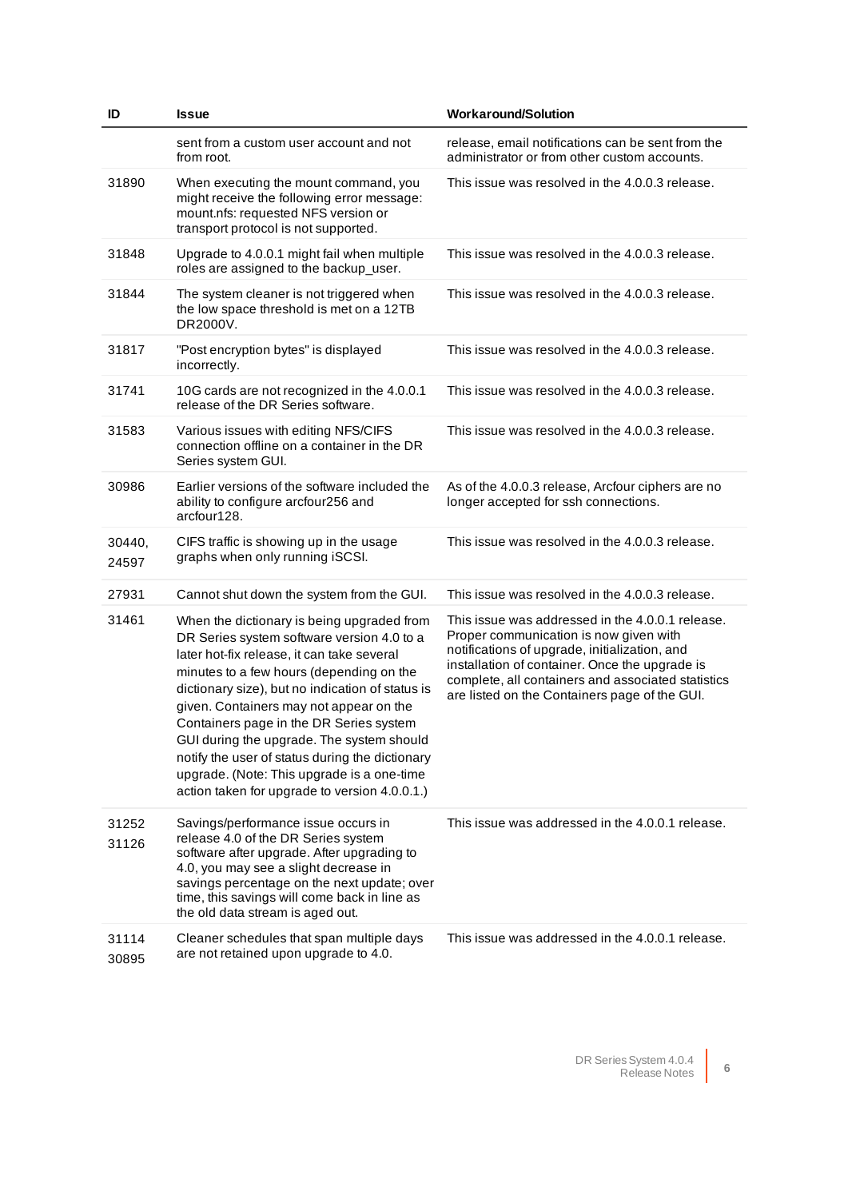| ID | Issue | Workaround/Solution |
|---|---|---|
| | sent from a custom user account and not from root. | release, email notifications can be sent from the administrator or from other custom accounts. |
| 31890 | When executing the mount command, you might receive the following error message: mount.nfs: requested NFS version or transport protocol is not supported. | This issue was resolved in the 4.0.0.3 release. |
| 31848 | Upgrade to 4.0.0.1 might fail when multiple roles are assigned to the backup_user. | This issue was resolved in the 4.0.0.3 release. |
| 31844 | The system cleaner is not triggered when the low space threshold is met on a 12TB DR2000V. | This issue was resolved in the 4.0.0.3 release. |
| 31817 | "Post encryption bytes" is displayed incorrectly. | This issue was resolved in the 4.0.0.3 release. |
| 31741 | 10G cards are not recognized in the 4.0.0.1 release of the DR Series software. | This issue was resolved in the 4.0.0.3 release. |
| 31583 | Various issues with editing NFS/CIFS connection offline on a container in the DR Series system GUI. | This issue was resolved in the 4.0.0.3 release. |
| 30986 | Earlier versions of the software included the ability to configure arcfour256 and arcfour128. | As of the 4.0.0.3 release, Arcfour ciphers are no longer accepted for ssh connections. |
| 30440, 24597 | CIFS traffic is showing up in the usage graphs when only running iSCSI. | This issue was resolved in the 4.0.0.3 release. |
| 27931 | Cannot shut down the system from the GUI. | This issue was resolved in the 4.0.0.3 release. |
| 31461 | When the dictionary is being upgraded from DR Series system software version 4.0 to a later hot-fix release, it can take several minutes to a few hours (depending on the dictionary size), but no indication of status is given. Containers may not appear on the Containers page in the DR Series system GUI during the upgrade. The system should notify the user of status during the dictionary upgrade. (Note: This upgrade is a one-time action taken for upgrade to version 4.0.0.1.) | This issue was addressed in the 4.0.0.1 release. Proper communication is now given with notifications of upgrade, initialization, and installation of container. Once the upgrade is complete, all containers and associated statistics are listed on the Containers page of the GUI. |
| 31252 31126 | Savings/performance issue occurs in release 4.0 of the DR Series system software after upgrade. After upgrading to 4.0, you may see a slight decrease in savings percentage on the next update; over time, this savings will come back in line as the old data stream is aged out. | This issue was addressed in the 4.0.0.1 release. |
| 31114 30895 | Cleaner schedules that span multiple days are not retained upon upgrade to 4.0. | This issue was addressed in the 4.0.0.1 release. |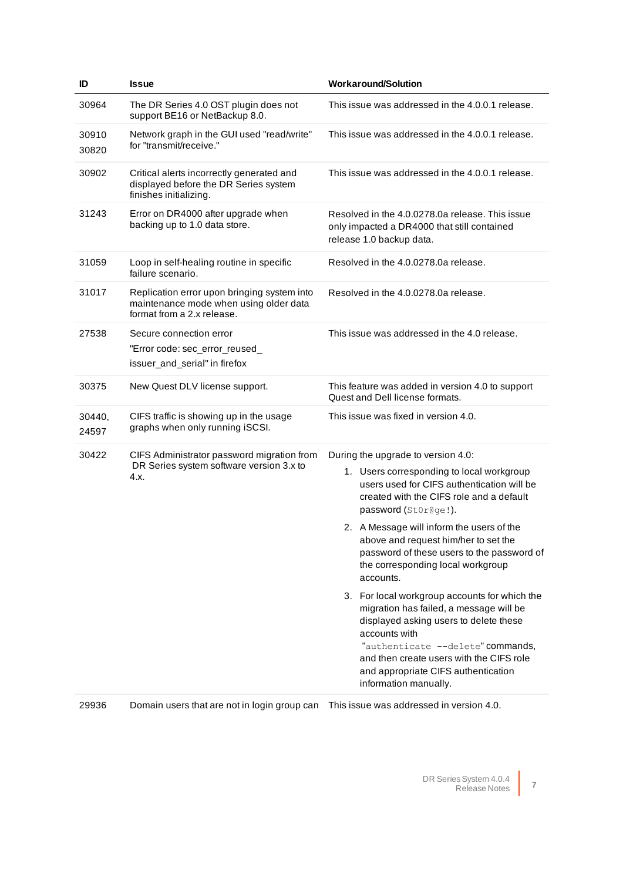| ID | Issue | Workaround/Solution |
|---|---|---|
| 30964 | The DR Series 4.0 OST plugin does not support BE16 or NetBackup 8.0. | This issue was addressed in the 4.0.0.1 release. |
| 30910<br>30820 | Network graph in the GUI used "read/write" for "transmit/receive." | This issue was addressed in the 4.0.0.1 release. |
| 30902 | Critical alerts incorrectly generated and displayed before the DR Series system finishes initializing. | This issue was addressed in the 4.0.0.1 release. |
| 31243 | Error on DR4000 after upgrade when backing up to 1.0 data store. | Resolved in the 4.0.0278.0a release. This issue only impacted a DR4000 that still contained release 1.0 backup data. |
| 31059 | Loop in self-healing routine in specific failure scenario. | Resolved in the 4.0.0278.0a release. |
| 31017 | Replication error upon bringing system into maintenance mode when using older data format from a 2.x release. | Resolved in the 4.0.0278.0a release. |
| 27538 | Secure connection error<br>"Error code: sec_error_reused_ issuer_and_serial" in firefox | This issue was addressed in the 4.0 release. |
| 30375 | New Quest DLV license support. | This feature was added in version 4.0 to support Quest and Dell license formats. |
| 30440,<br>24597 | CIFS traffic is showing up in the usage graphs when only running iSCSI. | This issue was fixed in version 4.0. |
| 30422 | CIFS Administrator password migration from DR Series system software version 3.x to 4.x. | During the upgrade to version 4.0:<br>1. Users corresponding to local workgroup users used for CIFS authentication will be created with the CIFS role and a default password (`St0r@ge!`).<br>2. A Message will inform the users of the above and request him/her to set the password of these users to the password of the corresponding local workgroup accounts.<br>3. For local workgroup accounts for which the migration has failed, a message will be displayed asking users to delete these accounts with "`authenticate --delete`" commands, and then create users with the CIFS role and appropriate CIFS authentication information manually. |
| 29936 | Domain users that are not in login group can | This issue was addressed in version 4.0. |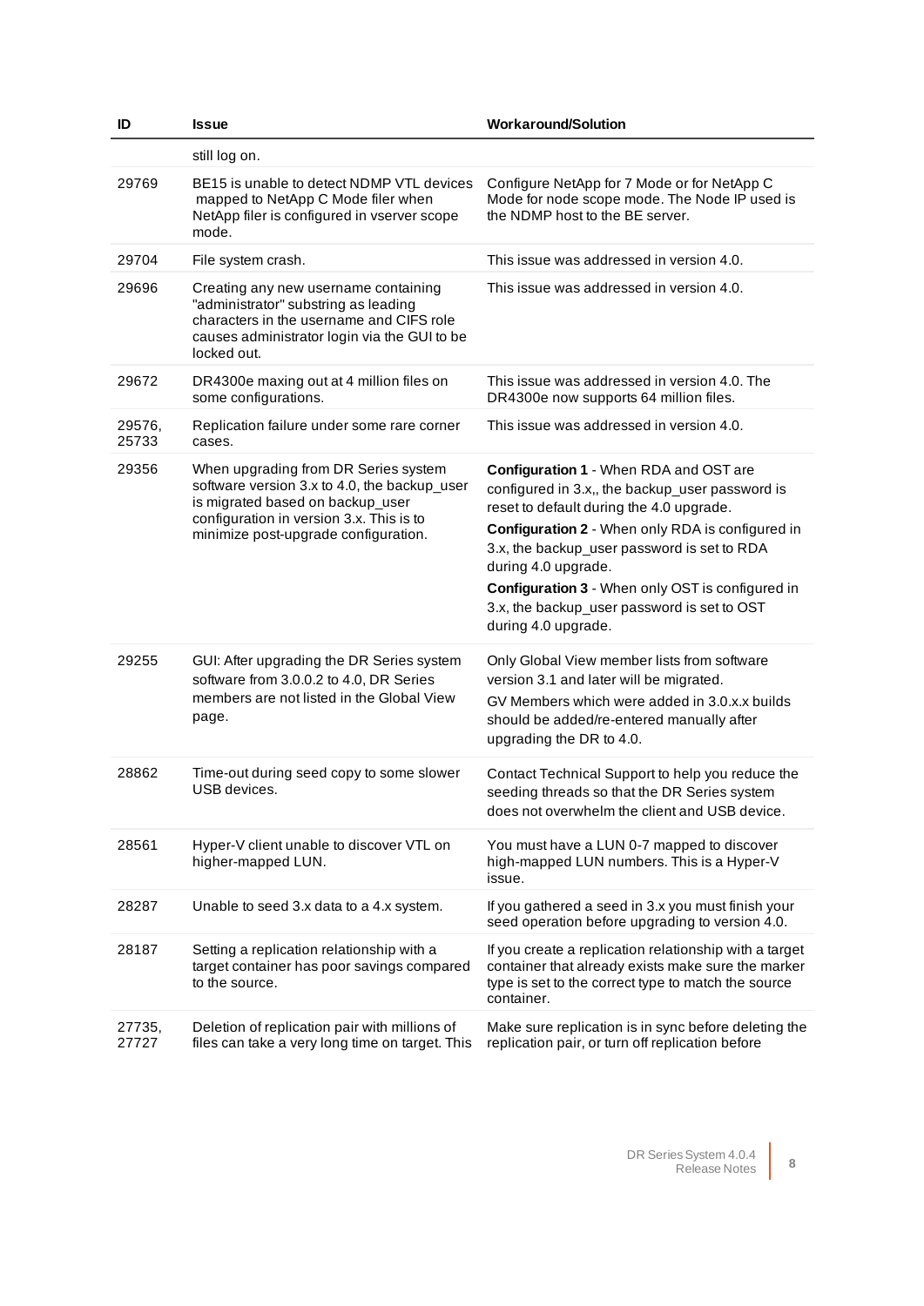| ID | Issue | Workaround/Solution |
|---|---|---|
| | still log on. | |
| 29769 | BE15 is unable to detect NDMP VTL devices mapped to NetApp C Mode filer when NetApp filer is configured in vserver scope mode. | Configure NetApp for 7 Mode or for NetApp C Mode for node scope mode. The Node IP used is the NDMP host to the BE server. |
| 29704 | File system crash. | This issue was addressed in version 4.0. |
| 29696 | Creating any new username containing "administrator" substring as leading characters in the username and CIFS role causes administrator login via the GUI to be locked out. | This issue was addressed in version 4.0. |
| 29672 | DR4300e maxing out at 4 million files on some configurations. | This issue was addressed in version 4.0. The DR4300e now supports 64 million files. |
| 29576, 25733 | Replication failure under some rare corner cases. | This issue was addressed in version 4.0. |
| 29356 | When upgrading from DR Series system software version 3.x to 4.0, the backup_user is migrated based on backup_user configuration in version 3.x. This is to minimize post-upgrade configuration. | **Configuration 1** - When RDA and OST are configured in 3.x,, the backup_user password is reset to default during the 4.0 upgrade.<br>**Configuration 2** - When only RDA is configured in 3.x, the backup_user password is set to RDA during 4.0 upgrade.<br>**Configuration 3** - When only OST is configured in 3.x, the backup_user password is set to OST during 4.0 upgrade. |
| 29255 | GUI: After upgrading the DR Series system software from 3.0.0.2 to 4.0, DR Series members are not listed in the Global View page. | Only Global View member lists from software version 3.1 and later will be migrated.<br>GV Members which were added in 3.0.x.x builds should be added/re-entered manually after upgrading the DR to 4.0. |
| 28862 | Time-out during seed copy to some slower USB devices. | Contact Technical Support to help you reduce the seeding threads so that the DR Series system does not overwhelm the client and USB device. |
| 28561 | Hyper-V client unable to discover VTL on higher-mapped LUN. | You must have a LUN 0-7 mapped to discover high-mapped LUN numbers. This is a Hyper-V issue. |
| 28287 | Unable to seed 3.x data to a 4.x system. | If you gathered a seed in 3.x you must finish your seed operation before upgrading to version 4.0. |
| 28187 | Setting a replication relationship with a target container has poor savings compared to the source. | If you create a replication relationship with a target container that already exists make sure the marker type is set to the correct type to match the source container. |
| 27735, 27727 | Deletion of replication pair with millions of files can take a very long time on target. This | Make sure replication is in sync before deleting the replication pair, or turn off replication before |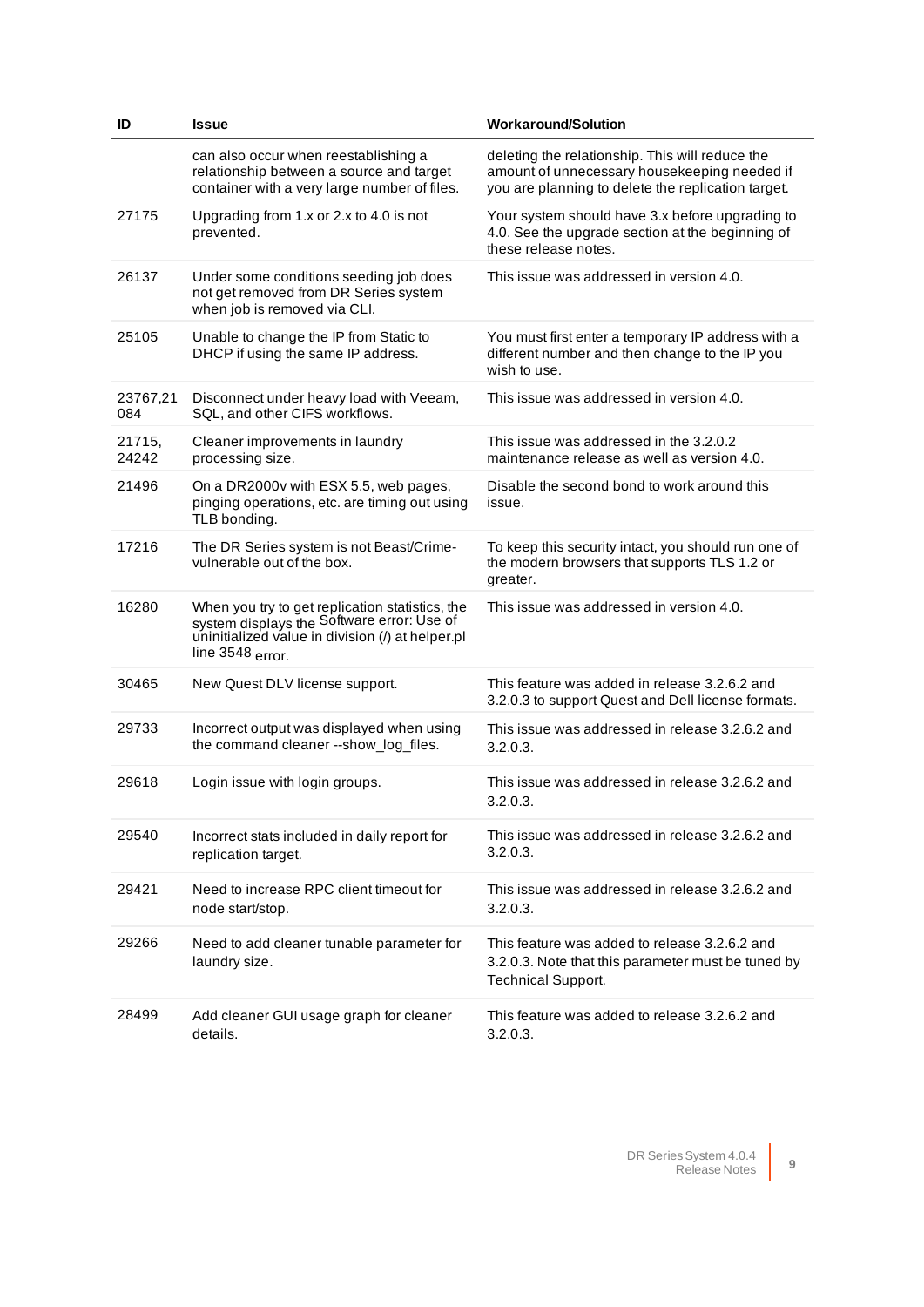| ID | Issue | Workaround/Solution |
|---|---|---|
| | can also occur when reestablishing a relationship between a source and target container with a very large number of files. | deleting the relationship. This will reduce the amount of unnecessary housekeeping needed if you are planning to delete the replication target. |
| 27175 | Upgrading from 1.x or 2.x to 4.0 is not prevented. | Your system should have 3.x before upgrading to 4.0. See the upgrade section at the beginning of these release notes. |
| 26137 | Under some conditions seeding job does not get removed from DR Series system when job is removed via CLI. | This issue was addressed in version 4.0. |
| 25105 | Unable to change the IP from Static to DHCP if using the same IP address. | You must first enter a temporary IP address with a different number and then change to the IP you wish to use. |
| 23767,21084 | Disconnect under heavy load with Veeam, SQL, and other CIFS workflows. | This issue was addressed in version 4.0. |
| 21715, 24242 | Cleaner improvements in laundry processing size. | This issue was addressed in the 3.2.0.2 maintenance release as well as version 4.0. |
| 21496 | On a DR2000v with ESX 5.5, web pages, pinging operations, etc. are timing out using TLB bonding. | Disable the second bond to work around this issue. |
| 17216 | The DR Series system is not Beast/Crime-vulnerable out of the box. | To keep this security intact, you should run one of the modern browsers that supports TLS 1.2 or greater. |
| 16280 | When you try to get replication statistics, the system displays the Software error: Use of uninitialized value in division (/) at helper.pl line 3548 error. | This issue was addressed in version 4.0. |
| 30465 | New Quest DLV license support. | This feature was added in release 3.2.6.2 and 3.2.0.3 to support Quest and Dell license formats. |
| 29733 | Incorrect output was displayed when using the command cleaner --show_log_files. | This issue was addressed in release 3.2.6.2 and 3.2.0.3. |
| 29618 | Login issue with login groups. | This issue was addressed in release 3.2.6.2 and 3.2.0.3. |
| 29540 | Incorrect stats included in daily report for replication target. | This issue was addressed in release 3.2.6.2 and 3.2.0.3. |
| 29421 | Need to increase RPC client timeout for node start/stop. | This issue was addressed in release 3.2.6.2 and 3.2.0.3. |
| 29266 | Need to add cleaner tunable parameter for laundry size. | This feature was added to release 3.2.6.2 and 3.2.0.3. Note that this parameter must be tuned by Technical Support. |
| 28499 | Add cleaner GUI usage graph for cleaner details. | This feature was added to release 3.2.6.2 and 3.2.0.3. |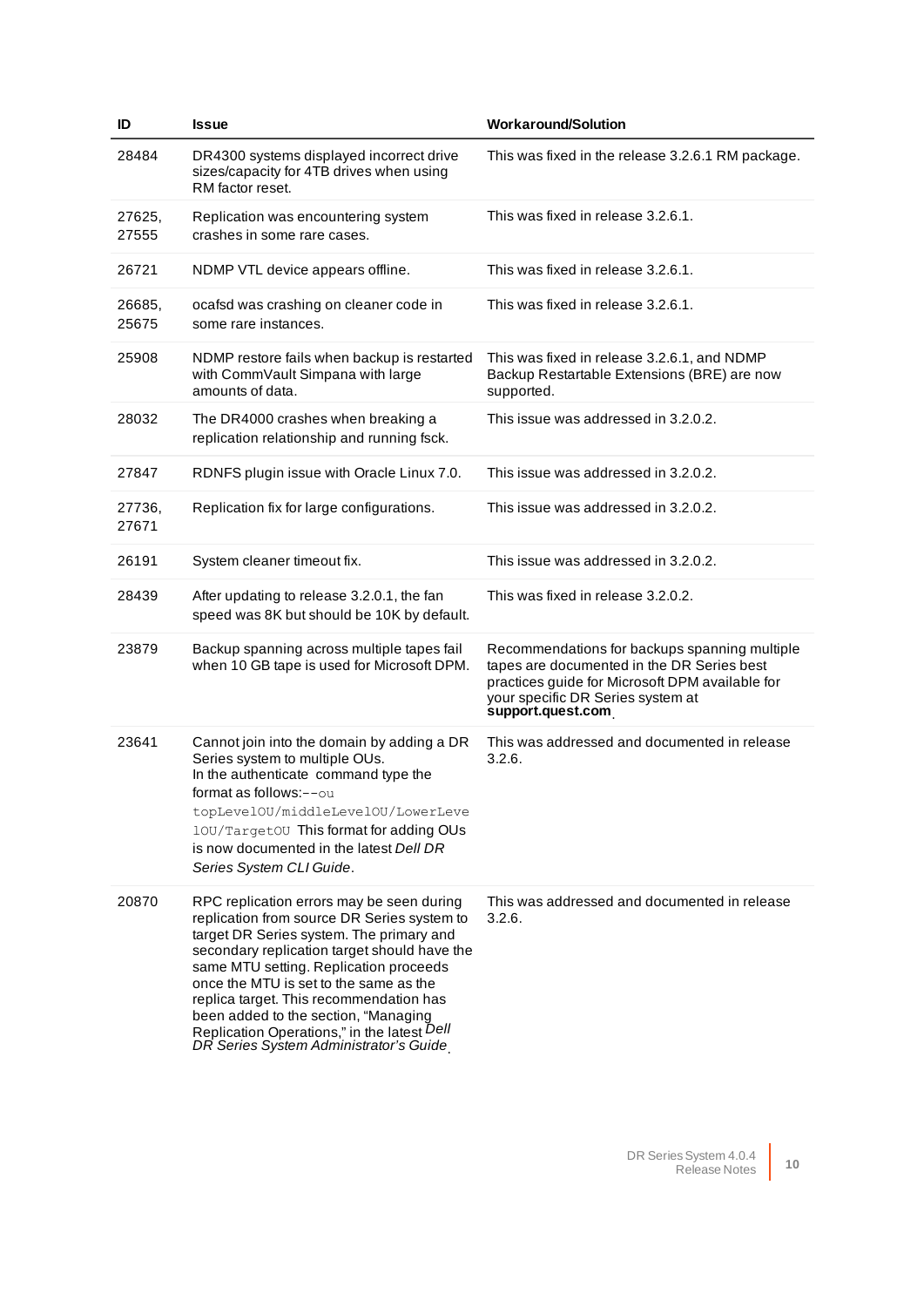| ID | Issue | Workaround/Solution |
|---|---|---|
| 28484 | DR4300 systems displayed incorrect drive sizes/capacity for 4TB drives when using RM factor reset. | This was fixed in the release 3.2.6.1 RM package. |
| 27625, 27555 | Replication was encountering system crashes in some rare cases. | This was fixed in release 3.2.6.1. |
| 26721 | NDMP VTL device appears offline. | This was fixed in release 3.2.6.1. |
| 26685, 25675 | ocafsd was crashing on cleaner code in some rare instances. | This was fixed in release 3.2.6.1. |
| 25908 | NDMP restore fails when backup is restarted with CommVault Simpana with large amounts of data. | This was fixed in release 3.2.6.1, and NDMP Backup Restartable Extensions (BRE) are now supported. |
| 28032 | The DR4000 crashes when breaking a replication relationship and running fsck. | This issue was addressed in 3.2.0.2. |
| 27847 | RDNFS plugin issue with Oracle Linux 7.0. | This issue was addressed in 3.2.0.2. |
| 27736, 27671 | Replication fix for large configurations. | This issue was addressed in 3.2.0.2. |
| 26191 | System cleaner timeout fix. | This issue was addressed in 3.2.0.2. |
| 28439 | After updating to release 3.2.0.1, the fan speed was 8K but should be 10K by default. | This was fixed in release 3.2.0.2. |
| 23879 | Backup spanning across multiple tapes fail when 10 GB tape is used for Microsoft DPM. | Recommendations for backups spanning multiple tapes are documented in the DR Series best practices guide for Microsoft DPM available for your specific DR Series system at **support.quest.com**. |
| 23641 | Cannot join into the domain by adding a DR Series system to multiple OUs. In the authenticate command type the format as follows: `--ou topLevelOU/middleLevelOU/LowerLevelOU/TargetOU` This format for adding OUs is now documented in the latest *Dell DR Series System CLI Guide*. | This was addressed and documented in release 3.2.6. |
| 20870 | RPC replication errors may be seen during replication from source DR Series system to target DR Series system. The primary and secondary replication target should have the same MTU setting. Replication proceeds once the MTU is set to the same as the replica target. This recommendation has been added to the section, "Managing Replication Operations," in the latest *Dell DR Series System Administrator's Guide*. | This was addressed and documented in release 3.2.6. |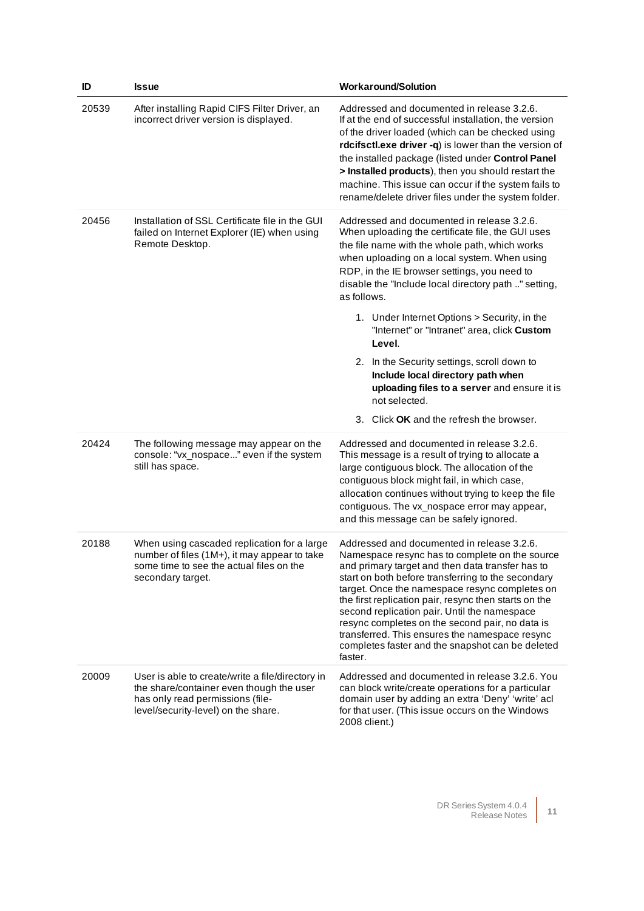| ID | Issue | Workaround/Solution |
|---|---|---|
| 20539 | After installing Rapid CIFS Filter Driver, an incorrect driver version is displayed. | Addressed and documented in release 3.2.6. If at the end of successful installation, the version of the driver loaded (which can be checked using **rdcifsctl.exe driver -q**) is lower than the version of the installed package (listed under **Control Panel > Installed products**), then you should restart the machine. This issue can occur if the system fails to rename/delete driver files under the system folder. |
| 20456 | Installation of SSL Certificate file in the GUI failed on Internet Explorer (IE) when using Remote Desktop. | Addressed and documented in release 3.2.6. When uploading the certificate file, the GUI uses the file name with the whole path, which works when uploading on a local system. When using RDP, in the IE browser settings, you need to disable the "Include local directory path .." setting, as follows.<br>1. Under Internet Options > Security, in the "Internet" or "Intranet" area, click **Custom Level**.<br>2. In the Security settings, scroll down to **Include local directory path when uploading files to a server** and ensure it is not selected.<br>3. Click **OK** and the refresh the browser. |
| 20424 | The following message may appear on the console: "vx_nospace..." even if the system still has space. | Addressed and documented in release 3.2.6. This message is a result of trying to allocate a large contiguous block. The allocation of the contiguous block might fail, in which case, allocation continues without trying to keep the file contiguous. The vx_nospace error may appear, and this message can be safely ignored. |
| 20188 | When using cascaded replication for a large number of files (1M+), it may appear to take some time to see the actual files on the secondary target. | Addressed and documented in release 3.2.6. Namespace resync has to complete on the source and primary target and then data transfer has to start on both before transferring to the secondary target. Once the namespace resync completes on the first replication pair, resync then starts on the second replication pair. Until the namespace resync completes on the second pair, no data is transferred. This ensures the namespace resync completes faster and the snapshot can be deleted faster. |
| 20009 | User is able to create/write a file/directory in the share/container even though the user has only read permissions (file-level/security-level) on the share. | Addressed and documented in release 3.2.6. You can block write/create operations for a particular domain user by adding an extra 'Deny' 'write' acl for that user. (This issue occurs on the Windows 2008 client.) |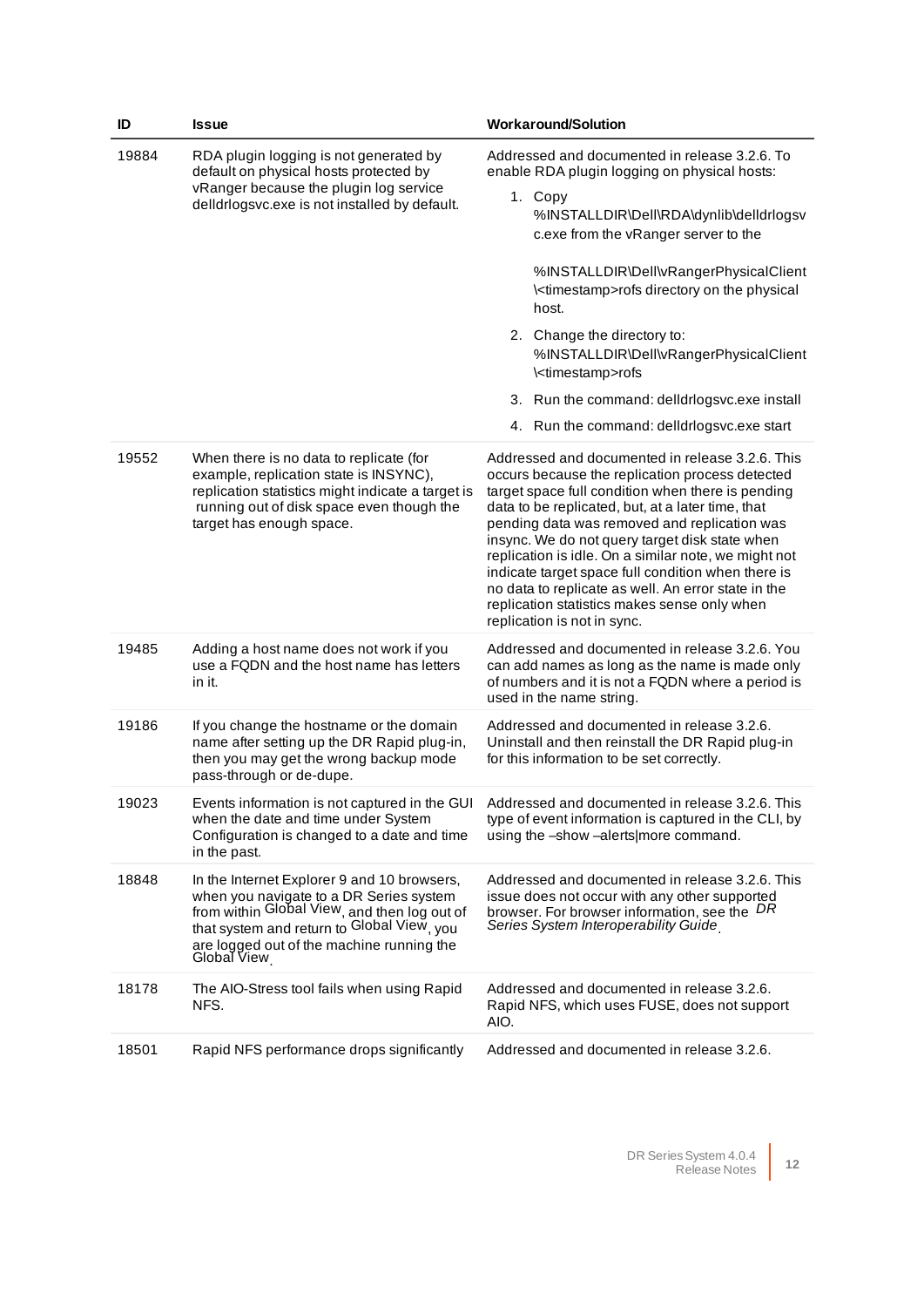| ID | Issue | Workaround/Solution |
|---|---|---|
| 19884 | RDA plugin logging is not generated by default on physical hosts protected by vRanger because the plugin log service delldrlogsvc.exe is not installed by default. | Addressed and documented in release 3.2.6. To enable RDA plugin logging on physical hosts:<br>1. Copy %INSTALLDIR\Dell\RDA\dynlib\delldrlogsvc.exe from the vRanger server to the %INSTALLDIR\Dell\vRangerPhysicalClient\<timestamp>rofs directory on the physical host.<br>2. Change the directory to: %INSTALLDIR\Dell\vRangerPhysicalClient\<timestamp>rofs<br>3. Run the command: delldrlogsvc.exe install<br>4. Run the command: delldrlogsvc.exe start |
| 19552 | When there is no data to replicate (for example, replication state is INSYNC), replication statistics might indicate a target is running out of disk space even though the target has enough space. | Addressed and documented in release 3.2.6. This occurs because the replication process detected target space full condition when there is pending data to be replicated, but, at a later time, that pending data was removed and replication was insync. We do not query target disk state when replication is idle. On a similar note, we might not indicate target space full condition when there is no data to replicate as well. An error state in the replication statistics makes sense only when replication is not in sync. |
| 19485 | Adding a host name does not work if you use a FQDN and the host name has letters in it. | Addressed and documented in release 3.2.6. You can add names as long as the name is made only of numbers and it is not a FQDN where a period is used in the name string. |
| 19186 | If you change the hostname or the domain name after setting up the DR Rapid plug-in, then you may get the wrong backup mode pass-through or de-dupe. | Addressed and documented in release 3.2.6. Uninstall and then reinstall the DR Rapid plug-in for this information to be set correctly. |
| 19023 | Events information is not captured in the GUI when the date and time under System Configuration is changed to a date and time in the past. | Addressed and documented in release 3.2.6. This type of event information is captured in the CLI, by using the –show –alerts\|more command. |
| 18848 | In the Internet Explorer 9 and 10 browsers, when you navigate to a DR Series system from within Global View, and then log out of that system and return to Global View, you are logged out of the machine running the Global View. | Addressed and documented in release 3.2.6. This issue does not occur with any other supported browser. For browser information, see the *DR Series System Interoperability Guide*. |
| 18178 | The AIO-Stress tool fails when using Rapid NFS. | Addressed and documented in release 3.2.6. Rapid NFS, which uses FUSE, does not support AIO. |
| 18501 | Rapid NFS performance drops significantly | Addressed and documented in release 3.2.6. |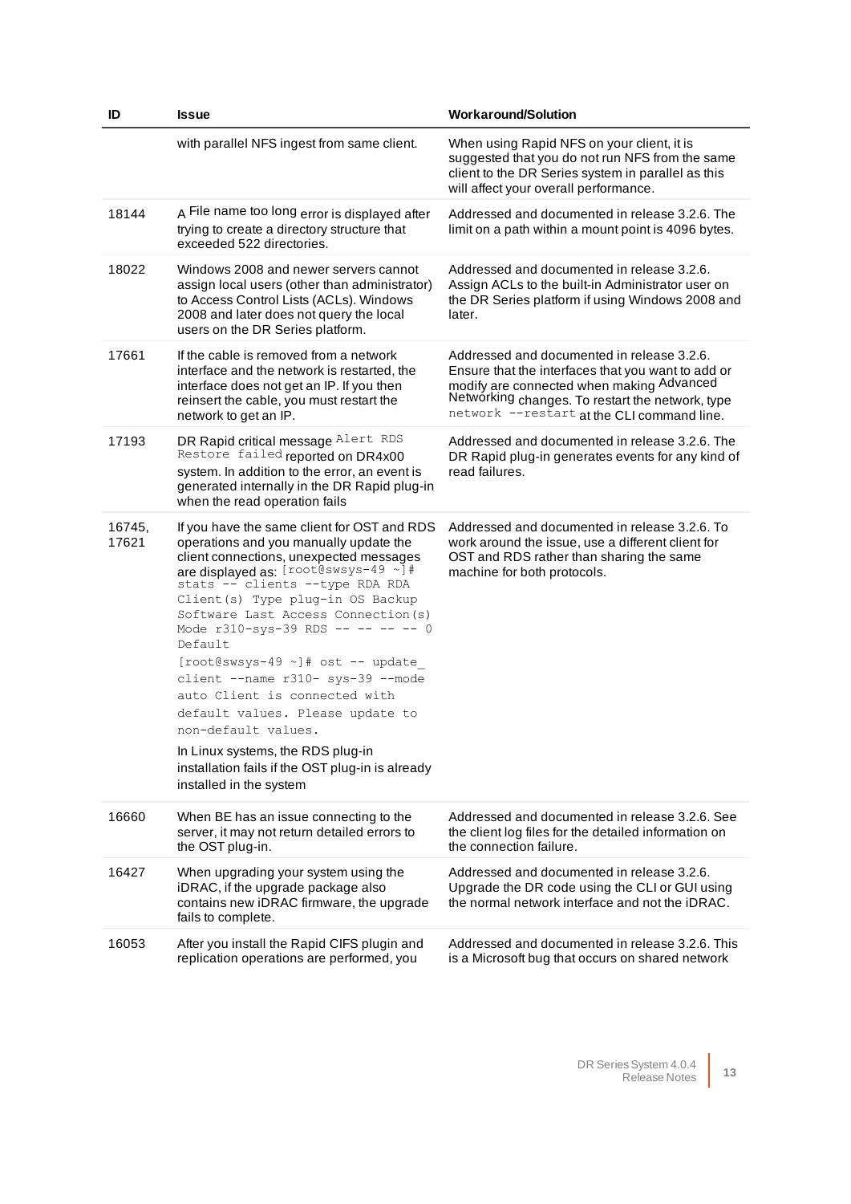| ID | Issue | Workaround/Solution |
|---|---|---|
| | with parallel NFS ingest from same client. | When using Rapid NFS on your client, it is suggested that you do not run NFS from the same client to the DR Series system in parallel as this will affect your overall performance. |
| 18144 | A File name too long error is displayed after trying to create a directory structure that exceeded 522 directories. | Addressed and documented in release 3.2.6. The limit on a path within a mount point is 4096 bytes. |
| 18022 | Windows 2008 and newer servers cannot assign local users (other than administrator) to Access Control Lists (ACLs). Windows 2008 and later does not query the local users on the DR Series platform. | Addressed and documented in release 3.2.6. Assign ACLs to the built-in Administrator user on the DR Series platform if using Windows 2008 and later. |
| 17661 | If the cable is removed from a network interface and the network is restarted, the interface does not get an IP. If you then reinsert the cable, you must restart the network to get an IP. | Addressed and documented in release 3.2.6. Ensure that the interfaces that you want to add or modify are connected when making Advanced Networking changes. To restart the network, type `network --restart` at the CLI command line. |
| 17193 | DR Rapid critical message `Alert RDS Restore failed` reported on DR4x00 system. In addition to the error, an event is generated internally in the DR Rapid plug-in when the read operation fails | Addressed and documented in release 3.2.6. The DR Rapid plug-in generates events for any kind of read failures. |
| 16745, 17621 | If you have the same client for OST and RDS operations and you manually update the client connections, unexpected messages are displayed as: `[root@swsys-49 ~]# stats -- clients --type RDA RDA Client(s) Type plug-in OS Backup Software Last Access Connection(s) Mode r310-sys-39 RDS -- -- -- -- 0 Default`<br>`[root@swsys-49 ~]# ost -- update_ client --name r310- sys-39 --mode auto Client is connected with default values. Please update to non-default values.`<br>In Linux systems, the RDS plug-in installation fails if the OST plug-in is already installed in the system | Addressed and documented in release 3.2.6. To work around the issue, use a different client for OST and RDS rather than sharing the same machine for both protocols. |
| 16660 | When BE has an issue connecting to the server, it may not return detailed errors to the OST plug-in. | Addressed and documented in release 3.2.6. See the client log files for the detailed information on the connection failure. |
| 16427 | When upgrading your system using the iDRAC, if the upgrade package also contains new iDRAC firmware, the upgrade fails to complete. | Addressed and documented in release 3.2.6. Upgrade the DR code using the CLI or GUI using the normal network interface and not the iDRAC. |
| 16053 | After you install the Rapid CIFS plugin and replication operations are performed, you | Addressed and documented in release 3.2.6. This is a Microsoft bug that occurs on shared network |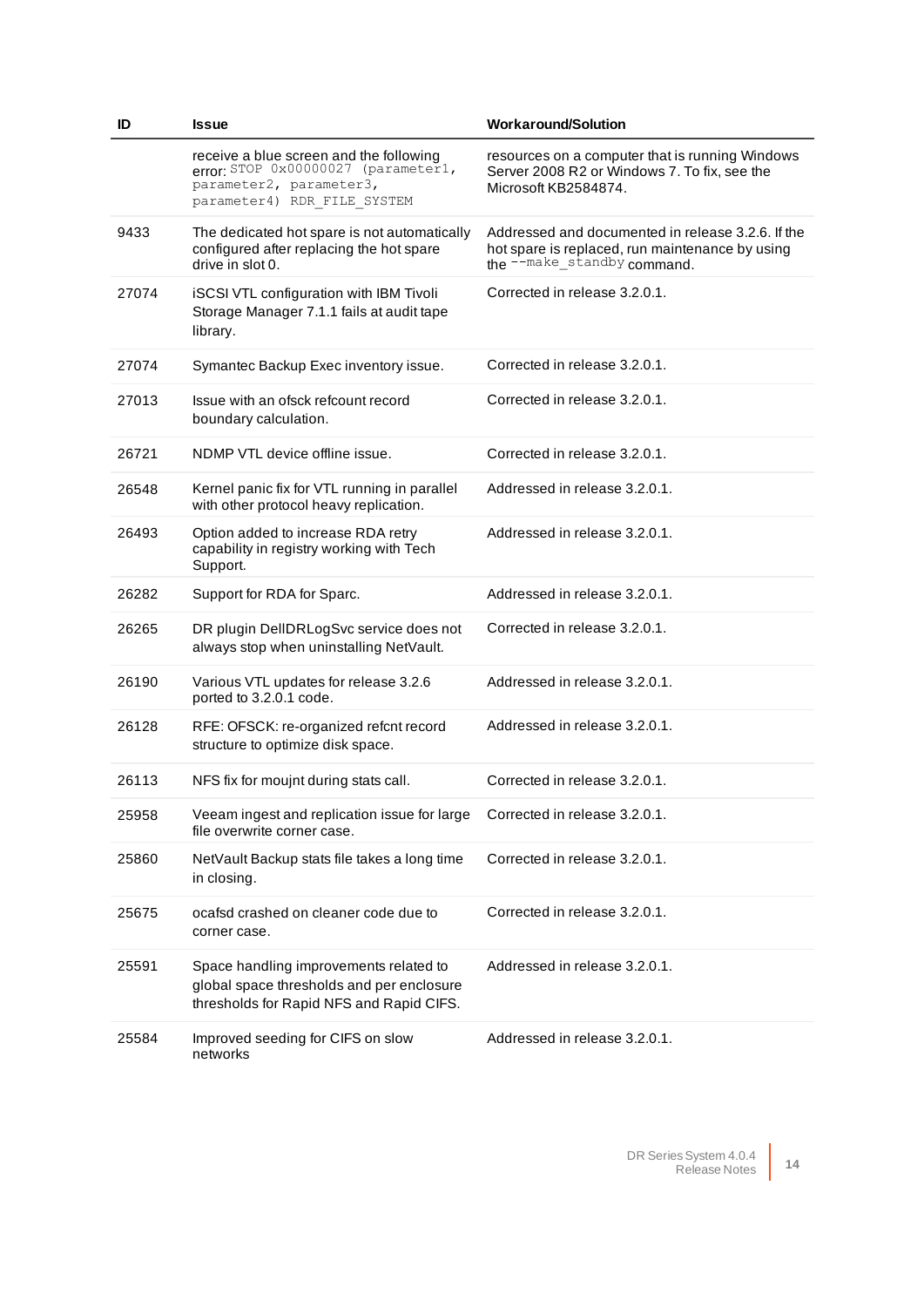| ID | Issue | Workaround/Solution |
|---|---|---|
| | receive a blue screen and the following error: `STOP 0x00000027 (parameter1, parameter2, parameter3, parameter4) RDR_FILE_SYSTEM` | resources on a computer that is running Windows Server 2008 R2 or Windows 7. To fix, see the Microsoft KB2584874. |
| 9433 | The dedicated hot spare is not automatically configured after replacing the hot spare drive in slot 0. | Addressed and documented in release 3.2.6. If the hot spare is replaced, run maintenance by using the `--make_standby` command. |
| 27074 | iSCSI VTL configuration with IBM Tivoli Storage Manager 7.1.1 fails at audit tape library. | Corrected in release 3.2.0.1. |
| 27074 | Symantec Backup Exec inventory issue. | Corrected in release 3.2.0.1. |
| 27013 | Issue with an ofsck refcount record boundary calculation. | Corrected in release 3.2.0.1. |
| 26721 | NDMP VTL device offline issue. | Corrected in release 3.2.0.1. |
| 26548 | Kernel panic fix for VTL running in parallel with other protocol heavy replication. | Addressed in release 3.2.0.1. |
| 26493 | Option added to increase RDA retry capability in registry working with Tech Support. | Addressed in release 3.2.0.1. |
| 26282 | Support for RDA for Sparc. | Addressed in release 3.2.0.1. |
| 26265 | DR plugin DellDRLogSvc service does not always stop when uninstalling NetVault. | Corrected in release 3.2.0.1. |
| 26190 | Various VTL updates for release 3.2.6 ported to 3.2.0.1 code. | Addressed in release 3.2.0.1. |
| 26128 | RFE: OFSCK: re-organized refcnt record structure to optimize disk space. | Addressed in release 3.2.0.1. |
| 26113 | NFS fix for moujnt during stats call. | Corrected in release 3.2.0.1. |
| 25958 | Veeam ingest and replication issue for large file overwrite corner case. | Corrected in release 3.2.0.1. |
| 25860 | NetVault Backup stats file takes a long time in closing. | Corrected in release 3.2.0.1. |
| 25675 | ocafsd crashed on cleaner code due to corner case. | Corrected in release 3.2.0.1. |
| 25591 | Space handling improvements related to global space thresholds and per enclosure thresholds for Rapid NFS and Rapid CIFS. | Addressed in release 3.2.0.1. |
| 25584 | Improved seeding for CIFS on slow networks | Addressed in release 3.2.0.1. |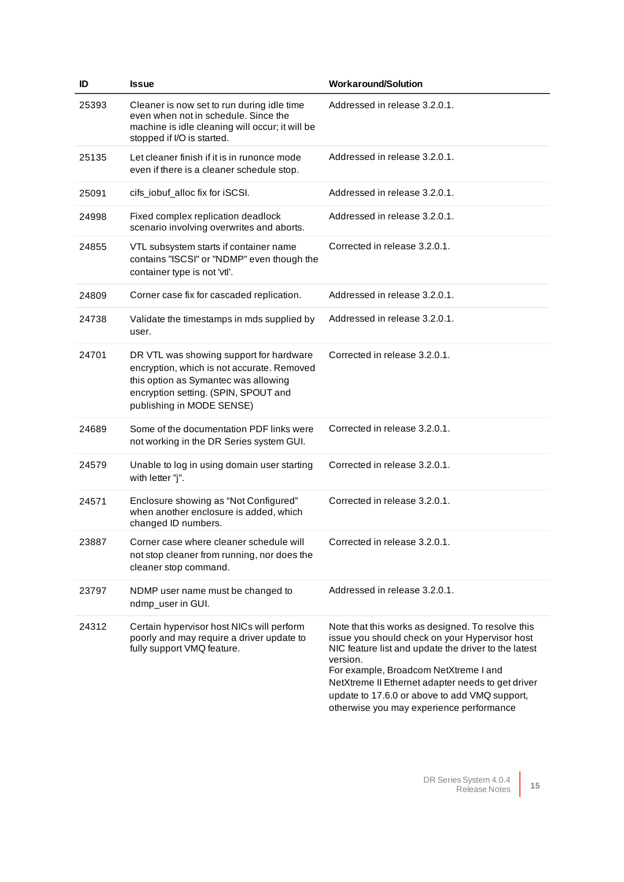| ID | Issue | Workaround/Solution |
|---|---|---|
| 25393 | Cleaner is now set to run during idle time even when not in schedule. Since the machine is idle cleaning will occur; it will be stopped if I/O is started. | Addressed in release 3.2.0.1. |
| 25135 | Let cleaner finish if it is in runonce mode even if there is a cleaner schedule stop. | Addressed in release 3.2.0.1. |
| 25091 | cifs_iobuf_alloc fix for iSCSI. | Addressed in release 3.2.0.1. |
| 24998 | Fixed complex replication deadlock scenario involving overwrites and aborts. | Addressed in release 3.2.0.1. |
| 24855 | VTL subsystem starts if container name contains "ISCSI" or "NDMP" even though the container type is not 'vtl'. | Corrected in release 3.2.0.1. |
| 24809 | Corner case fix for cascaded replication. | Addressed in release 3.2.0.1. |
| 24738 | Validate the timestamps in mds supplied by user. | Addressed in release 3.2.0.1. |
| 24701 | DR VTL was showing support for hardware encryption, which is not accurate. Removed this option as Symantec was allowing encryption setting. (SPIN, SPOUT and publishing in MODE SENSE) | Corrected in release 3.2.0.1. |
| 24689 | Some of the documentation PDF links were not working in the DR Series system GUI. | Corrected in release 3.2.0.1. |
| 24579 | Unable to log in using domain user starting with letter "j". | Corrected in release 3.2.0.1. |
| 24571 | Enclosure showing as “Not Configured” when another enclosure is added, which changed ID numbers. | Corrected in release 3.2.0.1. |
| 23887 | Corner case where cleaner schedule will not stop cleaner from running, nor does the cleaner stop command. | Corrected in release 3.2.0.1. |
| 23797 | NDMP user name must be changed to ndmp_user in GUI. | Addressed in release 3.2.0.1. |
| 24312 | Certain hypervisor host NICs will perform poorly and may require a driver update to fully support VMQ feature. | Note that this works as designed. To resolve this issue you should check on your Hypervisor host NIC feature list and update the driver to the latest version.<br>For example, Broadcom NetXtreme I and NetXtreme II Ethernet adapter needs to get driver update to 17.6.0 or above to add VMQ support, otherwise you may experience performance |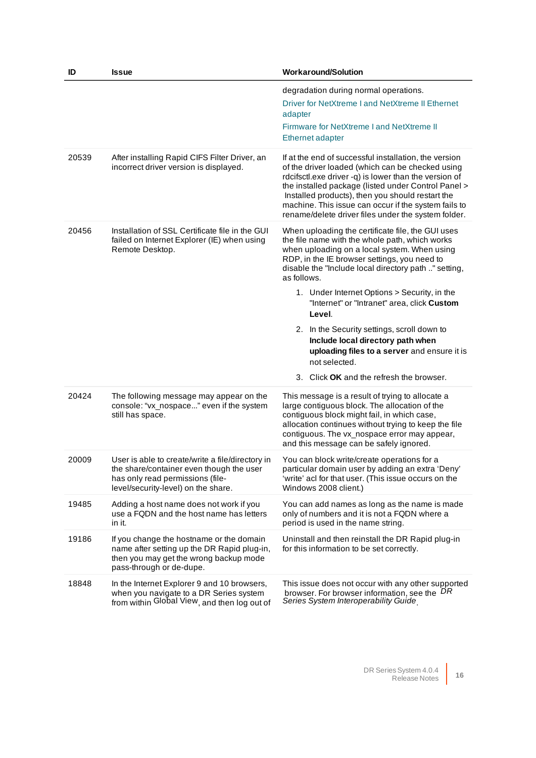| ID | Issue | Workaround/Solution |
| --- | --- | --- |
| | | degradation during normal operations.<br>Driver for NetXtreme I and NetXtreme II Ethernet adapter<br>Firmware for NetXtreme I and NetXtreme II Ethernet adapter |
| 20539 | After installing Rapid CIFS Filter Driver, an incorrect driver version is displayed. | If at the end of successful installation, the version of the driver loaded (which can be checked using rdcifsctl.exe driver -q) is lower than the version of the installed package (listed under Control Panel > Installed products), then you should restart the machine. This issue can occur if the system fails to rename/delete driver files under the system folder. |
| 20456 | Installation of SSL Certificate file in the GUI failed on Internet Explorer (IE) when using Remote Desktop. | When uploading the certificate file, the GUI uses the file name with the whole path, which works when uploading on a local system. When using RDP, in the IE browser settings, you need to disable the "Include local directory path .." setting, as follows.<br>1. Under Internet Options > Security, in the "Internet" or "Intranet" area, click **Custom Level**.<br>2. In the Security settings, scroll down to **Include local directory path when uploading files to a server** and ensure it is not selected.<br>3. Click **OK** and the refresh the browser. |
| 20424 | The following message may appear on the console: “vx_nospace...” even if the system still has space. | This message is a result of trying to allocate a large contiguous block. The allocation of the contiguous block might fail, in which case, allocation continues without trying to keep the file contiguous. The vx_nospace error may appear, and this message can be safely ignored. |
| 20009 | User is able to create/write a file/directory in the share/container even though the user has only read permissions (file-level/security-level) on the share. | You can block write/create operations for a particular domain user by adding an extra ‘Deny’ ‘write’ acl for that user. (This issue occurs on the Windows 2008 client.) |
| 19485 | Adding a host name does not work if you use a FQDN and the host name has letters in it. | You can add names as long as the name is made only of numbers and it is not a FQDN where a period is used in the name string. |
| 19186 | If you change the hostname or the domain name after setting up the DR Rapid plug-in, then you may get the wrong backup mode pass-through or de-dupe. | Uninstall and then reinstall the DR Rapid plug-in for this information to be set correctly. |
| 18848 | In the Internet Explorer 9 and 10 browsers, when you navigate to a DR Series system from within Global View, and then log out of | This issue does not occur with any other supported browser. For browser information, see the *DR Series System Interoperability Guide*. |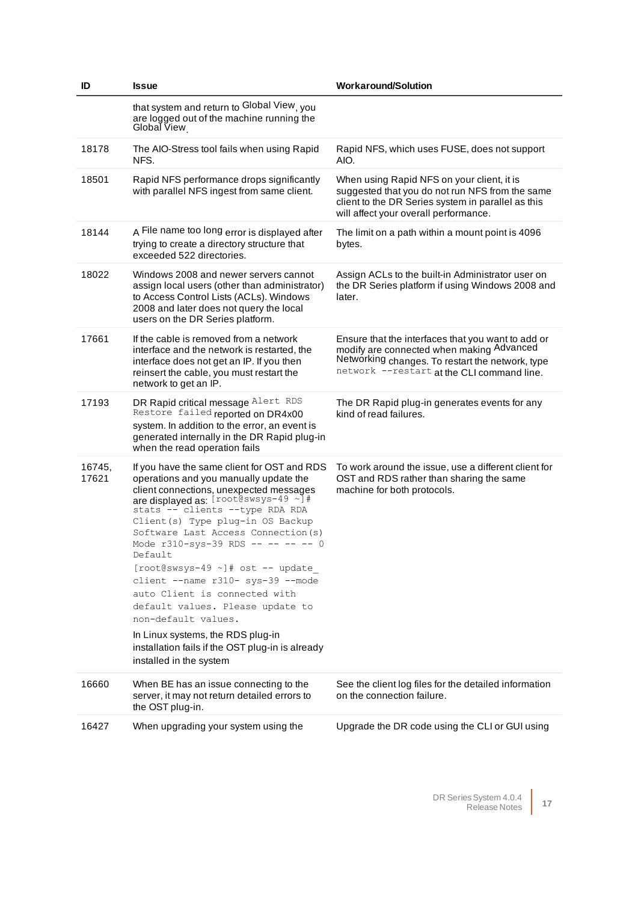| ID | Issue | Workaround/Solution |
| --- | --- | --- |
| | that system and return to Global View, you are logged out of the machine running the Global View. | |
| 18178 | The AIO-Stress tool fails when using Rapid NFS. | Rapid NFS, which uses FUSE, does not support AIO. |
| 18501 | Rapid NFS performance drops significantly with parallel NFS ingest from same client. | When using Rapid NFS on your client, it is suggested that you do not run NFS from the same client to the DR Series system in parallel as this will affect your overall performance. |
| 18144 | A File name too long error is displayed after trying to create a directory structure that exceeded 522 directories. | The limit on a path within a mount point is 4096 bytes. |
| 18022 | Windows 2008 and newer servers cannot assign local users (other than administrator) to Access Control Lists (ACLs). Windows 2008 and later does not query the local users on the DR Series platform. | Assign ACLs to the built-in Administrator user on the DR Series platform if using Windows 2008 and later. |
| 17661 | If the cable is removed from a network interface and the network is restarted, the interface does not get an IP. If you then reinsert the cable, you must restart the network to get an IP. | Ensure that the interfaces that you want to add or modify are connected when making Advanced Networking changes. To restart the network, type `network --restart` at the CLI command line. |
| 17193 | DR Rapid critical message `Alert RDS Restore failed` reported on DR4x00 system. In addition to the error, an event is generated internally in the DR Rapid plug-in when the read operation fails | The DR Rapid plug-in generates events for any kind of read failures. |
| 16745, 17621 | If you have the same client for OST and RDS operations and you manually update the client connections, unexpected messages are displayed as: `[root@swsys-49 ~]# stats -- clients --type RDA RDA Client(s) Type plug-in OS Backup Software Last Access Connection(s) Mode r310-sys-39 RDS -- -- -- -- 0 Default` `[root@swsys-49 ~]# ost -- update_ client --name r310- sys-39 --mode auto Client is connected with default values. Please update to non-default values.` In Linux systems, the RDS plug-in installation fails if the OST plug-in is already installed in the system | To work around the issue, use a different client for OST and RDS rather than sharing the same machine for both protocols. |
| 16660 | When BE has an issue connecting to the server, it may not return detailed errors to the OST plug-in. | See the client log files for the detailed information on the connection failure. |
| 16427 | When upgrading your system using the | Upgrade the DR code using the CLI or GUI using |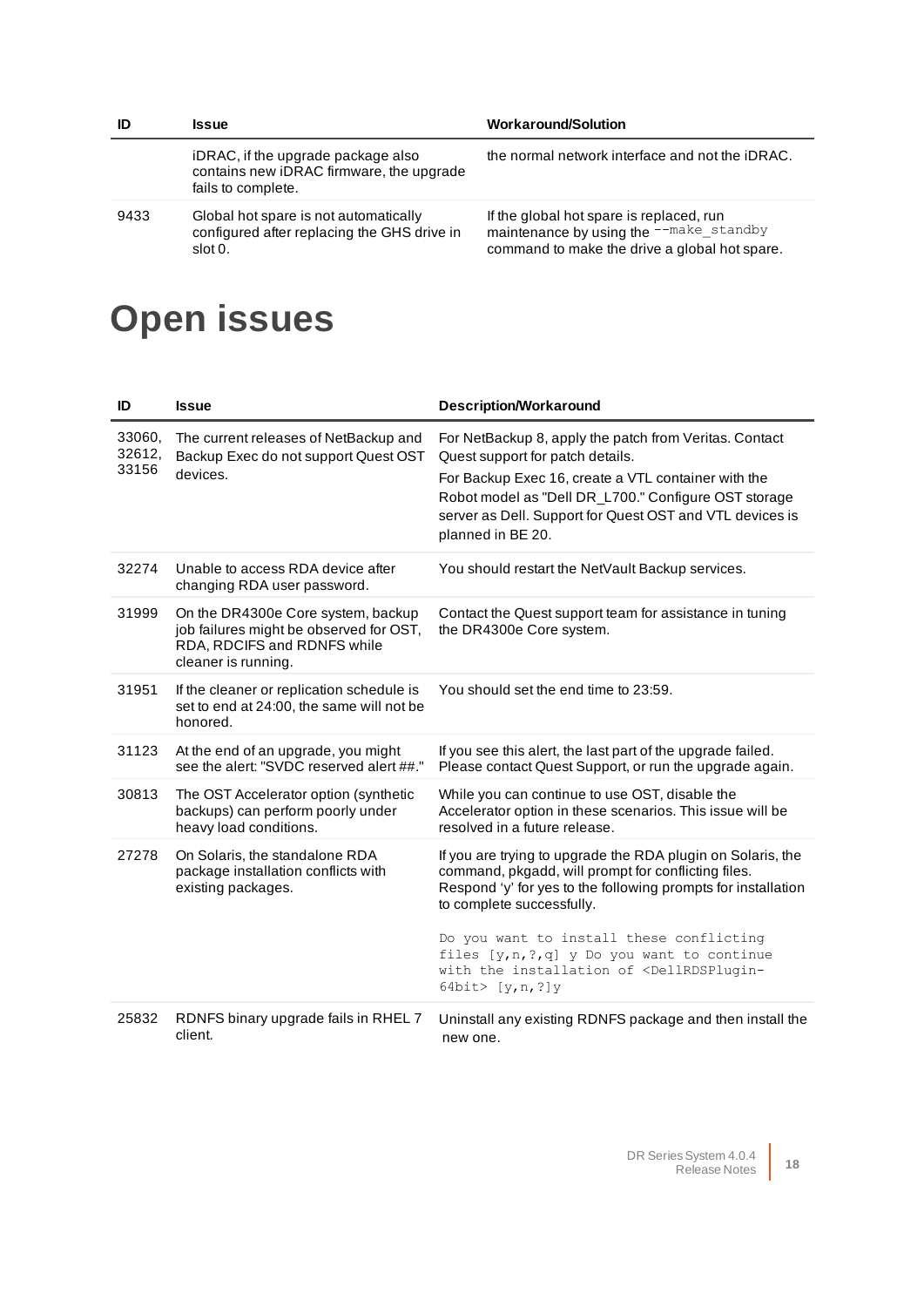| ID | Issue | Workaround/Solution |
| --- | --- | --- |
| | iDRAC, if the upgrade package also contains new iDRAC firmware, the upgrade fails to complete. | the normal network interface and not the iDRAC. |
| 9433 | Global hot spare is not automatically configured after replacing the GHS drive in slot 0. | If the global hot spare is replaced, run maintenance by using the `--make_standby` command to make the drive a global hot spare. |

# Open issues

| ID | Issue | Description/Workaround |
| --- | --- | --- |
| 33060, 32612, 33156 | The current releases of NetBackup and Backup Exec do not support Quest OST devices. | For NetBackup 8, apply the patch from Veritas. Contact Quest support for patch details.<br><br>For Backup Exec 16, create a VTL container with the Robot model as "Dell DR_L700." Configure OST storage server as Dell. Support for Quest OST and VTL devices is planned in BE 20. |
| 32274 | Unable to access RDA device after changing RDA user password. | You should restart the NetVault Backup services. |
| 31999 | On the DR4300e Core system, backup job failures might be observed for OST, RDA, RDCIFS and RDNFS while cleaner is running. | Contact the Quest support team for assistance in tuning the DR4300e Core system. |
| 31951 | If the cleaner or replication schedule is set to end at 24:00, the same will not be honored. | You should set the end time to 23:59. |
| 31123 | At the end of an upgrade, you might see the alert: "SVDC reserved alert ##." | If you see this alert, the last part of the upgrade failed. Please contact Quest Support, or run the upgrade again. |
| 30813 | The OST Accelerator option (synthetic backups) can perform poorly under heavy load conditions. | While you can continue to use OST, disable the Accelerator option in these scenarios. This issue will be resolved in a future release. |
| 27278 | On Solaris, the standalone RDA package installation conflicts with existing packages. | If you are trying to upgrade the RDA plugin on Solaris, the command, pkgadd, will prompt for conflicting files. Respond 'y' for yes to the following prompts for installation to complete successfully.<br><br>`Do you want to install these conflicting files [y,n,?,q] y Do you want to continue with the installation of <DellRDSPlugin-64bit> [y,n,?]y` |
| 25832 | RDNFS binary upgrade fails in RHEL 7 client. | Uninstall any existing RDNFS package and then install the new one. |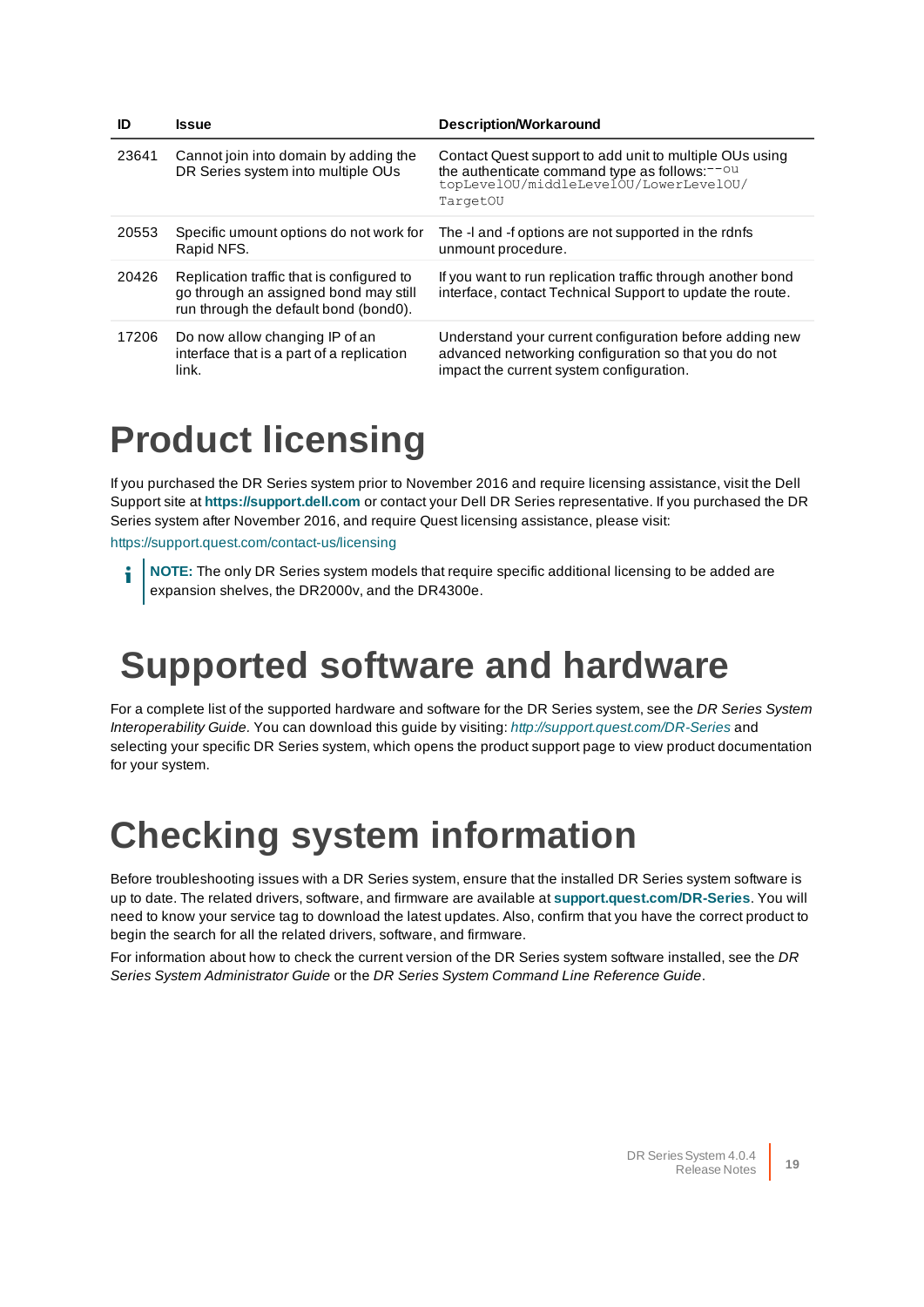| ID | Issue | Description/Workaround |
| --- | --- | --- |
| 23641 | Cannot join into domain by adding the DR Series system into multiple OUs | Contact Quest support to add unit to multiple OUs using the authenticate command type as follows:`--ou topLevelOU/middleLevelOU/LowerLevelOU/TargetOU` |
| 20553 | Specific umount options do not work for Rapid NFS. | The -l and -f options are not supported in the rdnfs unmount procedure. |
| 20426 | Replication traffic that is configured to go through an assigned bond may still run through the default bond (bond0). | If you want to run replication traffic through another bond interface, contact Technical Support to update the route. |
| 17206 | Do now allow changing IP of an interface that is a part of a replication link. | Understand your current configuration before adding new advanced networking configuration so that you do not impact the current system configuration. |

# Product licensing

If you purchased the DR Series system prior to November 2016 and require licensing assistance, visit the Dell Support site at **https://support.dell.com** or contact your Dell DR Series representative. If you purchased the DR Series system after November 2016, and require Quest licensing assistance, please visit:

https://support.quest.com/contact-us/licensing

**NOTE:** The only DR Series system models that require specific additional licensing to be added are expansion shelves, the DR2000v, and the DR4300e.

# Supported software and hardware

For a complete list of the supported hardware and software for the DR Series system, see the *DR Series System Interoperability Guide*. You can download this guide by visiting: *http://support.quest.com/DR-Series* and selecting your specific DR Series system, which opens the product support page to view product documentation for your system.

# Checking system information

Before troubleshooting issues with a DR Series system, ensure that the installed DR Series system software is up to date. The related drivers, software, and firmware are available at **support.quest.com/DR-Series**. You will need to know your service tag to download the latest updates. Also, confirm that you have the correct product to begin the search for all the related drivers, software, and firmware.

For information about how to check the current version of the DR Series system software installed, see the *DR Series System Administrator Guide* or the *DR Series System Command Line Reference Guide*.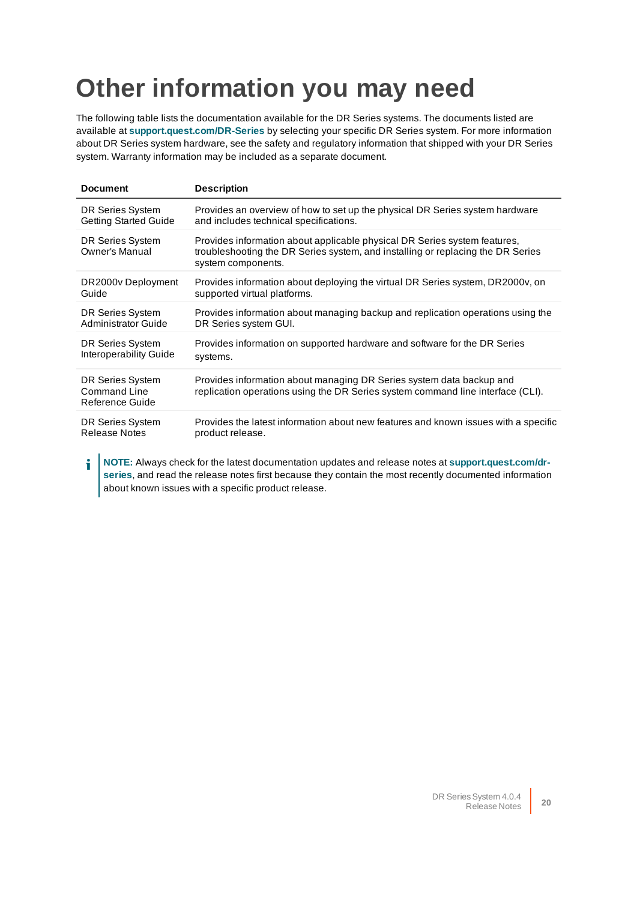# Other information you may need

The following table lists the documentation available for the DR Series systems. The documents listed are available at **support.quest.com/DR-Series** by selecting your specific DR Series system. For more information about DR Series system hardware, see the safety and regulatory information that shipped with your DR Series system. Warranty information may be included as a separate document.

| Document | Description |
|---|---|
| DR Series System Getting Started Guide | Provides an overview of how to set up the physical DR Series system hardware and includes technical specifications. |
| DR Series System Owner's Manual | Provides information about applicable physical DR Series system features, troubleshooting the DR Series system, and installing or replacing the DR Series system components. |
| DR2000v Deployment Guide | Provides information about deploying the virtual DR Series system, DR2000v, on supported virtual platforms. |
| DR Series System Administrator Guide | Provides information about managing backup and replication operations using the DR Series system GUI. |
| DR Series System Interoperability Guide | Provides information on supported hardware and software for the DR Series systems. |
| DR Series System Command Line Reference Guide | Provides information about managing DR Series system data backup and replication operations using the DR Series system command line interface (CLI). |
| DR Series System Release Notes | Provides the latest information about new features and known issues with a specific product release. |

**NOTE:** Always check for the latest documentation updates and release notes at **support.quest.com/dr-series**, and read the release notes first because they contain the most recently documented information about known issues with a specific product release.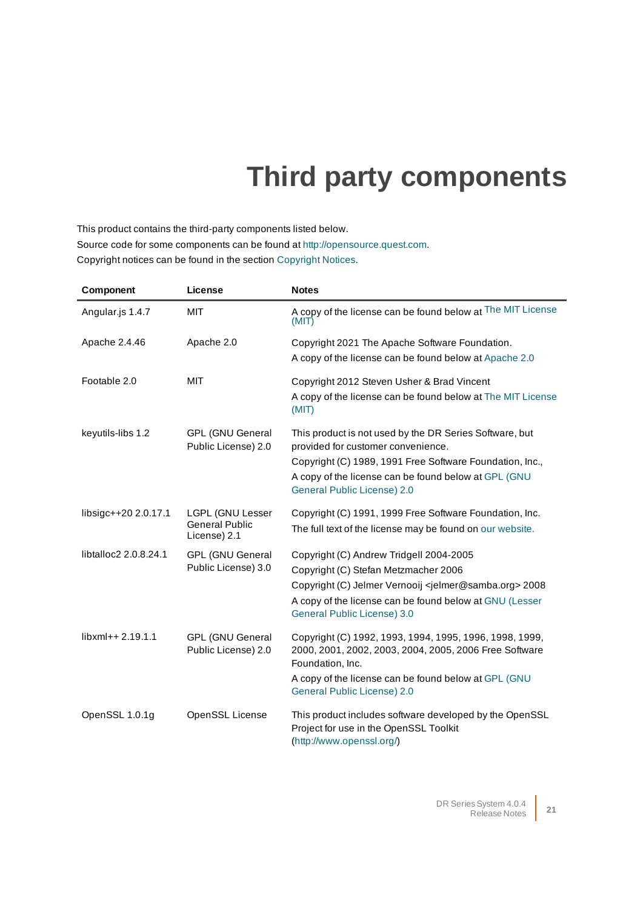# Third party components

This product contains the third-party components listed below.
Source code for some components can be found at http://opensource.quest.com.
Copyright notices can be found in the section Copyright Notices.

| Component | License | Notes |
|---|---|---|
| Angular.js 1.4.7 | MIT | A copy of the license can be found below at The MIT License (MIT) |
| Apache 2.4.46 | Apache 2.0 | Copyright 2021 The Apache Software Foundation.<br>A copy of the license can be found below at Apache 2.0 |
| Footable 2.0 | MIT | Copyright 2012 Steven Usher & Brad Vincent<br>A copy of the license can be found below at The MIT License (MIT) |
| keyutils-libs 1.2 | GPL (GNU General Public License) 2.0 | This product is not used by the DR Series Software, but provided for customer convenience.<br>Copyright (C) 1989, 1991 Free Software Foundation, Inc.,<br>A copy of the license can be found below at GPL (GNU General Public License) 2.0 |
| libsigc++20 2.0.17.1 | LGPL (GNU Lesser General Public License) 2.1 | Copyright (C) 1991, 1999 Free Software Foundation, Inc.<br>The full text of the license may be found on our website. |
| libtalloc2 2.0.8.24.1 | GPL (GNU General Public License) 3.0 | Copyright (C) Andrew Tridgell 2004-2005<br>Copyright (C) Stefan Metzmacher 2006<br>Copyright (C) Jelmer Vernooij <jelmer@samba.org> 2008<br>A copy of the license can be found below at GNU (Lesser General Public License) 3.0 |
| libxml++ 2.19.1.1 | GPL (GNU General Public License) 2.0 | Copyright (C) 1992, 1993, 1994, 1995, 1996, 1998, 1999, 2000, 2001, 2002, 2003, 2004, 2005, 2006 Free Software Foundation, Inc.<br>A copy of the license can be found below at GPL (GNU General Public License) 2.0 |
| OpenSSL 1.0.1g | OpenSSL License | This product includes software developed by the OpenSSL Project for use in the OpenSSL Toolkit (http://www.openssl.org/) |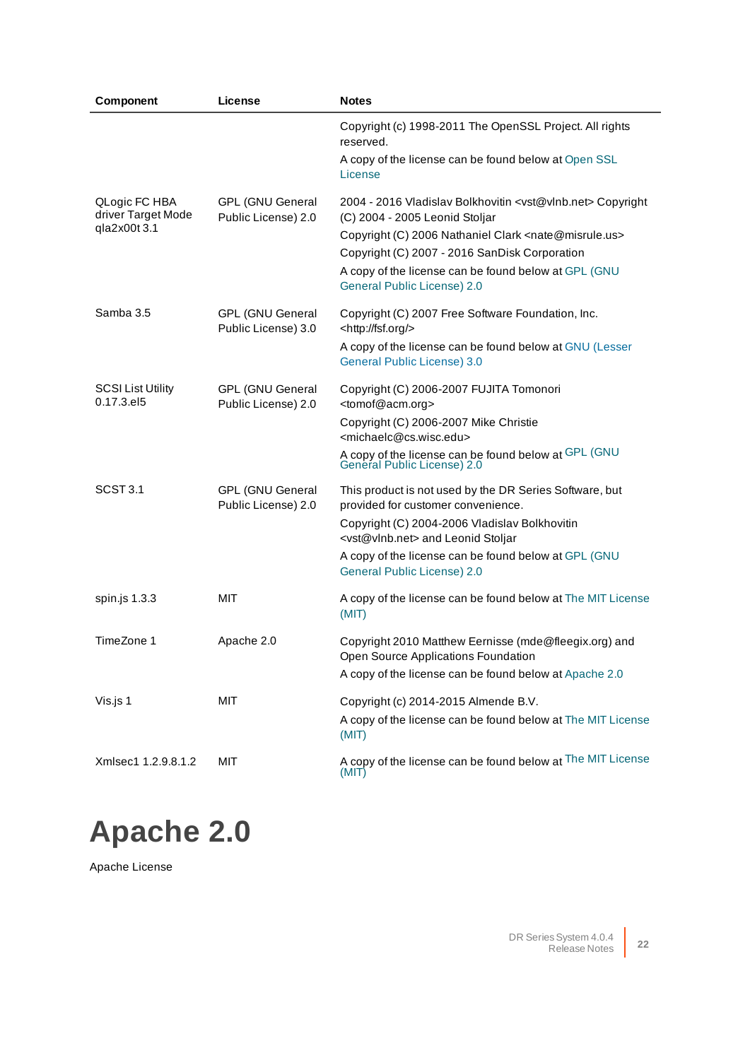| Component | License | Notes |
| --- | --- | --- |
| | | Copyright (c) 1998-2011 The OpenSSL Project. All rights reserved.<br>A copy of the license can be found below at Open SSL License |
| QLogic FC HBA driver Target Mode qla2x00t 3.1 | GPL (GNU General Public License) 2.0 | 2004 - 2016 Vladislav Bolkhovitin <vst@vlnb.net> Copyright (C) 2004 - 2005 Leonid Stoljar<br>Copyright (C) 2006 Nathaniel Clark <nate@misrule.us><br>Copyright (C) 2007 - 2016 SanDisk Corporation<br>A copy of the license can be found below at GPL (GNU General Public License) 2.0 |
| Samba 3.5 | GPL (GNU General Public License) 3.0 | Copyright (C) 2007 Free Software Foundation, Inc. <http://fsf.org/><br>A copy of the license can be found below at GNU (Lesser General Public License) 3.0 |
| SCSI List Utility 0.17.3.el5 | GPL (GNU General Public License) 2.0 | Copyright (C) 2006-2007 FUJITA Tomonori <tomof@acm.org><br>Copyright (C) 2006-2007 Mike Christie <michaelc@cs.wisc.edu><br>A copy of the license can be found below at GPL (GNU General Public License) 2.0 |
| SCST 3.1 | GPL (GNU General Public License) 2.0 | This product is not used by the DR Series Software, but provided for customer convenience.<br>Copyright (C) 2004-2006 Vladislav Bolkhovitin <vst@vlnb.net> and Leonid Stoljar<br>A copy of the license can be found below at GPL (GNU General Public License) 2.0 |
| spin.js 1.3.3 | MIT | A copy of the license can be found below at The MIT License (MIT) |
| TimeZone 1 | Apache 2.0 | Copyright 2010 Matthew Eernisse (mde@fleegix.org) and Open Source Applications Foundation<br>A copy of the license can be found below at Apache 2.0 |
| Vis.js 1 | MIT | Copyright (c) 2014-2015 Almende B.V.<br>A copy of the license can be found below at The MIT License (MIT) |
| Xmlsec1 1.2.9.8.1.2 | MIT | A copy of the license can be found below at The MIT License (MIT) |

# Apache 2.0

Apache License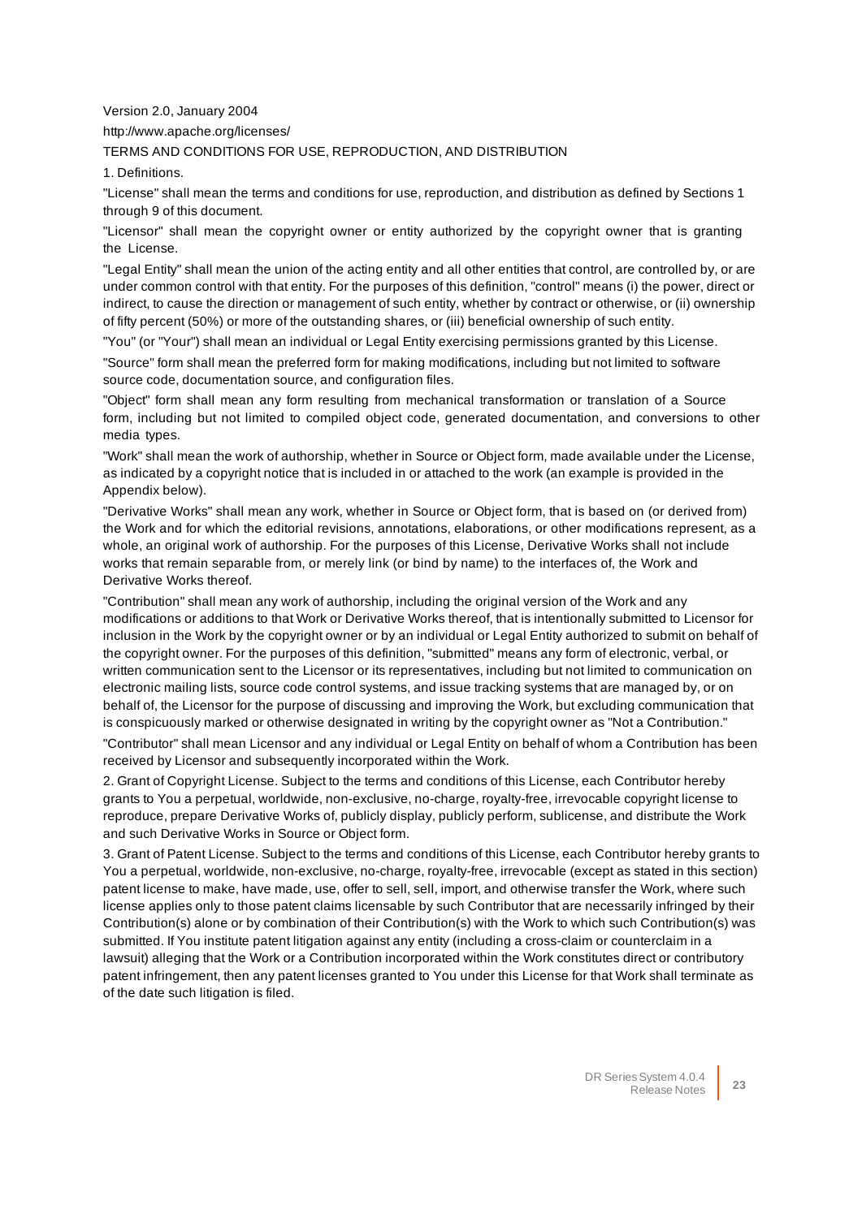Version 2.0, January 2004

http://www.apache.org/licenses/

TERMS AND CONDITIONS FOR USE, REPRODUCTION, AND DISTRIBUTION

1. Definitions.

"License" shall mean the terms and conditions for use, reproduction, and distribution as defined by Sections 1 through 9 of this document.

"Licensor" shall mean the copyright owner or entity authorized by the copyright owner that is granting the License.

"Legal Entity" shall mean the union of the acting entity and all other entities that control, are controlled by, or are under common control with that entity. For the purposes of this definition, "control" means (i) the power, direct or indirect, to cause the direction or management of such entity, whether by contract or otherwise, or (ii) ownership of fifty percent (50%) or more of the outstanding shares, or (iii) beneficial ownership of such entity.

"You" (or "Your") shall mean an individual or Legal Entity exercising permissions granted by this License.

"Source" form shall mean the preferred form for making modifications, including but not limited to software source code, documentation source, and configuration files.

"Object" form shall mean any form resulting from mechanical transformation or translation of a Source form, including but not limited to compiled object code, generated documentation, and conversions to other media types.

"Work" shall mean the work of authorship, whether in Source or Object form, made available under the License, as indicated by a copyright notice that is included in or attached to the work (an example is provided in the Appendix below).

"Derivative Works" shall mean any work, whether in Source or Object form, that is based on (or derived from) the Work and for which the editorial revisions, annotations, elaborations, or other modifications represent, as a whole, an original work of authorship. For the purposes of this License, Derivative Works shall not include works that remain separable from, or merely link (or bind by name) to the interfaces of, the Work and Derivative Works thereof.

"Contribution" shall mean any work of authorship, including the original version of the Work and any modifications or additions to that Work or Derivative Works thereof, that is intentionally submitted to Licensor for inclusion in the Work by the copyright owner or by an individual or Legal Entity authorized to submit on behalf of the copyright owner. For the purposes of this definition, "submitted" means any form of electronic, verbal, or written communication sent to the Licensor or its representatives, including but not limited to communication on electronic mailing lists, source code control systems, and issue tracking systems that are managed by, or on behalf of, the Licensor for the purpose of discussing and improving the Work, but excluding communication that is conspicuously marked or otherwise designated in writing by the copyright owner as "Not a Contribution."

"Contributor" shall mean Licensor and any individual or Legal Entity on behalf of whom a Contribution has been received by Licensor and subsequently incorporated within the Work.

2. Grant of Copyright License. Subject to the terms and conditions of this License, each Contributor hereby grants to You a perpetual, worldwide, non-exclusive, no-charge, royalty-free, irrevocable copyright license to reproduce, prepare Derivative Works of, publicly display, publicly perform, sublicense, and distribute the Work and such Derivative Works in Source or Object form.

3. Grant of Patent License. Subject to the terms and conditions of this License, each Contributor hereby grants to You a perpetual, worldwide, non-exclusive, no-charge, royalty-free, irrevocable (except as stated in this section) patent license to make, have made, use, offer to sell, sell, import, and otherwise transfer the Work, where such license applies only to those patent claims licensable by such Contributor that are necessarily infringed by their Contribution(s) alone or by combination of their Contribution(s) with the Work to which such Contribution(s) was submitted. If You institute patent litigation against any entity (including a cross-claim or counterclaim in a lawsuit) alleging that the Work or a Contribution incorporated within the Work constitutes direct or contributory patent infringement, then any patent licenses granted to You under this License for that Work shall terminate as of the date such litigation is filed.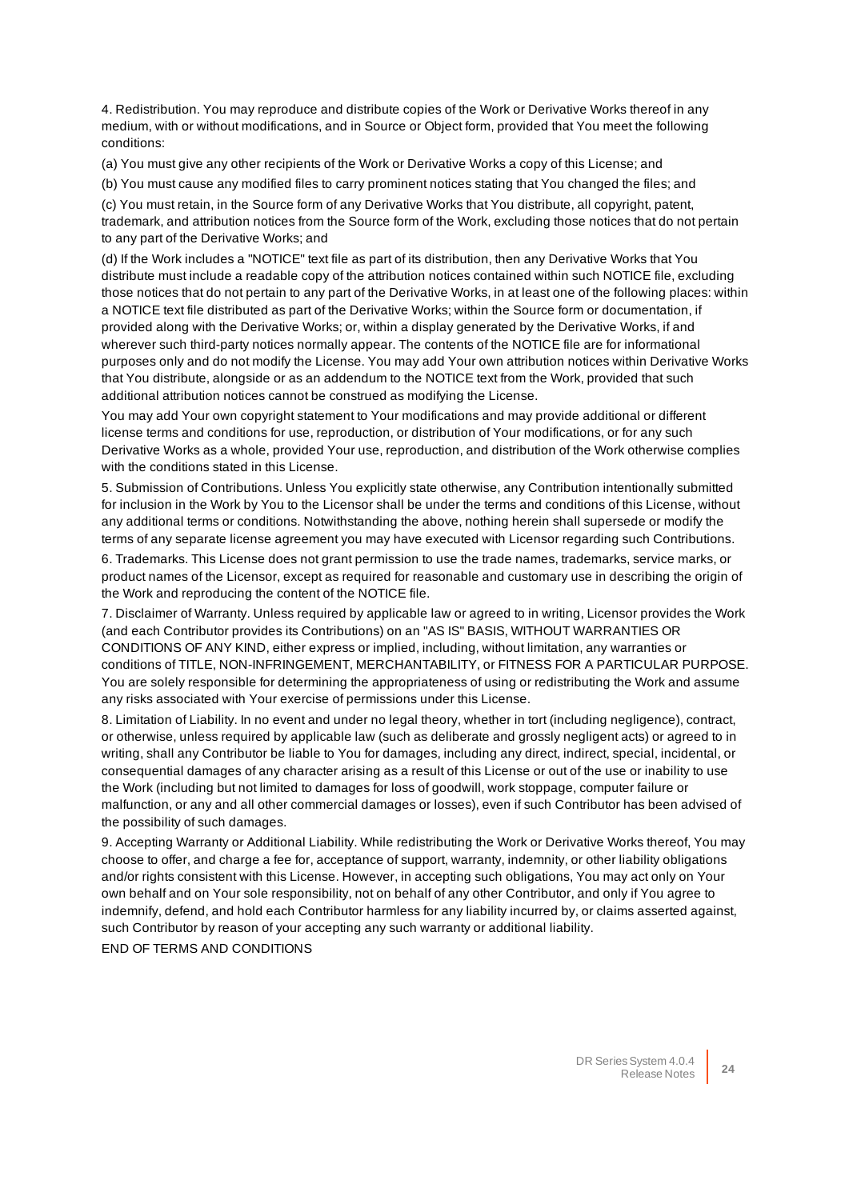4. Redistribution. You may reproduce and distribute copies of the Work or Derivative Works thereof in any medium, with or without modifications, and in Source or Object form, provided that You meet the following conditions:

(a) You must give any other recipients of the Work or Derivative Works a copy of this License; and

(b) You must cause any modified files to carry prominent notices stating that You changed the files; and

(c) You must retain, in the Source form of any Derivative Works that You distribute, all copyright, patent, trademark, and attribution notices from the Source form of the Work, excluding those notices that do not pertain to any part of the Derivative Works; and

(d) If the Work includes a "NOTICE" text file as part of its distribution, then any Derivative Works that You distribute must include a readable copy of the attribution notices contained within such NOTICE file, excluding those notices that do not pertain to any part of the Derivative Works, in at least one of the following places: within a NOTICE text file distributed as part of the Derivative Works; within the Source form or documentation, if provided along with the Derivative Works; or, within a display generated by the Derivative Works, if and wherever such third-party notices normally appear. The contents of the NOTICE file are for informational purposes only and do not modify the License. You may add Your own attribution notices within Derivative Works that You distribute, alongside or as an addendum to the NOTICE text from the Work, provided that such additional attribution notices cannot be construed as modifying the License.

You may add Your own copyright statement to Your modifications and may provide additional or different license terms and conditions for use, reproduction, or distribution of Your modifications, or for any such Derivative Works as a whole, provided Your use, reproduction, and distribution of the Work otherwise complies with the conditions stated in this License.

5. Submission of Contributions. Unless You explicitly state otherwise, any Contribution intentionally submitted for inclusion in the Work by You to the Licensor shall be under the terms and conditions of this License, without any additional terms or conditions. Notwithstanding the above, nothing herein shall supersede or modify the terms of any separate license agreement you may have executed with Licensor regarding such Contributions.

6. Trademarks. This License does not grant permission to use the trade names, trademarks, service marks, or product names of the Licensor, except as required for reasonable and customary use in describing the origin of the Work and reproducing the content of the NOTICE file.

7. Disclaimer of Warranty. Unless required by applicable law or agreed to in writing, Licensor provides the Work (and each Contributor provides its Contributions) on an "AS IS" BASIS, WITHOUT WARRANTIES OR CONDITIONS OF ANY KIND, either express or implied, including, without limitation, any warranties or conditions of TITLE, NON-INFRINGEMENT, MERCHANTABILITY, or FITNESS FOR A PARTICULAR PURPOSE. You are solely responsible for determining the appropriateness of using or redistributing the Work and assume any risks associated with Your exercise of permissions under this License.

8. Limitation of Liability. In no event and under no legal theory, whether in tort (including negligence), contract, or otherwise, unless required by applicable law (such as deliberate and grossly negligent acts) or agreed to in writing, shall any Contributor be liable to You for damages, including any direct, indirect, special, incidental, or consequential damages of any character arising as a result of this License or out of the use or inability to use the Work (including but not limited to damages for loss of goodwill, work stoppage, computer failure or malfunction, or any and all other commercial damages or losses), even if such Contributor has been advised of the possibility of such damages.

9. Accepting Warranty or Additional Liability. While redistributing the Work or Derivative Works thereof, You may choose to offer, and charge a fee for, acceptance of support, warranty, indemnity, or other liability obligations and/or rights consistent with this License. However, in accepting such obligations, You may act only on Your own behalf and on Your sole responsibility, not on behalf of any other Contributor, and only if You agree to indemnify, defend, and hold each Contributor harmless for any liability incurred by, or claims asserted against, such Contributor by reason of your accepting any such warranty or additional liability.

END OF TERMS AND CONDITIONS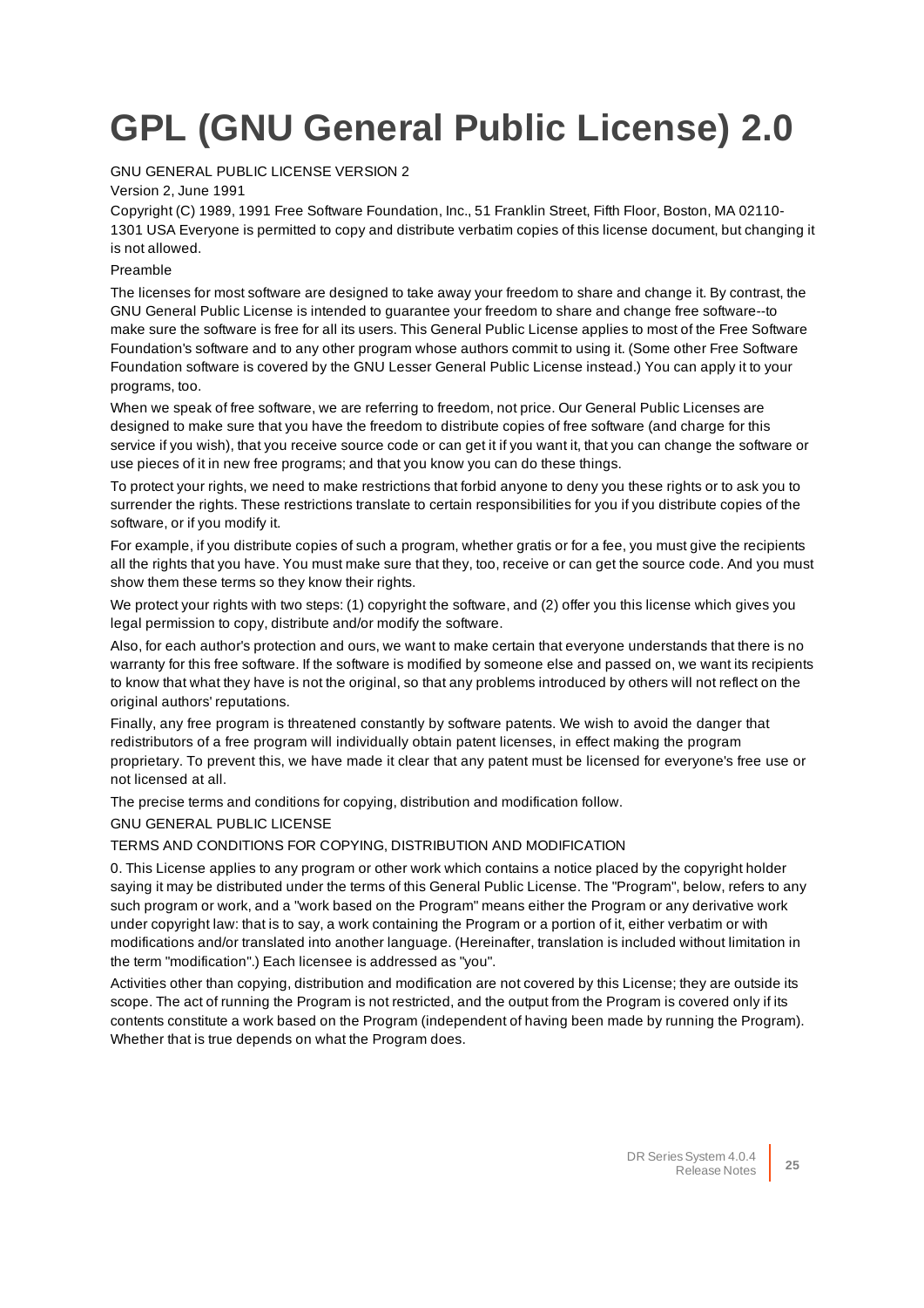# GPL (GNU General Public License) 2.0

GNU GENERAL PUBLIC LICENSE VERSION 2

Version 2, June 1991

Copyright (C) 1989, 1991 Free Software Foundation, Inc., 51 Franklin Street, Fifth Floor, Boston, MA 02110-1301 USA Everyone is permitted to copy and distribute verbatim copies of this license document, but changing it is not allowed.

Preamble

The licenses for most software are designed to take away your freedom to share and change it. By contrast, the GNU General Public License is intended to guarantee your freedom to share and change free software--to make sure the software is free for all its users. This General Public License applies to most of the Free Software Foundation's software and to any other program whose authors commit to using it. (Some other Free Software Foundation software is covered by the GNU Lesser General Public License instead.) You can apply it to your programs, too.

When we speak of free software, we are referring to freedom, not price. Our General Public Licenses are designed to make sure that you have the freedom to distribute copies of free software (and charge for this service if you wish), that you receive source code or can get it if you want it, that you can change the software or use pieces of it in new free programs; and that you know you can do these things.

To protect your rights, we need to make restrictions that forbid anyone to deny you these rights or to ask you to surrender the rights. These restrictions translate to certain responsibilities for you if you distribute copies of the software, or if you modify it.

For example, if you distribute copies of such a program, whether gratis or for a fee, you must give the recipients all the rights that you have. You must make sure that they, too, receive or can get the source code. And you must show them these terms so they know their rights.

We protect your rights with two steps: (1) copyright the software, and (2) offer you this license which gives you legal permission to copy, distribute and/or modify the software.

Also, for each author's protection and ours, we want to make certain that everyone understands that there is no warranty for this free software. If the software is modified by someone else and passed on, we want its recipients to know that what they have is not the original, so that any problems introduced by others will not reflect on the original authors' reputations.

Finally, any free program is threatened constantly by software patents. We wish to avoid the danger that redistributors of a free program will individually obtain patent licenses, in effect making the program proprietary. To prevent this, we have made it clear that any patent must be licensed for everyone's free use or not licensed at all.

The precise terms and conditions for copying, distribution and modification follow.

GNU GENERAL PUBLIC LICENSE

TERMS AND CONDITIONS FOR COPYING, DISTRIBUTION AND MODIFICATION

0. This License applies to any program or other work which contains a notice placed by the copyright holder saying it may be distributed under the terms of this General Public License. The "Program", below, refers to any such program or work, and a "work based on the Program" means either the Program or any derivative work under copyright law: that is to say, a work containing the Program or a portion of it, either verbatim or with modifications and/or translated into another language. (Hereinafter, translation is included without limitation in the term "modification".) Each licensee is addressed as "you".

Activities other than copying, distribution and modification are not covered by this License; they are outside its scope. The act of running the Program is not restricted, and the output from the Program is covered only if its contents constitute a work based on the Program (independent of having been made by running the Program). Whether that is true depends on what the Program does.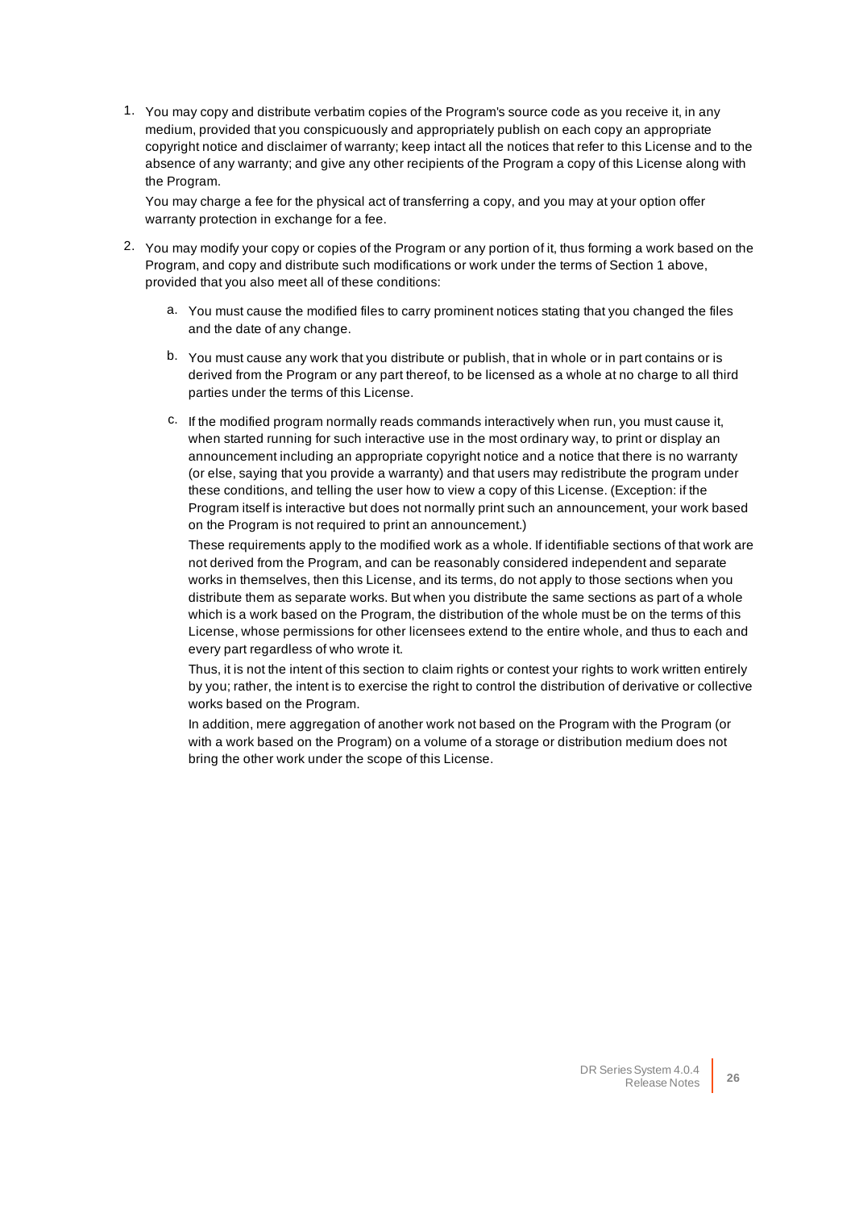1. You may copy and distribute verbatim copies of the Program's source code as you receive it, in any medium, provided that you conspicuously and appropriately publish on each copy an appropriate copyright notice and disclaimer of warranty; keep intact all the notices that refer to this License and to the absence of any warranty; and give any other recipients of the Program a copy of this License along with the Program.

   You may charge a fee for the physical act of transferring a copy, and you may at your option offer warranty protection in exchange for a fee.

2. You may modify your copy or copies of the Program or any portion of it, thus forming a work based on the Program, and copy and distribute such modifications or work under the terms of Section 1 above, provided that you also meet all of these conditions:

   a. You must cause the modified files to carry prominent notices stating that you changed the files and the date of any change.

   b. You must cause any work that you distribute or publish, that in whole or in part contains or is derived from the Program or any part thereof, to be licensed as a whole at no charge to all third parties under the terms of this License.

   c. If the modified program normally reads commands interactively when run, you must cause it, when started running for such interactive use in the most ordinary way, to print or display an announcement including an appropriate copyright notice and a notice that there is no warranty (or else, saying that you provide a warranty) and that users may redistribute the program under these conditions, and telling the user how to view a copy of this License. (Exception: if the Program itself is interactive but does not normally print such an announcement, your work based on the Program is not required to print an announcement.)

      These requirements apply to the modified work as a whole. If identifiable sections of that work are not derived from the Program, and can be reasonably considered independent and separate works in themselves, then this License, and its terms, do not apply to those sections when you distribute them as separate works. But when you distribute the same sections as part of a whole which is a work based on the Program, the distribution of the whole must be on the terms of this License, whose permissions for other licensees extend to the entire whole, and thus to each and every part regardless of who wrote it.

      Thus, it is not the intent of this section to claim rights or contest your rights to work written entirely by you; rather, the intent is to exercise the right to control the distribution of derivative or collective works based on the Program.

      In addition, mere aggregation of another work not based on the Program with the Program (or with a work based on the Program) on a volume of a storage or distribution medium does not bring the other work under the scope of this License.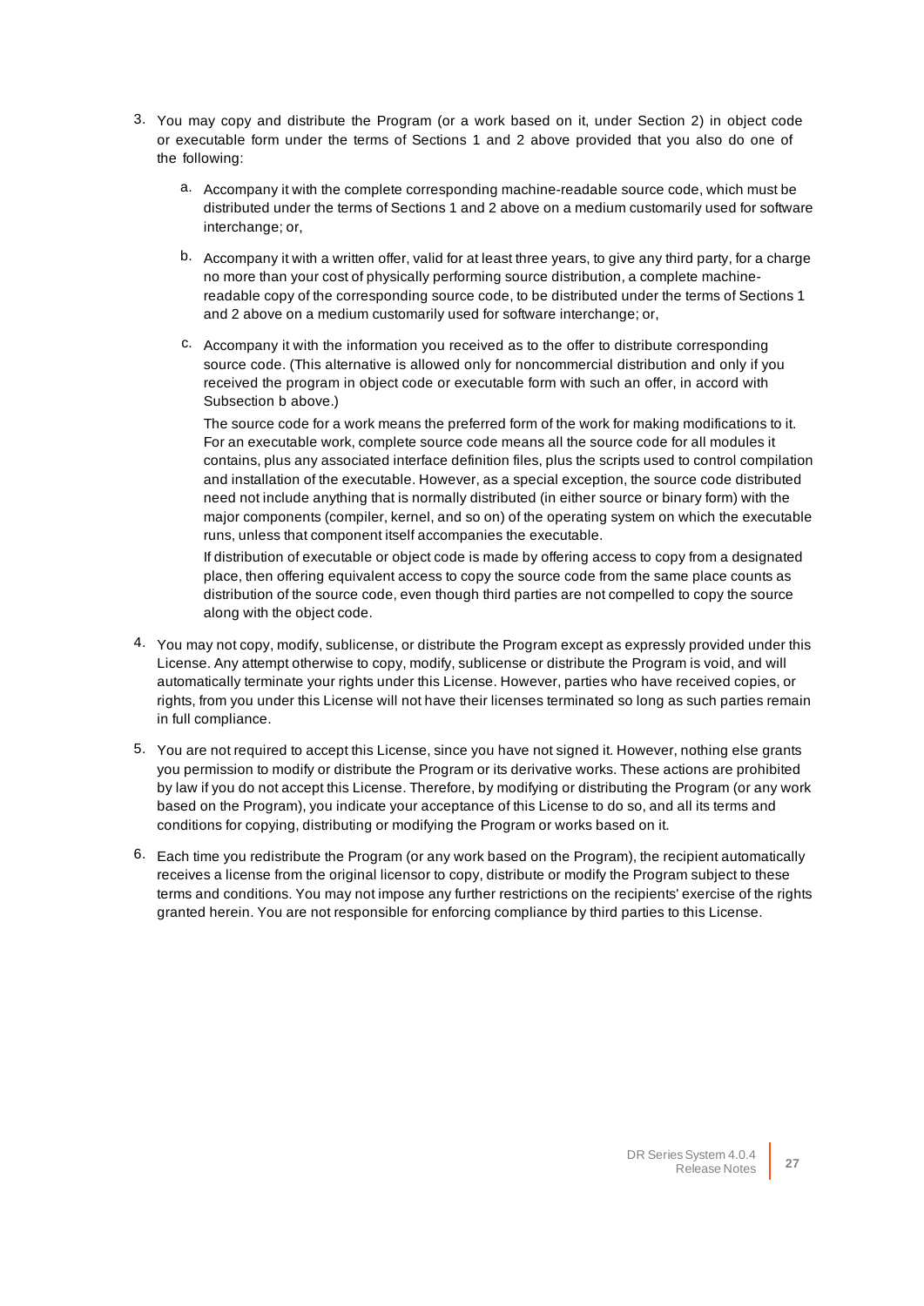3. You may copy and distribute the Program (or a work based on it, under Section 2) in object code or executable form under the terms of Sections 1 and 2 above provided that you also do one of the following:

   a. Accompany it with the complete corresponding machine-readable source code, which must be distributed under the terms of Sections 1 and 2 above on a medium customarily used for software interchange; or,

   b. Accompany it with a written offer, valid for at least three years, to give any third party, for a charge no more than your cost of physically performing source distribution, a complete machine-readable copy of the corresponding source code, to be distributed under the terms of Sections 1 and 2 above on a medium customarily used for software interchange; or,

   c. Accompany it with the information you received as to the offer to distribute corresponding source code. (This alternative is allowed only for noncommercial distribution and only if you received the program in object code or executable form with such an offer, in accord with Subsection b above.)

      The source code for a work means the preferred form of the work for making modifications to it. For an executable work, complete source code means all the source code for all modules it contains, plus any associated interface definition files, plus the scripts used to control compilation and installation of the executable. However, as a special exception, the source code distributed need not include anything that is normally distributed (in either source or binary form) with the major components (compiler, kernel, and so on) of the operating system on which the executable runs, unless that component itself accompanies the executable.

      If distribution of executable or object code is made by offering access to copy from a designated place, then offering equivalent access to copy the source code from the same place counts as distribution of the source code, even though third parties are not compelled to copy the source along with the object code.

4. You may not copy, modify, sublicense, or distribute the Program except as expressly provided under this License. Any attempt otherwise to copy, modify, sublicense or distribute the Program is void, and will automatically terminate your rights under this License. However, parties who have received copies, or rights, from you under this License will not have their licenses terminated so long as such parties remain in full compliance.

5. You are not required to accept this License, since you have not signed it. However, nothing else grants you permission to modify or distribute the Program or its derivative works. These actions are prohibited by law if you do not accept this License. Therefore, by modifying or distributing the Program (or any work based on the Program), you indicate your acceptance of this License to do so, and all its terms and conditions for copying, distributing or modifying the Program or works based on it.

6. Each time you redistribute the Program (or any work based on the Program), the recipient automatically receives a license from the original licensor to copy, distribute or modify the Program subject to these terms and conditions. You may not impose any further restrictions on the recipients' exercise of the rights granted herein. You are not responsible for enforcing compliance by third parties to this License.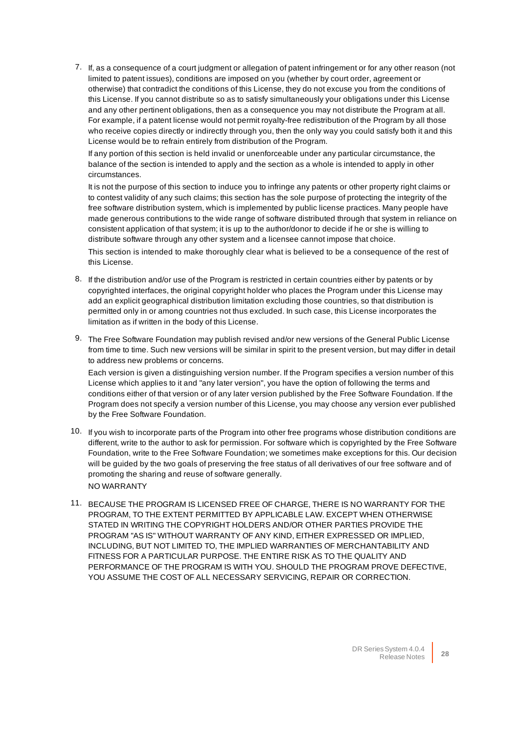7. If, as a consequence of a court judgment or allegation of patent infringement or for any other reason (not limited to patent issues), conditions are imposed on you (whether by court order, agreement or otherwise) that contradict the conditions of this License, they do not excuse you from the conditions of this License. If you cannot distribute so as to satisfy simultaneously your obligations under this License and any other pertinent obligations, then as a consequence you may not distribute the Program at all. For example, if a patent license would not permit royalty-free redistribution of the Program by all those who receive copies directly or indirectly through you, then the only way you could satisfy both it and this License would be to refrain entirely from distribution of the Program.

   If any portion of this section is held invalid or unenforceable under any particular circumstance, the balance of the section is intended to apply and the section as a whole is intended to apply in other circumstances.

   It is not the purpose of this section to induce you to infringe any patents or other property right claims or to contest validity of any such claims; this section has the sole purpose of protecting the integrity of the free software distribution system, which is implemented by public license practices. Many people have made generous contributions to the wide range of software distributed through that system in reliance on consistent application of that system; it is up to the author/donor to decide if he or she is willing to distribute software through any other system and a licensee cannot impose that choice.

   This section is intended to make thoroughly clear what is believed to be a consequence of the rest of this License.

8. If the distribution and/or use of the Program is restricted in certain countries either by patents or by copyrighted interfaces, the original copyright holder who places the Program under this License may add an explicit geographical distribution limitation excluding those countries, so that distribution is permitted only in or among countries not thus excluded. In such case, this License incorporates the limitation as if written in the body of this License.

9. The Free Software Foundation may publish revised and/or new versions of the General Public License from time to time. Such new versions will be similar in spirit to the present version, but may differ in detail to address new problems or concerns.

   Each version is given a distinguishing version number. If the Program specifies a version number of this License which applies to it and "any later version", you have the option of following the terms and conditions either of that version or of any later version published by the Free Software Foundation. If the Program does not specify a version number of this License, you may choose any version ever published by the Free Software Foundation.

10. If you wish to incorporate parts of the Program into other free programs whose distribution conditions are different, write to the author to ask for permission. For software which is copyrighted by the Free Software Foundation, write to the Free Software Foundation; we sometimes make exceptions for this. Our decision will be guided by the two goals of preserving the free status of all derivatives of our free software and of promoting the sharing and reuse of software generally.

    NO WARRANTY

11. BECAUSE THE PROGRAM IS LICENSED FREE OF CHARGE, THERE IS NO WARRANTY FOR THE PROGRAM, TO THE EXTENT PERMITTED BY APPLICABLE LAW. EXCEPT WHEN OTHERWISE STATED IN WRITING THE COPYRIGHT HOLDERS AND/OR OTHER PARTIES PROVIDE THE PROGRAM "AS IS" WITHOUT WARRANTY OF ANY KIND, EITHER EXPRESSED OR IMPLIED, INCLUDING, BUT NOT LIMITED TO, THE IMPLIED WARRANTIES OF MERCHANTABILITY AND FITNESS FOR A PARTICULAR PURPOSE. THE ENTIRE RISK AS TO THE QUALITY AND PERFORMANCE OF THE PROGRAM IS WITH YOU. SHOULD THE PROGRAM PROVE DEFECTIVE, YOU ASSUME THE COST OF ALL NECESSARY SERVICING, REPAIR OR CORRECTION.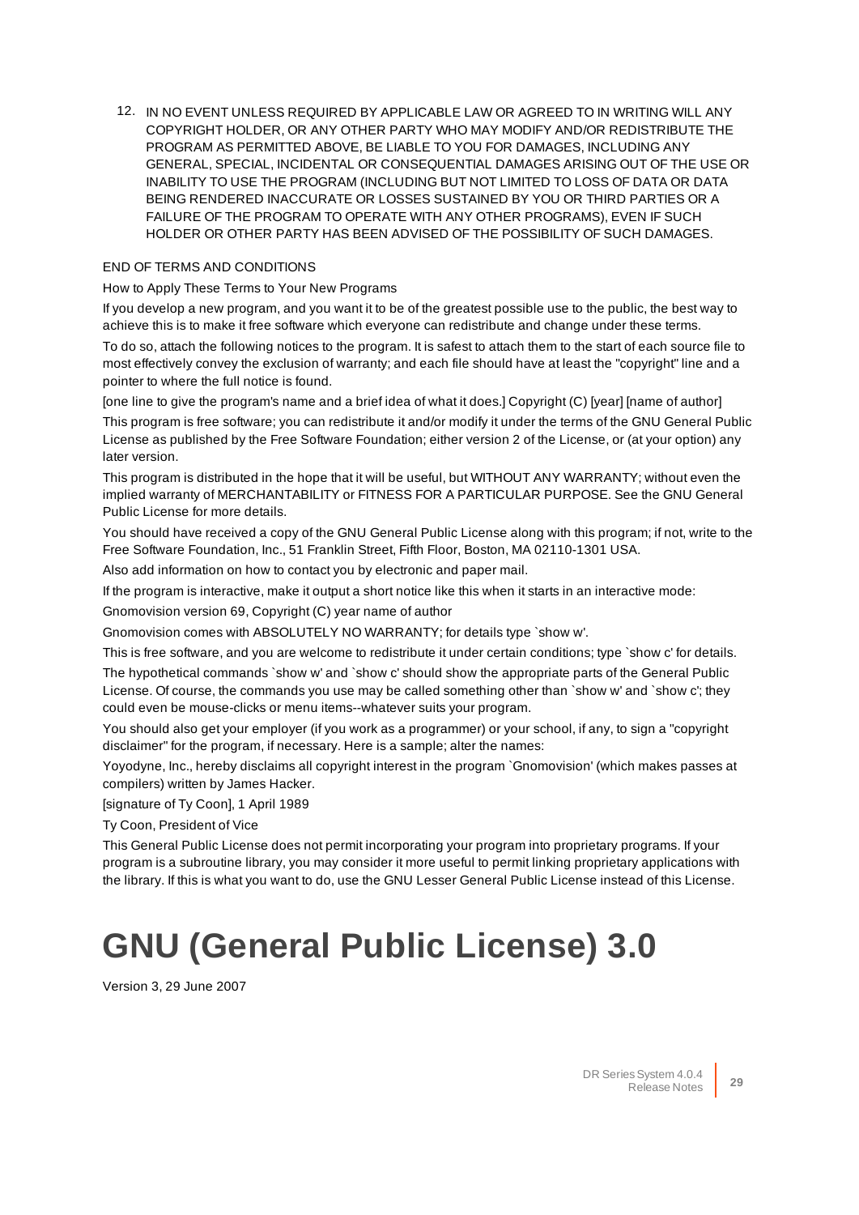12. IN NO EVENT UNLESS REQUIRED BY APPLICABLE LAW OR AGREED TO IN WRITING WILL ANY COPYRIGHT HOLDER, OR ANY OTHER PARTY WHO MAY MODIFY AND/OR REDISTRIBUTE THE PROGRAM AS PERMITTED ABOVE, BE LIABLE TO YOU FOR DAMAGES, INCLUDING ANY GENERAL, SPECIAL, INCIDENTAL OR CONSEQUENTIAL DAMAGES ARISING OUT OF THE USE OR INABILITY TO USE THE PROGRAM (INCLUDING BUT NOT LIMITED TO LOSS OF DATA OR DATA BEING RENDERED INACCURATE OR LOSSES SUSTAINED BY YOU OR THIRD PARTIES OR A FAILURE OF THE PROGRAM TO OPERATE WITH ANY OTHER PROGRAMS), EVEN IF SUCH HOLDER OR OTHER PARTY HAS BEEN ADVISED OF THE POSSIBILITY OF SUCH DAMAGES.

END OF TERMS AND CONDITIONS

How to Apply These Terms to Your New Programs

If you develop a new program, and you want it to be of the greatest possible use to the public, the best way to achieve this is to make it free software which everyone can redistribute and change under these terms.

To do so, attach the following notices to the program. It is safest to attach them to the start of each source file to most effectively convey the exclusion of warranty; and each file should have at least the "copyright" line and a pointer to where the full notice is found.

[one line to give the program's name and a brief idea of what it does.] Copyright (C) [year] [name of author]

This program is free software; you can redistribute it and/or modify it under the terms of the GNU General Public License as published by the Free Software Foundation; either version 2 of the License, or (at your option) any later version.

This program is distributed in the hope that it will be useful, but WITHOUT ANY WARRANTY; without even the implied warranty of MERCHANTABILITY or FITNESS FOR A PARTICULAR PURPOSE. See the GNU General Public License for more details.

You should have received a copy of the GNU General Public License along with this program; if not, write to the Free Software Foundation, Inc., 51 Franklin Street, Fifth Floor, Boston, MA 02110-1301 USA.

Also add information on how to contact you by electronic and paper mail.

If the program is interactive, make it output a short notice like this when it starts in an interactive mode:

Gnomovision version 69, Copyright (C) year name of author

Gnomovision comes with ABSOLUTELY NO WARRANTY; for details type `show w'.

This is free software, and you are welcome to redistribute it under certain conditions; type `show c' for details.

The hypothetical commands `show w' and `show c' should show the appropriate parts of the General Public License. Of course, the commands you use may be called something other than `show w' and `show c'; they could even be mouse-clicks or menu items--whatever suits your program.

You should also get your employer (if you work as a programmer) or your school, if any, to sign a "copyright disclaimer" for the program, if necessary. Here is a sample; alter the names:

Yoyodyne, Inc., hereby disclaims all copyright interest in the program `Gnomovision' (which makes passes at compilers) written by James Hacker.

[signature of Ty Coon], 1 April 1989

Ty Coon, President of Vice

This General Public License does not permit incorporating your program into proprietary programs. If your program is a subroutine library, you may consider it more useful to permit linking proprietary applications with the library. If this is what you want to do, use the GNU Lesser General Public License instead of this License.

# GNU (General Public License) 3.0

Version 3, 29 June 2007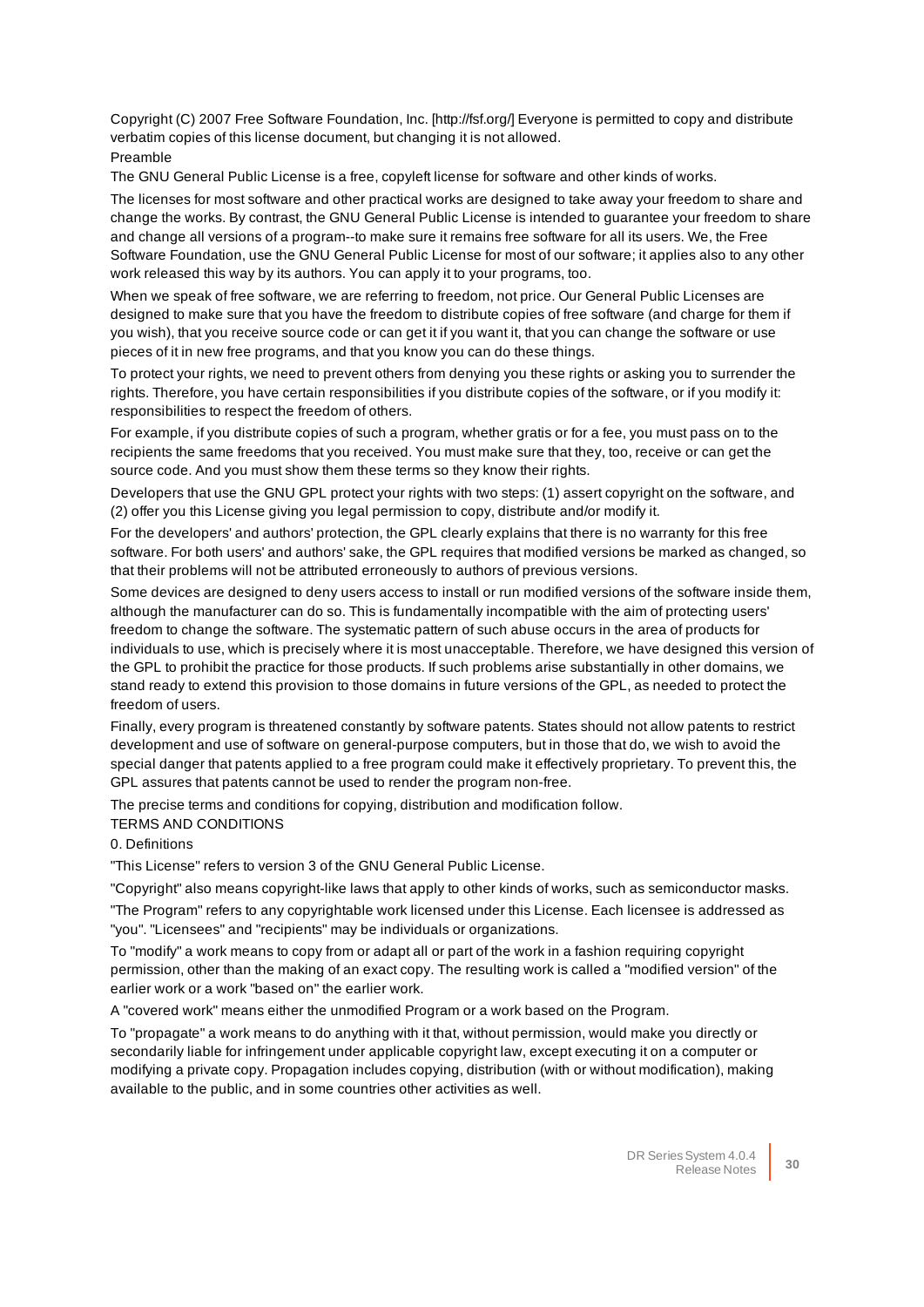Copyright (C) 2007 Free Software Foundation, Inc. [http://fsf.org/] Everyone is permitted to copy and distribute verbatim copies of this license document, but changing it is not allowed.

Preamble

The GNU General Public License is a free, copyleft license for software and other kinds of works.

The licenses for most software and other practical works are designed to take away your freedom to share and change the works. By contrast, the GNU General Public License is intended to guarantee your freedom to share and change all versions of a program--to make sure it remains free software for all its users. We, the Free Software Foundation, use the GNU General Public License for most of our software; it applies also to any other work released this way by its authors. You can apply it to your programs, too.

When we speak of free software, we are referring to freedom, not price. Our General Public Licenses are designed to make sure that you have the freedom to distribute copies of free software (and charge for them if you wish), that you receive source code or can get it if you want it, that you can change the software or use pieces of it in new free programs, and that you know you can do these things.

To protect your rights, we need to prevent others from denying you these rights or asking you to surrender the rights. Therefore, you have certain responsibilities if you distribute copies of the software, or if you modify it: responsibilities to respect the freedom of others.

For example, if you distribute copies of such a program, whether gratis or for a fee, you must pass on to the recipients the same freedoms that you received. You must make sure that they, too, receive or can get the source code. And you must show them these terms so they know their rights.

Developers that use the GNU GPL protect your rights with two steps: (1) assert copyright on the software, and (2) offer you this License giving you legal permission to copy, distribute and/or modify it.

For the developers' and authors' protection, the GPL clearly explains that there is no warranty for this free software. For both users' and authors' sake, the GPL requires that modified versions be marked as changed, so that their problems will not be attributed erroneously to authors of previous versions.

Some devices are designed to deny users access to install or run modified versions of the software inside them, although the manufacturer can do so. This is fundamentally incompatible with the aim of protecting users' freedom to change the software. The systematic pattern of such abuse occurs in the area of products for individuals to use, which is precisely where it is most unacceptable. Therefore, we have designed this version of the GPL to prohibit the practice for those products. If such problems arise substantially in other domains, we stand ready to extend this provision to those domains in future versions of the GPL, as needed to protect the freedom of users.

Finally, every program is threatened constantly by software patents. States should not allow patents to restrict development and use of software on general-purpose computers, but in those that do, we wish to avoid the special danger that patents applied to a free program could make it effectively proprietary. To prevent this, the GPL assures that patents cannot be used to render the program non-free.

The precise terms and conditions for copying, distribution and modification follow.

TERMS AND CONDITIONS

0. Definitions

"This License" refers to version 3 of the GNU General Public License.

"Copyright" also means copyright-like laws that apply to other kinds of works, such as semiconductor masks.

"The Program" refers to any copyrightable work licensed under this License. Each licensee is addressed as "you". "Licensees" and "recipients" may be individuals or organizations.

To "modify" a work means to copy from or adapt all or part of the work in a fashion requiring copyright permission, other than the making of an exact copy. The resulting work is called a "modified version" of the earlier work or a work "based on" the earlier work.

A "covered work" means either the unmodified Program or a work based on the Program.

To "propagate" a work means to do anything with it that, without permission, would make you directly or secondarily liable for infringement under applicable copyright law, except executing it on a computer or modifying a private copy. Propagation includes copying, distribution (with or without modification), making available to the public, and in some countries other activities as well.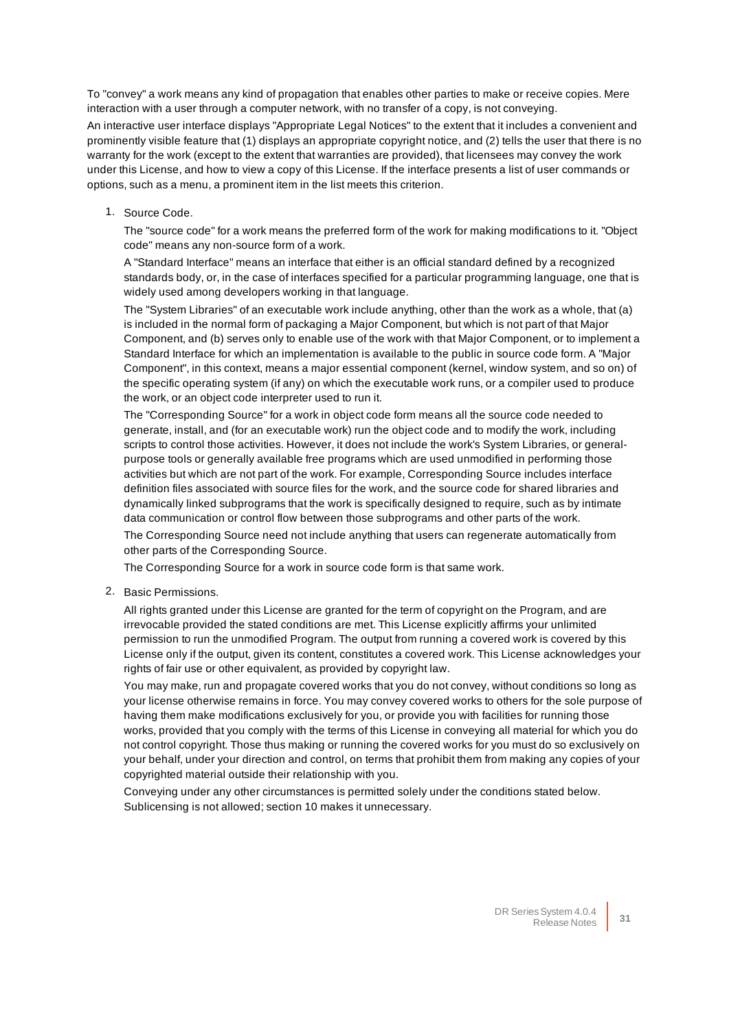To "convey" a work means any kind of propagation that enables other parties to make or receive copies. Mere interaction with a user through a computer network, with no transfer of a copy, is not conveying.

An interactive user interface displays "Appropriate Legal Notices" to the extent that it includes a convenient and prominently visible feature that (1) displays an appropriate copyright notice, and (2) tells the user that there is no warranty for the work (except to the extent that warranties are provided), that licensees may convey the work under this License, and how to view a copy of this License. If the interface presents a list of user commands or options, such as a menu, a prominent item in the list meets this criterion.

1. Source Code.

   The "source code" for a work means the preferred form of the work for making modifications to it. "Object code" means any non-source form of a work.

   A "Standard Interface" means an interface that either is an official standard defined by a recognized standards body, or, in the case of interfaces specified for a particular programming language, one that is widely used among developers working in that language.

   The "System Libraries" of an executable work include anything, other than the work as a whole, that (a) is included in the normal form of packaging a Major Component, but which is not part of that Major Component, and (b) serves only to enable use of the work with that Major Component, or to implement a Standard Interface for which an implementation is available to the public in source code form. A "Major Component", in this context, means a major essential component (kernel, window system, and so on) of the specific operating system (if any) on which the executable work runs, or a compiler used to produce the work, or an object code interpreter used to run it.

   The "Corresponding Source" for a work in object code form means all the source code needed to generate, install, and (for an executable work) run the object code and to modify the work, including scripts to control those activities. However, it does not include the work's System Libraries, or general-purpose tools or generally available free programs which are used unmodified in performing those activities but which are not part of the work. For example, Corresponding Source includes interface definition files associated with source files for the work, and the source code for shared libraries and dynamically linked subprograms that the work is specifically designed to require, such as by intimate data communication or control flow between those subprograms and other parts of the work.

   The Corresponding Source need not include anything that users can regenerate automatically from other parts of the Corresponding Source.

   The Corresponding Source for a work in source code form is that same work.

2. Basic Permissions.

   All rights granted under this License are granted for the term of copyright on the Program, and are irrevocable provided the stated conditions are met. This License explicitly affirms your unlimited permission to run the unmodified Program. The output from running a covered work is covered by this License only if the output, given its content, constitutes a covered work. This License acknowledges your rights of fair use or other equivalent, as provided by copyright law.

   You may make, run and propagate covered works that you do not convey, without conditions so long as your license otherwise remains in force. You may convey covered works to others for the sole purpose of having them make modifications exclusively for you, or provide you with facilities for running those works, provided that you comply with the terms of this License in conveying all material for which you do not control copyright. Those thus making or running the covered works for you must do so exclusively on your behalf, under your direction and control, on terms that prohibit them from making any copies of your copyrighted material outside their relationship with you.

   Conveying under any other circumstances is permitted solely under the conditions stated below. Sublicensing is not allowed; section 10 makes it unnecessary.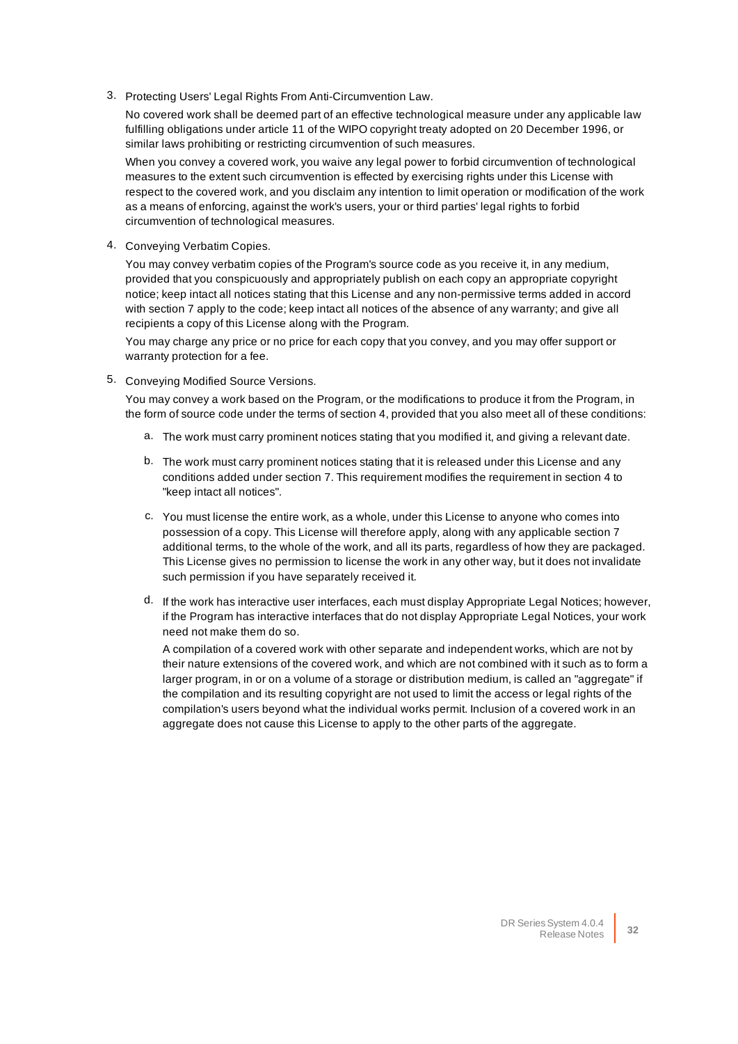3. Protecting Users' Legal Rights From Anti-Circumvention Law.

   No covered work shall be deemed part of an effective technological measure under any applicable law fulfilling obligations under article 11 of the WIPO copyright treaty adopted on 20 December 1996, or similar laws prohibiting or restricting circumvention of such measures.

   When you convey a covered work, you waive any legal power to forbid circumvention of technological measures to the extent such circumvention is effected by exercising rights under this License with respect to the covered work, and you disclaim any intention to limit operation or modification of the work as a means of enforcing, against the work's users, your or third parties' legal rights to forbid circumvention of technological measures.

4. Conveying Verbatim Copies.

   You may convey verbatim copies of the Program's source code as you receive it, in any medium, provided that you conspicuously and appropriately publish on each copy an appropriate copyright notice; keep intact all notices stating that this License and any non-permissive terms added in accord with section 7 apply to the code; keep intact all notices of the absence of any warranty; and give all recipients a copy of this License along with the Program.

   You may charge any price or no price for each copy that you convey, and you may offer support or warranty protection for a fee.

5. Conveying Modified Source Versions.

   You may convey a work based on the Program, or the modifications to produce it from the Program, in the form of source code under the terms of section 4, provided that you also meet all of these conditions:

   a. The work must carry prominent notices stating that you modified it, and giving a relevant date.

   b. The work must carry prominent notices stating that it is released under this License and any conditions added under section 7. This requirement modifies the requirement in section 4 to "keep intact all notices".

   c. You must license the entire work, as a whole, under this License to anyone who comes into possession of a copy. This License will therefore apply, along with any applicable section 7 additional terms, to the whole of the work, and all its parts, regardless of how they are packaged. This License gives no permission to license the work in any other way, but it does not invalidate such permission if you have separately received it.

   d. If the work has interactive user interfaces, each must display Appropriate Legal Notices; however, if the Program has interactive interfaces that do not display Appropriate Legal Notices, your work need not make them do so.

      A compilation of a covered work with other separate and independent works, which are not by their nature extensions of the covered work, and which are not combined with it such as to form a larger program, in or on a volume of a storage or distribution medium, is called an "aggregate" if the compilation and its resulting copyright are not used to limit the access or legal rights of the compilation's users beyond what the individual works permit. Inclusion of a covered work in an aggregate does not cause this License to apply to the other parts of the aggregate.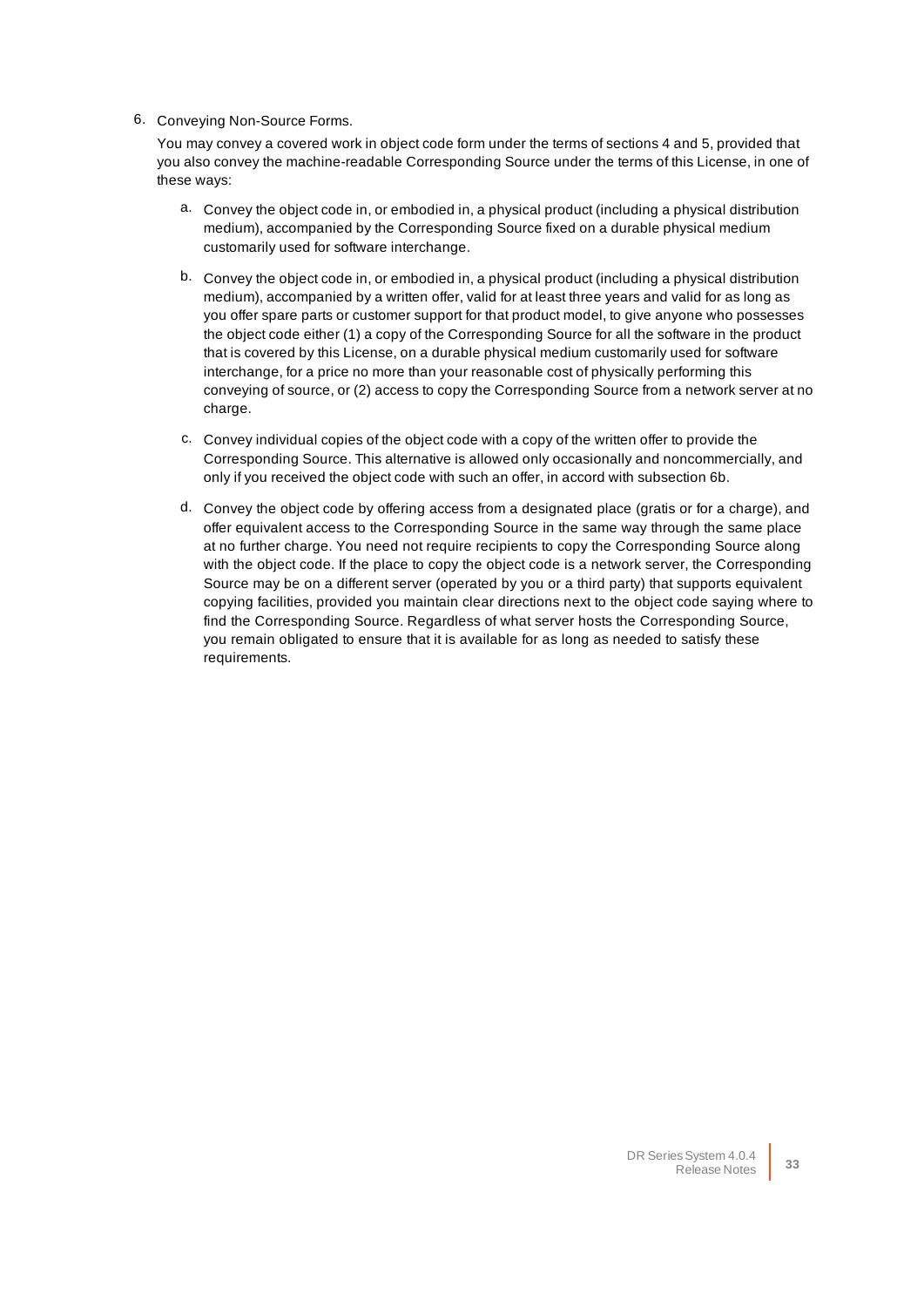6. Conveying Non-Source Forms.

   You may convey a covered work in object code form under the terms of sections 4 and 5, provided that you also convey the machine-readable Corresponding Source under the terms of this License, in one of these ways:

   a. Convey the object code in, or embodied in, a physical product (including a physical distribution medium), accompanied by the Corresponding Source fixed on a durable physical medium customarily used for software interchange.

   b. Convey the object code in, or embodied in, a physical product (including a physical distribution medium), accompanied by a written offer, valid for at least three years and valid for as long as you offer spare parts or customer support for that product model, to give anyone who possesses the object code either (1) a copy of the Corresponding Source for all the software in the product that is covered by this License, on a durable physical medium customarily used for software interchange, for a price no more than your reasonable cost of physically performing this conveying of source, or (2) access to copy the Corresponding Source from a network server at no charge.

   c. Convey individual copies of the object code with a copy of the written offer to provide the Corresponding Source. This alternative is allowed only occasionally and noncommercially, and only if you received the object code with such an offer, in accord with subsection 6b.

   d. Convey the object code by offering access from a designated place (gratis or for a charge), and offer equivalent access to the Corresponding Source in the same way through the same place at no further charge. You need not require recipients to copy the Corresponding Source along with the object code. If the place to copy the object code is a network server, the Corresponding Source may be on a different server (operated by you or a third party) that supports equivalent copying facilities, provided you maintain clear directions next to the object code saying where to find the Corresponding Source. Regardless of what server hosts the Corresponding Source, you remain obligated to ensure that it is available for as long as needed to satisfy these requirements.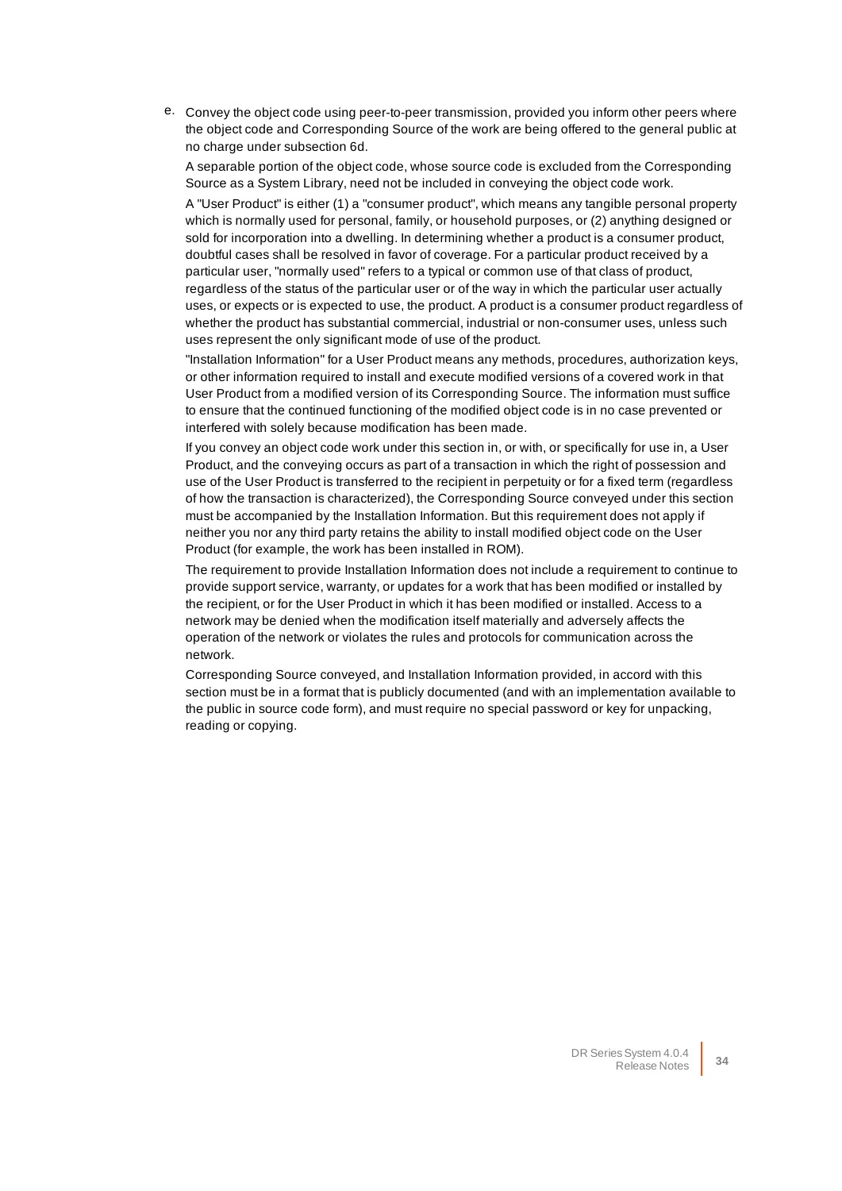e. Convey the object code using peer-to-peer transmission, provided you inform other peers where the object code and Corresponding Source of the work are being offered to the general public at no charge under subsection 6d.

   A separable portion of the object code, whose source code is excluded from the Corresponding Source as a System Library, need not be included in conveying the object code work.

   A "User Product" is either (1) a "consumer product", which means any tangible personal property which is normally used for personal, family, or household purposes, or (2) anything designed or sold for incorporation into a dwelling. In determining whether a product is a consumer product, doubtful cases shall be resolved in favor of coverage. For a particular product received by a particular user, "normally used" refers to a typical or common use of that class of product, regardless of the status of the particular user or of the way in which the particular user actually uses, or expects or is expected to use, the product. A product is a consumer product regardless of whether the product has substantial commercial, industrial or non-consumer uses, unless such uses represent the only significant mode of use of the product.

   "Installation Information" for a User Product means any methods, procedures, authorization keys, or other information required to install and execute modified versions of a covered work in that User Product from a modified version of its Corresponding Source. The information must suffice to ensure that the continued functioning of the modified object code is in no case prevented or interfered with solely because modification has been made.

   If you convey an object code work under this section in, or with, or specifically for use in, a User Product, and the conveying occurs as part of a transaction in which the right of possession and use of the User Product is transferred to the recipient in perpetuity or for a fixed term (regardless of how the transaction is characterized), the Corresponding Source conveyed under this section must be accompanied by the Installation Information. But this requirement does not apply if neither you nor any third party retains the ability to install modified object code on the User Product (for example, the work has been installed in ROM).

   The requirement to provide Installation Information does not include a requirement to continue to provide support service, warranty, or updates for a work that has been modified or installed by the recipient, or for the User Product in which it has been modified or installed. Access to a network may be denied when the modification itself materially and adversely affects the operation of the network or violates the rules and protocols for communication across the network.

   Corresponding Source conveyed, and Installation Information provided, in accord with this section must be in a format that is publicly documented (and with an implementation available to the public in source code form), and must require no special password or key for unpacking, reading or copying.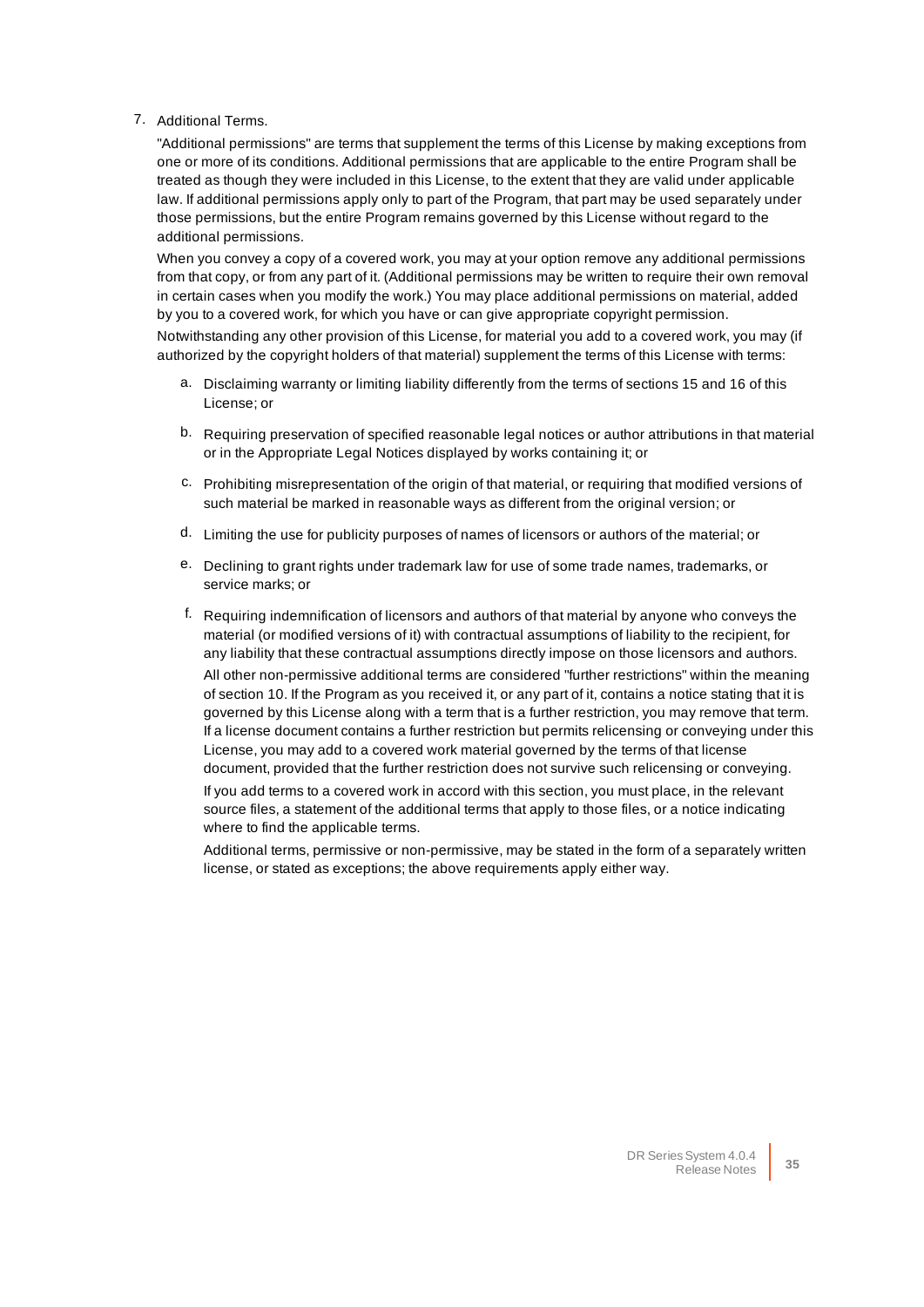7. Additional Terms.

   "Additional permissions" are terms that supplement the terms of this License by making exceptions from one or more of its conditions. Additional permissions that are applicable to the entire Program shall be treated as though they were included in this License, to the extent that they are valid under applicable law. If additional permissions apply only to part of the Program, that part may be used separately under those permissions, but the entire Program remains governed by this License without regard to the additional permissions.

   When you convey a copy of a covered work, you may at your option remove any additional permissions from that copy, or from any part of it. (Additional permissions may be written to require their own removal in certain cases when you modify the work.) You may place additional permissions on material, added by you to a covered work, for which you have or can give appropriate copyright permission.

   Notwithstanding any other provision of this License, for material you add to a covered work, you may (if authorized by the copyright holders of that material) supplement the terms of this License with terms:

   a. Disclaiming warranty or limiting liability differently from the terms of sections 15 and 16 of this License; or

   b. Requiring preservation of specified reasonable legal notices or author attributions in that material or in the Appropriate Legal Notices displayed by works containing it; or

   c. Prohibiting misrepresentation of the origin of that material, or requiring that modified versions of such material be marked in reasonable ways as different from the original version; or

   d. Limiting the use for publicity purposes of names of licensors or authors of the material; or

   e. Declining to grant rights under trademark law for use of some trade names, trademarks, or service marks; or

   f. Requiring indemnification of licensors and authors of that material by anyone who conveys the material (or modified versions of it) with contractual assumptions of liability to the recipient, for any liability that these contractual assumptions directly impose on those licensors and authors.

      All other non-permissive additional terms are considered "further restrictions" within the meaning of section 10. If the Program as you received it, or any part of it, contains a notice stating that it is governed by this License along with a term that is a further restriction, you may remove that term. If a license document contains a further restriction but permits relicensing or conveying under this License, you may add to a covered work material governed by the terms of that license document, provided that the further restriction does not survive such relicensing or conveying.

      If you add terms to a covered work in accord with this section, you must place, in the relevant source files, a statement of the additional terms that apply to those files, or a notice indicating where to find the applicable terms.

      Additional terms, permissive or non-permissive, may be stated in the form of a separately written license, or stated as exceptions; the above requirements apply either way.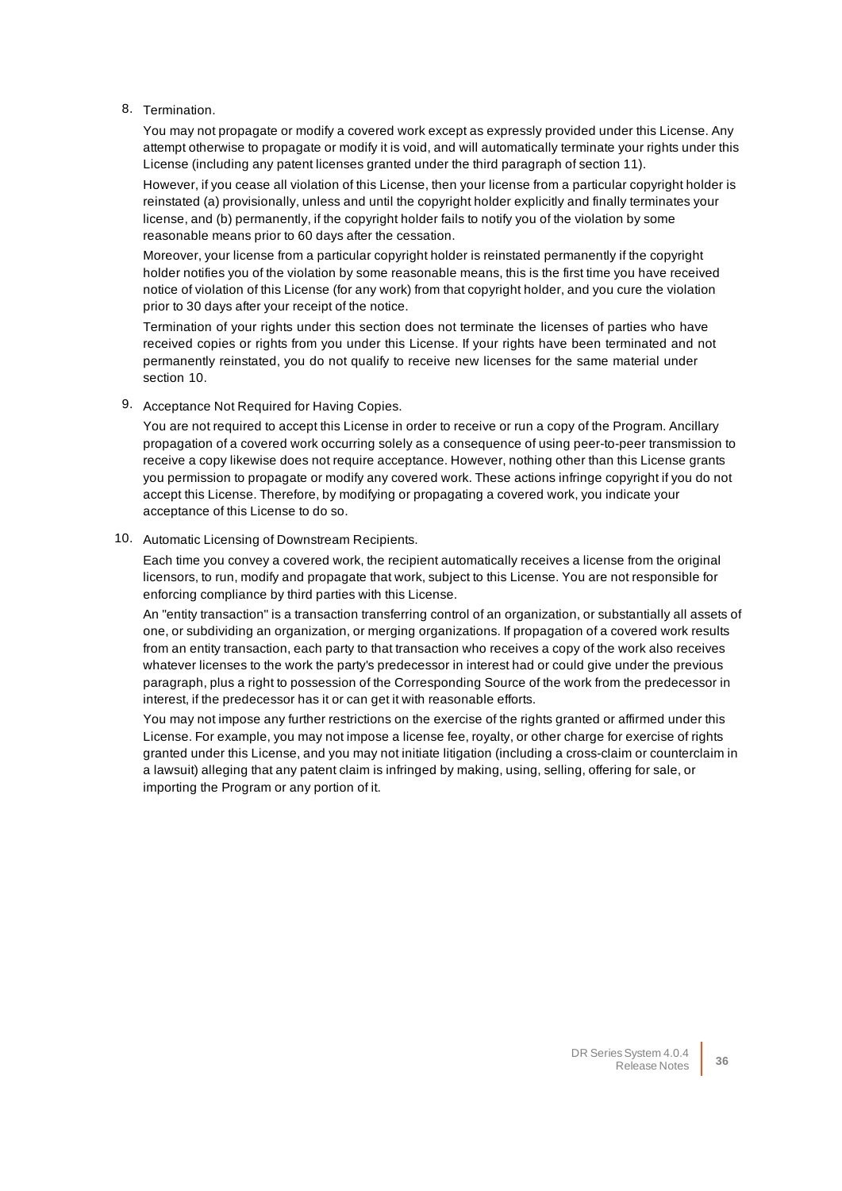8. Termination.

   You may not propagate or modify a covered work except as expressly provided under this License. Any attempt otherwise to propagate or modify it is void, and will automatically terminate your rights under this License (including any patent licenses granted under the third paragraph of section 11).

   However, if you cease all violation of this License, then your license from a particular copyright holder is reinstated (a) provisionally, unless and until the copyright holder explicitly and finally terminates your license, and (b) permanently, if the copyright holder fails to notify you of the violation by some reasonable means prior to 60 days after the cessation.

   Moreover, your license from a particular copyright holder is reinstated permanently if the copyright holder notifies you of the violation by some reasonable means, this is the first time you have received notice of violation of this License (for any work) from that copyright holder, and you cure the violation prior to 30 days after your receipt of the notice.

   Termination of your rights under this section does not terminate the licenses of parties who have received copies or rights from you under this License. If your rights have been terminated and not permanently reinstated, you do not qualify to receive new licenses for the same material under section 10.

9. Acceptance Not Required for Having Copies.

   You are not required to accept this License in order to receive or run a copy of the Program. Ancillary propagation of a covered work occurring solely as a consequence of using peer-to-peer transmission to receive a copy likewise does not require acceptance. However, nothing other than this License grants you permission to propagate or modify any covered work. These actions infringe copyright if you do not accept this License. Therefore, by modifying or propagating a covered work, you indicate your acceptance of this License to do so.

10. Automatic Licensing of Downstream Recipients.

    Each time you convey a covered work, the recipient automatically receives a license from the original licensors, to run, modify and propagate that work, subject to this License. You are not responsible for enforcing compliance by third parties with this License.

    An "entity transaction" is a transaction transferring control of an organization, or substantially all assets of one, or subdividing an organization, or merging organizations. If propagation of a covered work results from an entity transaction, each party to that transaction who receives a copy of the work also receives whatever licenses to the work the party's predecessor in interest had or could give under the previous paragraph, plus a right to possession of the Corresponding Source of the work from the predecessor in interest, if the predecessor has it or can get it with reasonable efforts.

    You may not impose any further restrictions on the exercise of the rights granted or affirmed under this License. For example, you may not impose a license fee, royalty, or other charge for exercise of rights granted under this License, and you may not initiate litigation (including a cross-claim or counterclaim in a lawsuit) alleging that any patent claim is infringed by making, using, selling, offering for sale, or importing the Program or any portion of it.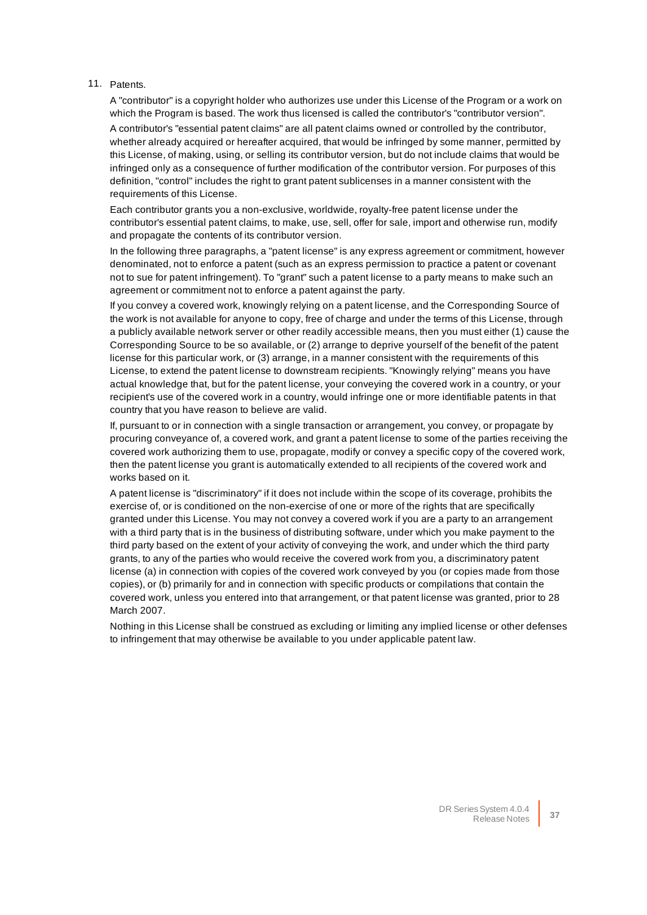11. Patents.

    A "contributor" is a copyright holder who authorizes use under this License of the Program or a work on which the Program is based. The work thus licensed is called the contributor's "contributor version".

    A contributor's "essential patent claims" are all patent claims owned or controlled by the contributor, whether already acquired or hereafter acquired, that would be infringed by some manner, permitted by this License, of making, using, or selling its contributor version, but do not include claims that would be infringed only as a consequence of further modification of the contributor version. For purposes of this definition, "control" includes the right to grant patent sublicenses in a manner consistent with the requirements of this License.

    Each contributor grants you a non-exclusive, worldwide, royalty-free patent license under the contributor's essential patent claims, to make, use, sell, offer for sale, import and otherwise run, modify and propagate the contents of its contributor version.

    In the following three paragraphs, a "patent license" is any express agreement or commitment, however denominated, not to enforce a patent (such as an express permission to practice a patent or covenant not to sue for patent infringement). To "grant" such a patent license to a party means to make such an agreement or commitment not to enforce a patent against the party.

    If you convey a covered work, knowingly relying on a patent license, and the Corresponding Source of the work is not available for anyone to copy, free of charge and under the terms of this License, through a publicly available network server or other readily accessible means, then you must either (1) cause the Corresponding Source to be so available, or (2) arrange to deprive yourself of the benefit of the patent license for this particular work, or (3) arrange, in a manner consistent with the requirements of this License, to extend the patent license to downstream recipients. "Knowingly relying" means you have actual knowledge that, but for the patent license, your conveying the covered work in a country, or your recipient's use of the covered work in a country, would infringe one or more identifiable patents in that country that you have reason to believe are valid.

    If, pursuant to or in connection with a single transaction or arrangement, you convey, or propagate by procuring conveyance of, a covered work, and grant a patent license to some of the parties receiving the covered work authorizing them to use, propagate, modify or convey a specific copy of the covered work, then the patent license you grant is automatically extended to all recipients of the covered work and works based on it.

    A patent license is "discriminatory" if it does not include within the scope of its coverage, prohibits the exercise of, or is conditioned on the non-exercise of one or more of the rights that are specifically granted under this License. You may not convey a covered work if you are a party to an arrangement with a third party that is in the business of distributing software, under which you make payment to the third party based on the extent of your activity of conveying the work, and under which the third party grants, to any of the parties who would receive the covered work from you, a discriminatory patent license (a) in connection with copies of the covered work conveyed by you (or copies made from those copies), or (b) primarily for and in connection with specific products or compilations that contain the covered work, unless you entered into that arrangement, or that patent license was granted, prior to 28 March 2007.

    Nothing in this License shall be construed as excluding or limiting any implied license or other defenses to infringement that may otherwise be available to you under applicable patent law.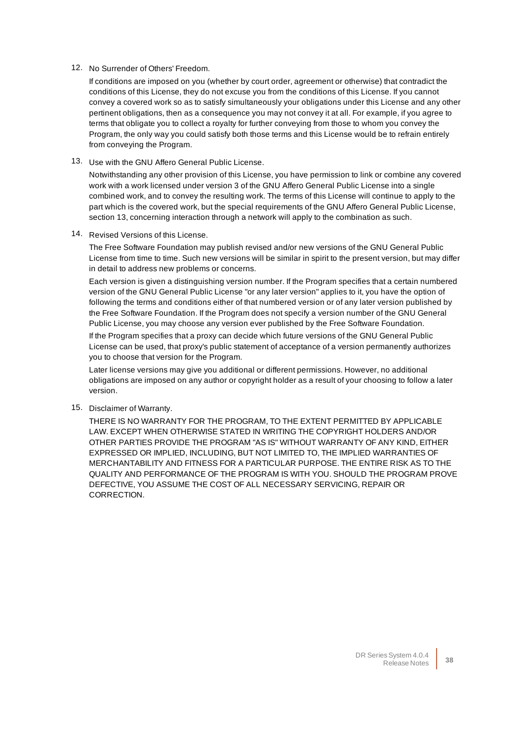12. No Surrender of Others' Freedom.

    If conditions are imposed on you (whether by court order, agreement or otherwise) that contradict the conditions of this License, they do not excuse you from the conditions of this License. If you cannot convey a covered work so as to satisfy simultaneously your obligations under this License and any other pertinent obligations, then as a consequence you may not convey it at all. For example, if you agree to terms that obligate you to collect a royalty for further conveying from those to whom you convey the Program, the only way you could satisfy both those terms and this License would be to refrain entirely from conveying the Program.

13. Use with the GNU Affero General Public License.

    Notwithstanding any other provision of this License, you have permission to link or combine any covered work with a work licensed under version 3 of the GNU Affero General Public License into a single combined work, and to convey the resulting work. The terms of this License will continue to apply to the part which is the covered work, but the special requirements of the GNU Affero General Public License, section 13, concerning interaction through a network will apply to the combination as such.

14. Revised Versions of this License.

    The Free Software Foundation may publish revised and/or new versions of the GNU General Public License from time to time. Such new versions will be similar in spirit to the present version, but may differ in detail to address new problems or concerns.

    Each version is given a distinguishing version number. If the Program specifies that a certain numbered version of the GNU General Public License "or any later version" applies to it, you have the option of following the terms and conditions either of that numbered version or of any later version published by the Free Software Foundation. If the Program does not specify a version number of the GNU General Public License, you may choose any version ever published by the Free Software Foundation.

    If the Program specifies that a proxy can decide which future versions of the GNU General Public License can be used, that proxy's public statement of acceptance of a version permanently authorizes you to choose that version for the Program.

    Later license versions may give you additional or different permissions. However, no additional obligations are imposed on any author or copyright holder as a result of your choosing to follow a later version.

15. Disclaimer of Warranty.

    THERE IS NO WARRANTY FOR THE PROGRAM, TO THE EXTENT PERMITTED BY APPLICABLE LAW. EXCEPT WHEN OTHERWISE STATED IN WRITING THE COPYRIGHT HOLDERS AND/OR OTHER PARTIES PROVIDE THE PROGRAM "AS IS" WITHOUT WARRANTY OF ANY KIND, EITHER EXPRESSED OR IMPLIED, INCLUDING, BUT NOT LIMITED TO, THE IMPLIED WARRANTIES OF MERCHANTABILITY AND FITNESS FOR A PARTICULAR PURPOSE. THE ENTIRE RISK AS TO THE QUALITY AND PERFORMANCE OF THE PROGRAM IS WITH YOU. SHOULD THE PROGRAM PROVE DEFECTIVE, YOU ASSUME THE COST OF ALL NECESSARY SERVICING, REPAIR OR CORRECTION.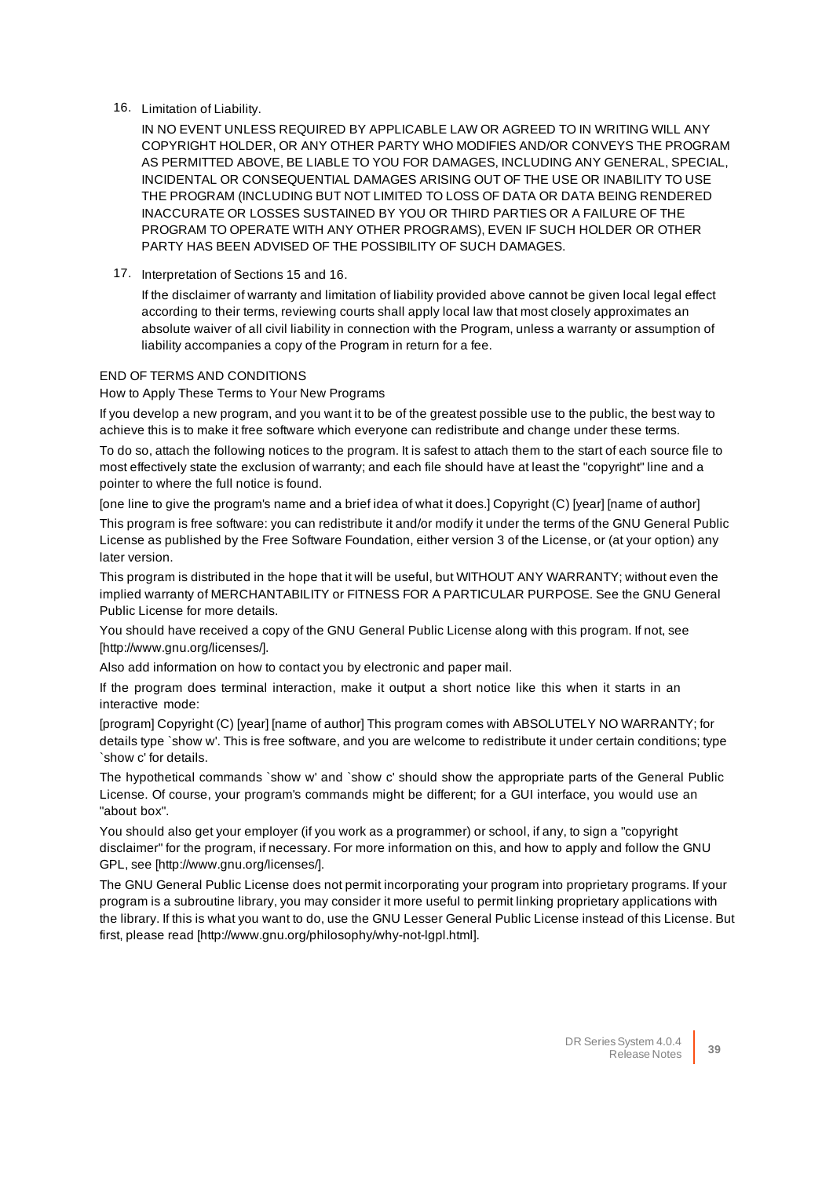16. Limitation of Liability.

    IN NO EVENT UNLESS REQUIRED BY APPLICABLE LAW OR AGREED TO IN WRITING WILL ANY COPYRIGHT HOLDER, OR ANY OTHER PARTY WHO MODIFIES AND/OR CONVEYS THE PROGRAM AS PERMITTED ABOVE, BE LIABLE TO YOU FOR DAMAGES, INCLUDING ANY GENERAL, SPECIAL, INCIDENTAL OR CONSEQUENTIAL DAMAGES ARISING OUT OF THE USE OR INABILITY TO USE THE PROGRAM (INCLUDING BUT NOT LIMITED TO LOSS OF DATA OR DATA BEING RENDERED INACCURATE OR LOSSES SUSTAINED BY YOU OR THIRD PARTIES OR A FAILURE OF THE PROGRAM TO OPERATE WITH ANY OTHER PROGRAMS), EVEN IF SUCH HOLDER OR OTHER PARTY HAS BEEN ADVISED OF THE POSSIBILITY OF SUCH DAMAGES.

17. Interpretation of Sections 15 and 16.

    If the disclaimer of warranty and limitation of liability provided above cannot be given local legal effect according to their terms, reviewing courts shall apply local law that most closely approximates an absolute waiver of all civil liability in connection with the Program, unless a warranty or assumption of liability accompanies a copy of the Program in return for a fee.

END OF TERMS AND CONDITIONS

How to Apply These Terms to Your New Programs

If you develop a new program, and you want it to be of the greatest possible use to the public, the best way to achieve this is to make it free software which everyone can redistribute and change under these terms.

To do so, attach the following notices to the program. It is safest to attach them to the start of each source file to most effectively state the exclusion of warranty; and each file should have at least the "copyright" line and a pointer to where the full notice is found.

[one line to give the program's name and a brief idea of what it does.] Copyright (C) [year] [name of author]

This program is free software: you can redistribute it and/or modify it under the terms of the GNU General Public License as published by the Free Software Foundation, either version 3 of the License, or (at your option) any later version.

This program is distributed in the hope that it will be useful, but WITHOUT ANY WARRANTY; without even the implied warranty of MERCHANTABILITY or FITNESS FOR A PARTICULAR PURPOSE. See the GNU General Public License for more details.

You should have received a copy of the GNU General Public License along with this program. If not, see [http://www.gnu.org/licenses/].

Also add information on how to contact you by electronic and paper mail.

If the program does terminal interaction, make it output a short notice like this when it starts in an interactive mode:

[program] Copyright (C) [year] [name of author] This program comes with ABSOLUTELY NO WARRANTY; for details type `show w'. This is free software, and you are welcome to redistribute it under certain conditions; type `show c' for details.

The hypothetical commands `show w' and `show c' should show the appropriate parts of the General Public License. Of course, your program's commands might be different; for a GUI interface, you would use an "about box".

You should also get your employer (if you work as a programmer) or school, if any, to sign a "copyright disclaimer" for the program, if necessary. For more information on this, and how to apply and follow the GNU GPL, see [http://www.gnu.org/licenses/].

The GNU General Public License does not permit incorporating your program into proprietary programs. If your program is a subroutine library, you may consider it more useful to permit linking proprietary applications with the library. If this is what you want to do, use the GNU Lesser General Public License instead of this License. But first, please read [http://www.gnu.org/philosophy/why-not-lgpl.html].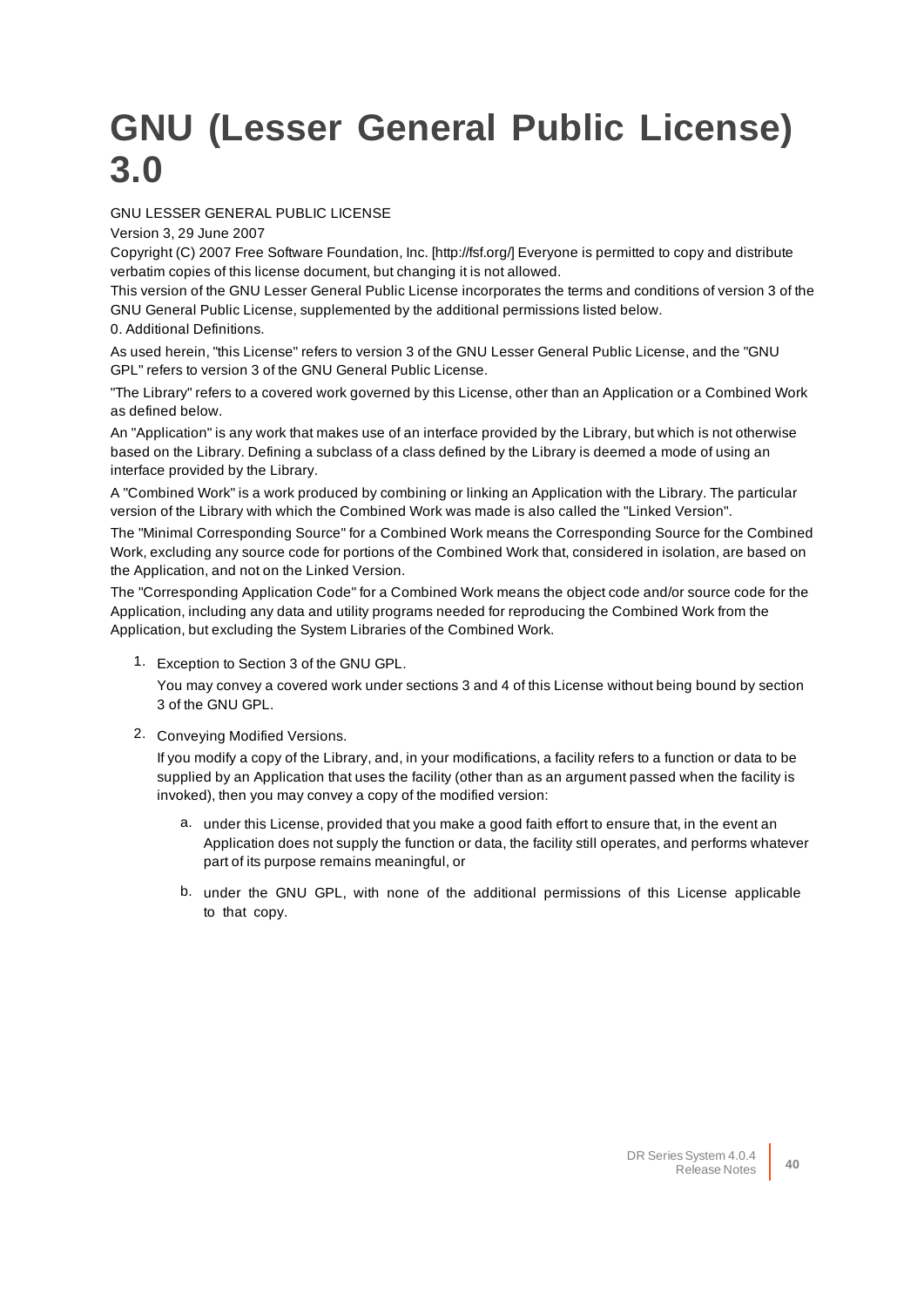# GNU (Lesser General Public License) 3.0

GNU LESSER GENERAL PUBLIC LICENSE

Version 3, 29 June 2007

Copyright (C) 2007 Free Software Foundation, Inc. [http://fsf.org/] Everyone is permitted to copy and distribute verbatim copies of this license document, but changing it is not allowed.

This version of the GNU Lesser General Public License incorporates the terms and conditions of version 3 of the GNU General Public License, supplemented by the additional permissions listed below.

0. Additional Definitions.

As used herein, "this License" refers to version 3 of the GNU Lesser General Public License, and the "GNU GPL" refers to version 3 of the GNU General Public License.

"The Library" refers to a covered work governed by this License, other than an Application or a Combined Work as defined below.

An "Application" is any work that makes use of an interface provided by the Library, but which is not otherwise based on the Library. Defining a subclass of a class defined by the Library is deemed a mode of using an interface provided by the Library.

A "Combined Work" is a work produced by combining or linking an Application with the Library. The particular version of the Library with which the Combined Work was made is also called the "Linked Version".

The "Minimal Corresponding Source" for a Combined Work means the Corresponding Source for the Combined Work, excluding any source code for portions of the Combined Work that, considered in isolation, are based on the Application, and not on the Linked Version.

The "Corresponding Application Code" for a Combined Work means the object code and/or source code for the Application, including any data and utility programs needed for reproducing the Combined Work from the Application, but excluding the System Libraries of the Combined Work.

1. Exception to Section 3 of the GNU GPL.

   You may convey a covered work under sections 3 and 4 of this License without being bound by section 3 of the GNU GPL.

2. Conveying Modified Versions.

   If you modify a copy of the Library, and, in your modifications, a facility refers to a function or data to be supplied by an Application that uses the facility (other than as an argument passed when the facility is invoked), then you may convey a copy of the modified version:

   a. under this License, provided that you make a good faith effort to ensure that, in the event an Application does not supply the function or data, the facility still operates, and performs whatever part of its purpose remains meaningful, or

   b. under the GNU GPL, with none of the additional permissions of this License applicable to that copy.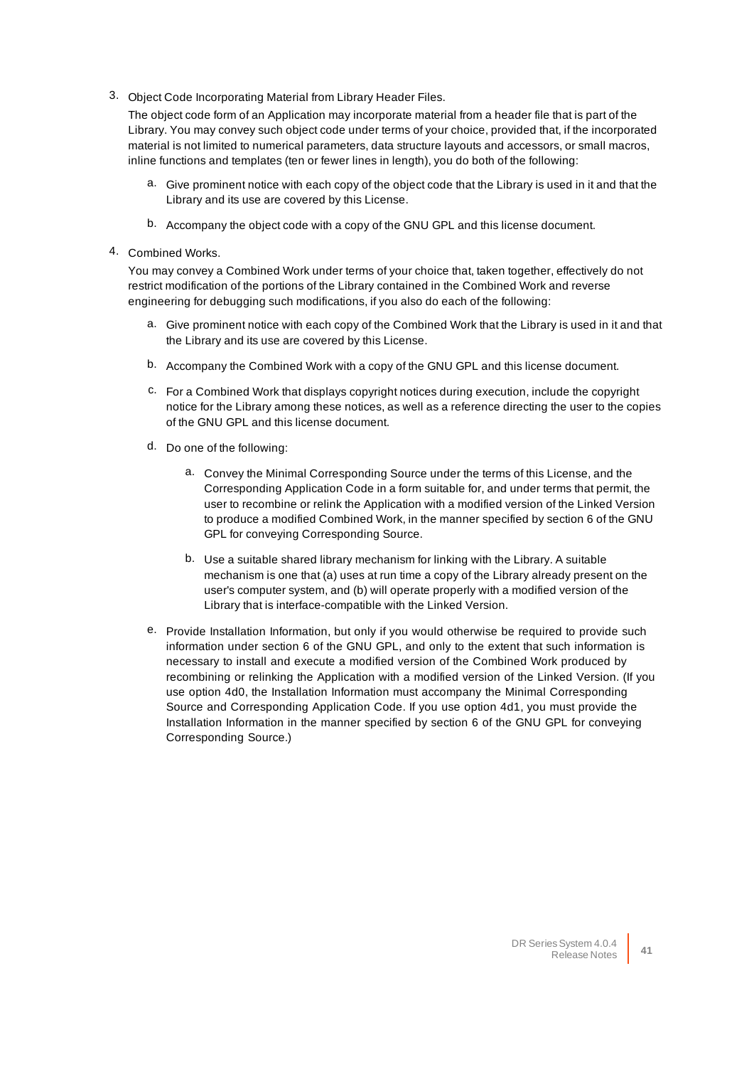3. Object Code Incorporating Material from Library Header Files.

   The object code form of an Application may incorporate material from a header file that is part of the Library. You may convey such object code under terms of your choice, provided that, if the incorporated material is not limited to numerical parameters, data structure layouts and accessors, or small macros, inline functions and templates (ten or fewer lines in length), you do both of the following:

   a. Give prominent notice with each copy of the object code that the Library is used in it and that the Library and its use are covered by this License.

   b. Accompany the object code with a copy of the GNU GPL and this license document.

4. Combined Works.

   You may convey a Combined Work under terms of your choice that, taken together, effectively do not restrict modification of the portions of the Library contained in the Combined Work and reverse engineering for debugging such modifications, if you also do each of the following:

   a. Give prominent notice with each copy of the Combined Work that the Library is used in it and that the Library and its use are covered by this License.

   b. Accompany the Combined Work with a copy of the GNU GPL and this license document.

   c. For a Combined Work that displays copyright notices during execution, include the copyright notice for the Library among these notices, as well as a reference directing the user to the copies of the GNU GPL and this license document.

   d. Do one of the following:

      a. Convey the Minimal Corresponding Source under the terms of this License, and the Corresponding Application Code in a form suitable for, and under terms that permit, the user to recombine or relink the Application with a modified version of the Linked Version to produce a modified Combined Work, in the manner specified by section 6 of the GNU GPL for conveying Corresponding Source.

      b. Use a suitable shared library mechanism for linking with the Library. A suitable mechanism is one that (a) uses at run time a copy of the Library already present on the user's computer system, and (b) will operate properly with a modified version of the Library that is interface-compatible with the Linked Version.

   e. Provide Installation Information, but only if you would otherwise be required to provide such information under section 6 of the GNU GPL, and only to the extent that such information is necessary to install and execute a modified version of the Combined Work produced by recombining or relinking the Application with a modified version of the Linked Version. (If you use option 4d0, the Installation Information must accompany the Minimal Corresponding Source and Corresponding Application Code. If you use option 4d1, you must provide the Installation Information in the manner specified by section 6 of the GNU GPL for conveying Corresponding Source.)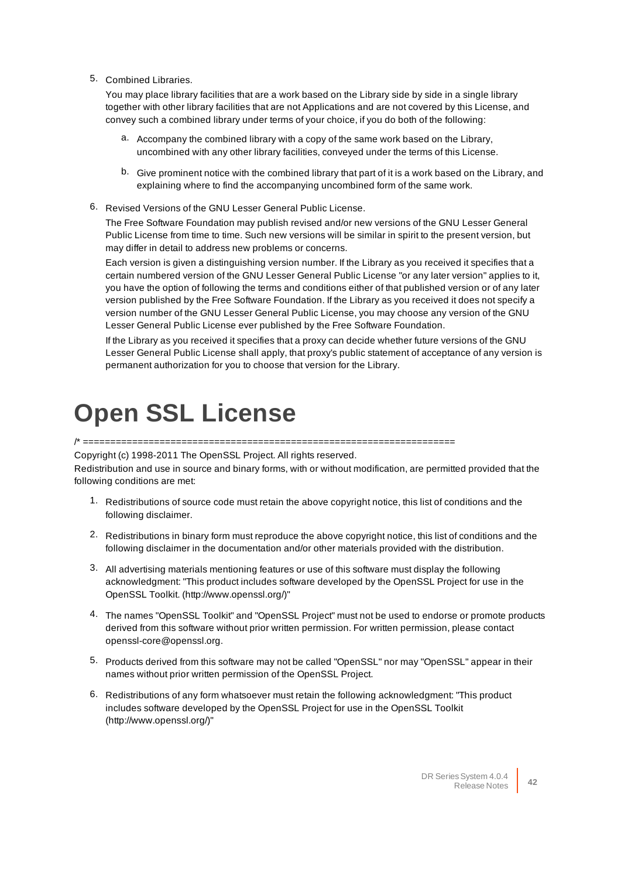5. Combined Libraries.

   You may place library facilities that are a work based on the Library side by side in a single library together with other library facilities that are not Applications and are not covered by this License, and convey such a combined library under terms of your choice, if you do both of the following:

   a. Accompany the combined library with a copy of the same work based on the Library, uncombined with any other library facilities, conveyed under the terms of this License.

   b. Give prominent notice with the combined library that part of it is a work based on the Library, and explaining where to find the accompanying uncombined form of the same work.

6. Revised Versions of the GNU Lesser General Public License.

   The Free Software Foundation may publish revised and/or new versions of the GNU Lesser General Public License from time to time. Such new versions will be similar in spirit to the present version, but may differ in detail to address new problems or concerns.

   Each version is given a distinguishing version number. If the Library as you received it specifies that a certain numbered version of the GNU Lesser General Public License "or any later version" applies to it, you have the option of following the terms and conditions either of that published version or of any later version published by the Free Software Foundation. If the Library as you received it does not specify a version number of the GNU Lesser General Public License, you may choose any version of the GNU Lesser General Public License ever published by the Free Software Foundation.

   If the Library as you received it specifies that a proxy can decide whether future versions of the GNU Lesser General Public License shall apply, that proxy's public statement of acceptance of any version is permanent authorization for you to choose that version for the Library.

# Open SSL License

/* ====================================================================

Copyright (c) 1998-2011 The OpenSSL Project. All rights reserved.

Redistribution and use in source and binary forms, with or without modification, are permitted provided that the following conditions are met:

1. Redistributions of source code must retain the above copyright notice, this list of conditions and the following disclaimer.

2. Redistributions in binary form must reproduce the above copyright notice, this list of conditions and the following disclaimer in the documentation and/or other materials provided with the distribution.

3. All advertising materials mentioning features or use of this software must display the following acknowledgment: "This product includes software developed by the OpenSSL Project for use in the OpenSSL Toolkit. (http://www.openssl.org/)"

4. The names "OpenSSL Toolkit" and "OpenSSL Project" must not be used to endorse or promote products derived from this software without prior written permission. For written permission, please contact openssl-core@openssl.org.

5. Products derived from this software may not be called "OpenSSL" nor may "OpenSSL" appear in their names without prior written permission of the OpenSSL Project.

6. Redistributions of any form whatsoever must retain the following acknowledgment: "This product includes software developed by the OpenSSL Project for use in the OpenSSL Toolkit (http://www.openssl.org/)"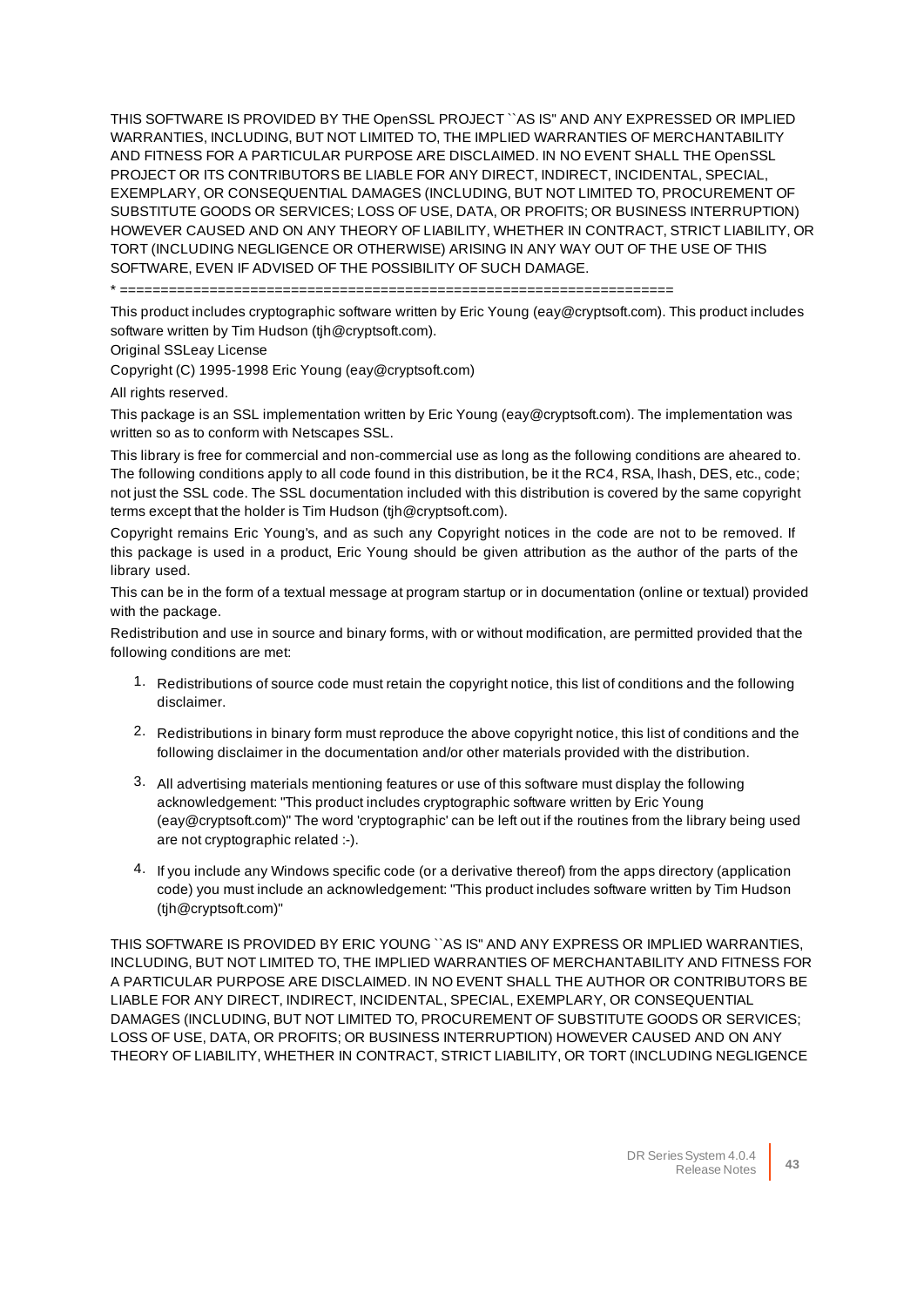THIS SOFTWARE IS PROVIDED BY THE OpenSSL PROJECT ``AS IS'' AND ANY EXPRESSED OR IMPLIED WARRANTIES, INCLUDING, BUT NOT LIMITED TO, THE IMPLIED WARRANTIES OF MERCHANTABILITY AND FITNESS FOR A PARTICULAR PURPOSE ARE DISCLAIMED. IN NO EVENT SHALL THE OpenSSL PROJECT OR ITS CONTRIBUTORS BE LIABLE FOR ANY DIRECT, INDIRECT, INCIDENTAL, SPECIAL, EXEMPLARY, OR CONSEQUENTIAL DAMAGES (INCLUDING, BUT NOT LIMITED TO, PROCUREMENT OF SUBSTITUTE GOODS OR SERVICES; LOSS OF USE, DATA, OR PROFITS; OR BUSINESS INTERRUPTION) HOWEVER CAUSED AND ON ANY THEORY OF LIABILITY, WHETHER IN CONTRACT, STRICT LIABILITY, OR TORT (INCLUDING NEGLIGENCE OR OTHERWISE) ARISING IN ANY WAY OUT OF THE USE OF THIS SOFTWARE, EVEN IF ADVISED OF THE POSSIBILITY OF SUCH DAMAGE.

* ====================================================================

This product includes cryptographic software written by Eric Young (eay@cryptsoft.com). This product includes software written by Tim Hudson (tjh@cryptsoft.com).

Original SSLeay License

Copyright (C) 1995-1998 Eric Young (eay@cryptsoft.com)

All rights reserved.

This package is an SSL implementation written by Eric Young (eay@cryptsoft.com). The implementation was written so as to conform with Netscapes SSL.

This library is free for commercial and non-commercial use as long as the following conditions are aheared to. The following conditions apply to all code found in this distribution, be it the RC4, RSA, lhash, DES, etc., code; not just the SSL code. The SSL documentation included with this distribution is covered by the same copyright terms except that the holder is Tim Hudson (tjh@cryptsoft.com).

Copyright remains Eric Young's, and as such any Copyright notices in the code are not to be removed. If this package is used in a product, Eric Young should be given attribution as the author of the parts of the library used.

This can be in the form of a textual message at program startup or in documentation (online or textual) provided with the package.

Redistribution and use in source and binary forms, with or without modification, are permitted provided that the following conditions are met:

1. Redistributions of source code must retain the copyright notice, this list of conditions and the following disclaimer.
2. Redistributions in binary form must reproduce the above copyright notice, this list of conditions and the following disclaimer in the documentation and/or other materials provided with the distribution.
3. All advertising materials mentioning features or use of this software must display the following acknowledgement: "This product includes cryptographic software written by Eric Young (eay@cryptsoft.com)" The word 'cryptographic' can be left out if the routines from the library being used are not cryptographic related :-).
4. If you include any Windows specific code (or a derivative thereof) from the apps directory (application code) you must include an acknowledgement: "This product includes software written by Tim Hudson (tjh@cryptsoft.com)"

THIS SOFTWARE IS PROVIDED BY ERIC YOUNG ``AS IS'' AND ANY EXPRESS OR IMPLIED WARRANTIES, INCLUDING, BUT NOT LIMITED TO, THE IMPLIED WARRANTIES OF MERCHANTABILITY AND FITNESS FOR A PARTICULAR PURPOSE ARE DISCLAIMED. IN NO EVENT SHALL THE AUTHOR OR CONTRIBUTORS BE LIABLE FOR ANY DIRECT, INDIRECT, INCIDENTAL, SPECIAL, EXEMPLARY, OR CONSEQUENTIAL DAMAGES (INCLUDING, BUT NOT LIMITED TO, PROCUREMENT OF SUBSTITUTE GOODS OR SERVICES; LOSS OF USE, DATA, OR PROFITS; OR BUSINESS INTERRUPTION) HOWEVER CAUSED AND ON ANY THEORY OF LIABILITY, WHETHER IN CONTRACT, STRICT LIABILITY, OR TORT (INCLUDING NEGLIGENCE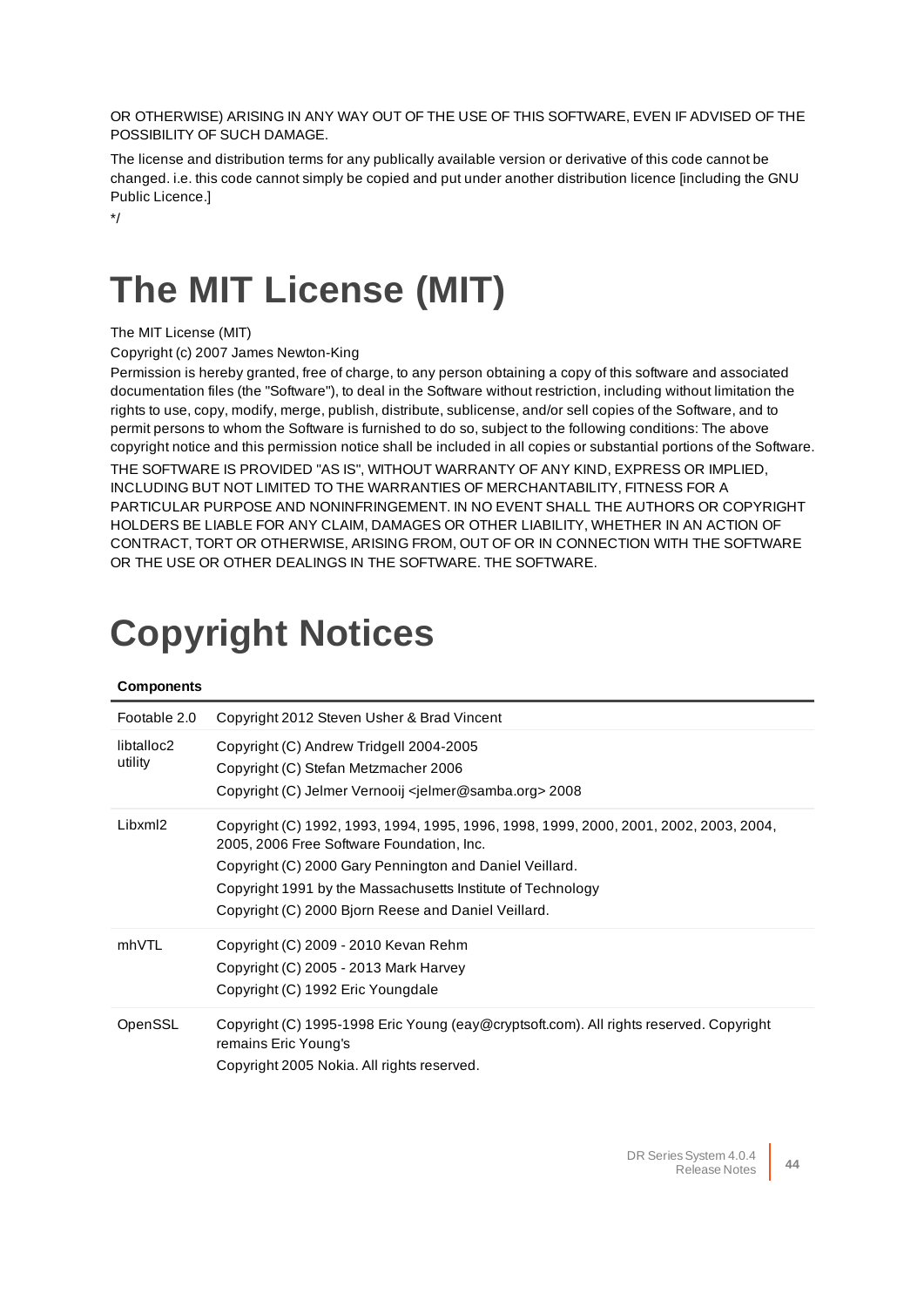OR OTHERWISE) ARISING IN ANY WAY OUT OF THE USE OF THIS SOFTWARE, EVEN IF ADVISED OF THE POSSIBILITY OF SUCH DAMAGE.

The license and distribution terms for any publically available version or derivative of this code cannot be changed. i.e. this code cannot simply be copied and put under another distribution licence [including the GNU Public Licence.]

*/

# The MIT License (MIT)

The MIT License (MIT)

Copyright (c) 2007 James Newton-King

Permission is hereby granted, free of charge, to any person obtaining a copy of this software and associated documentation files (the "Software"), to deal in the Software without restriction, including without limitation the rights to use, copy, modify, merge, publish, distribute, sublicense, and/or sell copies of the Software, and to permit persons to whom the Software is furnished to do so, subject to the following conditions: The above copyright notice and this permission notice shall be included in all copies or substantial portions of the Software.

THE SOFTWARE IS PROVIDED "AS IS", WITHOUT WARRANTY OF ANY KIND, EXPRESS OR IMPLIED, INCLUDING BUT NOT LIMITED TO THE WARRANTIES OF MERCHANTABILITY, FITNESS FOR A PARTICULAR PURPOSE AND NONINFRINGEMENT. IN NO EVENT SHALL THE AUTHORS OR COPYRIGHT HOLDERS BE LIABLE FOR ANY CLAIM, DAMAGES OR OTHER LIABILITY, WHETHER IN AN ACTION OF CONTRACT, TORT OR OTHERWISE, ARISING FROM, OUT OF OR IN CONNECTION WITH THE SOFTWARE OR THE USE OR OTHER DEALINGS IN THE SOFTWARE. THE SOFTWARE.

# Copyright Notices

| Components | |
|---|---|
| Footable 2.0 | Copyright 2012 Steven Usher & Brad Vincent |
| libtalloc2 utility | Copyright (C) Andrew Tridgell 2004-2005<br>Copyright (C) Stefan Metzmacher 2006<br>Copyright (C) Jelmer Vernooij <jelmer@samba.org> 2008 |
| Libxml2 | Copyright (C) 1992, 1993, 1994, 1995, 1996, 1998, 1999, 2000, 2001, 2002, 2003, 2004, 2005, 2006 Free Software Foundation, Inc.<br>Copyright (C) 2000 Gary Pennington and Daniel Veillard.<br>Copyright 1991 by the Massachusetts Institute of Technology<br>Copyright (C) 2000 Bjorn Reese and Daniel Veillard. |
| mhVTL | Copyright (C) 2009 - 2010 Kevan Rehm<br>Copyright (C) 2005 - 2013 Mark Harvey<br>Copyright (C) 1992 Eric Youngdale |
| OpenSSL | Copyright (C) 1995-1998 Eric Young (eay@cryptsoft.com). All rights reserved. Copyright remains Eric Young's<br>Copyright 2005 Nokia. All rights reserved. |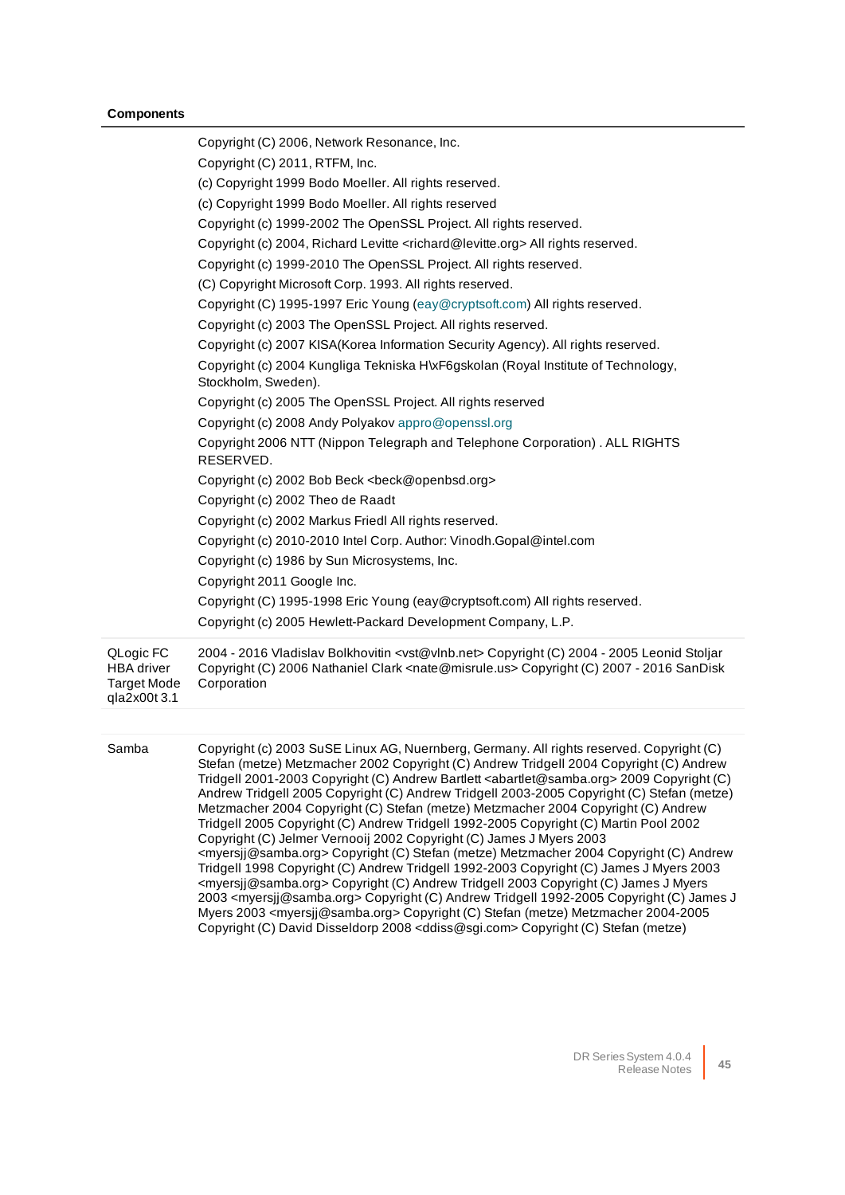**Components**

| | |
|---|---|
| | Copyright (C) 2006, Network Resonance, Inc.<br>Copyright (C) 2011, RTFM, Inc.<br>(c) Copyright 1999 Bodo Moeller. All rights reserved.<br>(c) Copyright 1999 Bodo Moeller. All rights reserved<br>Copyright (c) 1999-2002 The OpenSSL Project. All rights reserved.<br>Copyright (c) 2004, Richard Levitte <richard@levitte.org> All rights reserved.<br>Copyright (c) 1999-2010 The OpenSSL Project. All rights reserved.<br>(C) Copyright Microsoft Corp. 1993. All rights reserved.<br>Copyright (C) 1995-1997 Eric Young (eay@cryptsoft.com) All rights reserved.<br>Copyright (c) 2003 The OpenSSL Project. All rights reserved.<br>Copyright (c) 2007 KISA(Korea Information Security Agency). All rights reserved.<br>Copyright (c) 2004 Kungliga Tekniska H\xF6gskolan (Royal Institute of Technology, Stockholm, Sweden).<br>Copyright (c) 2005 The OpenSSL Project. All rights reserved<br>Copyright (c) 2008 Andy Polyakov appro@openssl.org<br>Copyright 2006 NTT (Nippon Telegraph and Telephone Corporation) . ALL RIGHTS RESERVED.<br>Copyright (c) 2002 Bob Beck <beck@openbsd.org><br>Copyright (c) 2002 Theo de Raadt<br>Copyright (c) 2002 Markus Friedl All rights reserved.<br>Copyright (c) 2010-2010 Intel Corp. Author: Vinodh.Gopal@intel.com<br>Copyright (c) 1986 by Sun Microsystems, Inc.<br>Copyright 2011 Google Inc.<br>Copyright (C) 1995-1998 Eric Young (eay@cryptsoft.com) All rights reserved.<br>Copyright (c) 2005 Hewlett-Packard Development Company, L.P. |
| QLogic FC HBA driver Target Mode qla2x00t 3.1 | 2004 - 2016 Vladislav Bolkhovitin <vst@vlnb.net> Copyright (C) 2004 - 2005 Leonid Stoljar Copyright (C) 2006 Nathaniel Clark <nate@misrule.us> Copyright (C) 2007 - 2016 SanDisk Corporation |
| Samba | Copyright (c) 2003 SuSE Linux AG, Nuernberg, Germany. All rights reserved. Copyright (C) Stefan (metze) Metzmacher 2002 Copyright (C) Andrew Tridgell 2004 Copyright (C) Andrew Tridgell 2001-2003 Copyright (C) Andrew Bartlett <abartlet@samba.org> 2009 Copyright (C) Andrew Tridgell 2005 Copyright (C) Andrew Tridgell 2003-2005 Copyright (C) Stefan (metze) Metzmacher 2004 Copyright (C) Stefan (metze) Metzmacher 2004 Copyright (C) Andrew Tridgell 2005 Copyright (C) Andrew Tridgell 1992-2005 Copyright (C) Martin Pool 2002 Copyright (C) Jelmer Vernooij 2002 Copyright (C) James J Myers 2003 <myersjj@samba.org> Copyright (C) Stefan (metze) Metzmacher 2004 Copyright (C) Andrew Tridgell 1998 Copyright (C) Andrew Tridgell 1992-2003 Copyright (C) James J Myers 2003 <myersjj@samba.org> Copyright (C) Andrew Tridgell 2003 Copyright (C) James J Myers 2003 <myersjj@samba.org> Copyright (C) Andrew Tridgell 1992-2005 Copyright (C) James J Myers 2003 <myersjj@samba.org> Copyright (C) Stefan (metze) Metzmacher 2004-2005 Copyright (C) David Disseldorp 2008 <ddiss@sgi.com> Copyright (C) Stefan (metze) |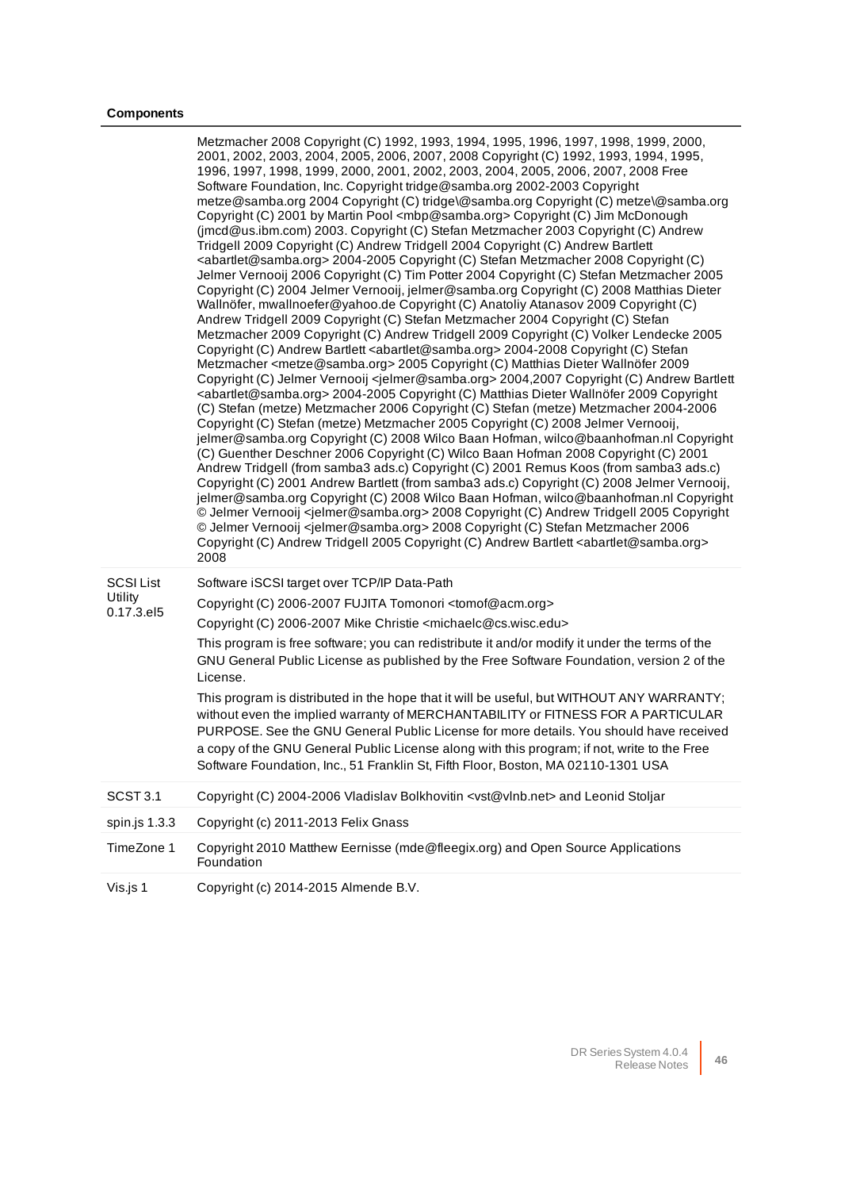**Components**

| | |
|---|---|
| | Metzmacher 2008 Copyright (C) 1992, 1993, 1994, 1995, 1996, 1997, 1998, 1999, 2000, 2001, 2002, 2003, 2004, 2005, 2006, 2007, 2008 Copyright (C) 1992, 1993, 1994, 1995, 1996, 1997, 1998, 1999, 2000, 2001, 2002, 2003, 2004, 2005, 2006, 2007, 2008 Free Software Foundation, Inc. Copyright tridge@samba.org 2002-2003 Copyright metze@samba.org 2004 Copyright (C) tridge\@samba.org Copyright (C) metze\@samba.org Copyright (C) 2001 by Martin Pool <mbp@samba.org> Copyright (C) Jim McDonough (jmcd@us.ibm.com) 2003. Copyright (C) Stefan Metzmacher 2003 Copyright (C) Andrew Tridgell 2009 Copyright (C) Andrew Tridgell 2004 Copyright (C) Andrew Bartlett <abartlet@samba.org> 2004-2005 Copyright (C) Stefan Metzmacher 2008 Copyright (C) Jelmer Vernooij 2006 Copyright (C) Tim Potter 2004 Copyright (C) Stefan Metzmacher 2005 Copyright (C) 2004 Jelmer Vernooij, jelmer@samba.org Copyright (C) 2008 Matthias Dieter Wallnöfer, mwallnoefer@yahoo.de Copyright (C) Anatoliy Atanasov 2009 Copyright (C) Andrew Tridgell 2009 Copyright (C) Stefan Metzmacher 2004 Copyright (C) Stefan Metzmacher 2009 Copyright (C) Andrew Tridgell 2009 Copyright (C) Volker Lendecke 2005 Copyright (C) Andrew Bartlett <abartlet@samba.org> 2004-2008 Copyright (C) Stefan Metzmacher <metze@samba.org> 2005 Copyright (C) Matthias Dieter Wallnöfer 2009 Copyright (C) Jelmer Vernooij <jelmer@samba.org> 2004,2007 Copyright (C) Andrew Bartlett <abartlet@samba.org> 2004-2005 Copyright (C) Matthias Dieter Wallnöfer 2009 Copyright (C) Stefan (metze) Metzmacher 2006 Copyright (C) Stefan (metze) Metzmacher 2004-2006 Copyright (C) Stefan (metze) Metzmacher 2005 Copyright (C) 2008 Jelmer Vernooij, jelmer@samba.org Copyright (C) 2008 Wilco Baan Hofman, wilco@baanhofman.nl Copyright (C) Guenther Deschner 2006 Copyright (C) Wilco Baan Hofman 2008 Copyright (C) 2001 Andrew Tridgell (from samba3 ads.c) Copyright (C) 2001 Remus Koos (from samba3 ads.c) Copyright (C) 2001 Andrew Bartlett (from samba3 ads.c) Copyright (C) 2008 Jelmer Vernooij, jelmer@samba.org Copyright (C) 2008 Wilco Baan Hofman, wilco@baanhofman.nl Copyright © Jelmer Vernooij <jelmer@samba.org> 2008 Copyright (C) Andrew Tridgell 2005 Copyright © Jelmer Vernooij <jelmer@samba.org> 2008 Copyright (C) Stefan Metzmacher 2006 Copyright (C) Andrew Tridgell 2005 Copyright (C) Andrew Bartlett <abartlet@samba.org> 2008 |
| SCSI List Utility 0.17.3.el5 | Software iSCSI target over TCP/IP Data-Path<br><br>Copyright (C) 2006-2007 FUJITA Tomonori <tomof@acm.org><br><br>Copyright (C) 2006-2007 Mike Christie <michaelc@cs.wisc.edu><br><br>This program is free software; you can redistribute it and/or modify it under the terms of the GNU General Public License as published by the Free Software Foundation, version 2 of the License.<br><br>This program is distributed in the hope that it will be useful, but WITHOUT ANY WARRANTY; without even the implied warranty of MERCHANTABILITY or FITNESS FOR A PARTICULAR PURPOSE. See the GNU General Public License for more details. You should have received a copy of the GNU General Public License along with this program; if not, write to the Free Software Foundation, Inc., 51 Franklin St, Fifth Floor, Boston, MA 02110-1301 USA |
| SCST 3.1 | Copyright (C) 2004-2006 Vladislav Bolkhovitin <vst@vlnb.net> and Leonid Stoljar |
| spin.js 1.3.3 | Copyright (c) 2011-2013 Felix Gnass |
| TimeZone 1 | Copyright 2010 Matthew Eernisse (mde@fleegix.org) and Open Source Applications Foundation |
| Vis.js 1 | Copyright (c) 2014-2015 Almende B.V. |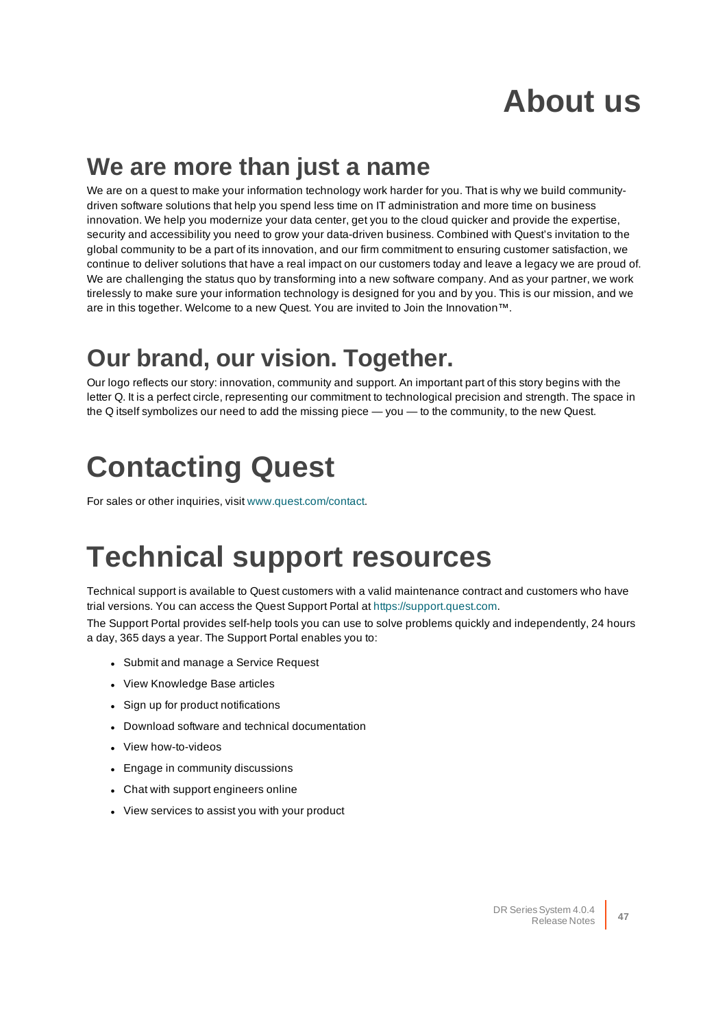# About us

## We are more than just a name

We are on a quest to make your information technology work harder for you. That is why we build community-driven software solutions that help you spend less time on IT administration and more time on business innovation. We help you modernize your data center, get you to the cloud quicker and provide the expertise, security and accessibility you need to grow your data-driven business. Combined with Quest's invitation to the global community to be a part of its innovation, and our firm commitment to ensuring customer satisfaction, we continue to deliver solutions that have a real impact on our customers today and leave a legacy we are proud of. We are challenging the status quo by transforming into a new software company. And as your partner, we work tirelessly to make sure your information technology is designed for you and by you. This is our mission, and we are in this together. Welcome to a new Quest. You are invited to Join the Innovation™.

## Our brand, our vision. Together.

Our logo reflects our story: innovation, community and support. An important part of this story begins with the letter Q. It is a perfect circle, representing our commitment to technological precision and strength. The space in the Q itself symbolizes our need to add the missing piece — you — to the community, to the new Quest.

# Contacting Quest

For sales or other inquiries, visit www.quest.com/contact.

# Technical support resources

Technical support is available to Quest customers with a valid maintenance contract and customers who have trial versions. You can access the Quest Support Portal at https://support.quest.com.

The Support Portal provides self-help tools you can use to solve problems quickly and independently, 24 hours a day, 365 days a year. The Support Portal enables you to:

- Submit and manage a Service Request
- View Knowledge Base articles
- Sign up for product notifications
- Download software and technical documentation
- View how-to-videos
- Engage in community discussions
- Chat with support engineers online
- View services to assist you with your product